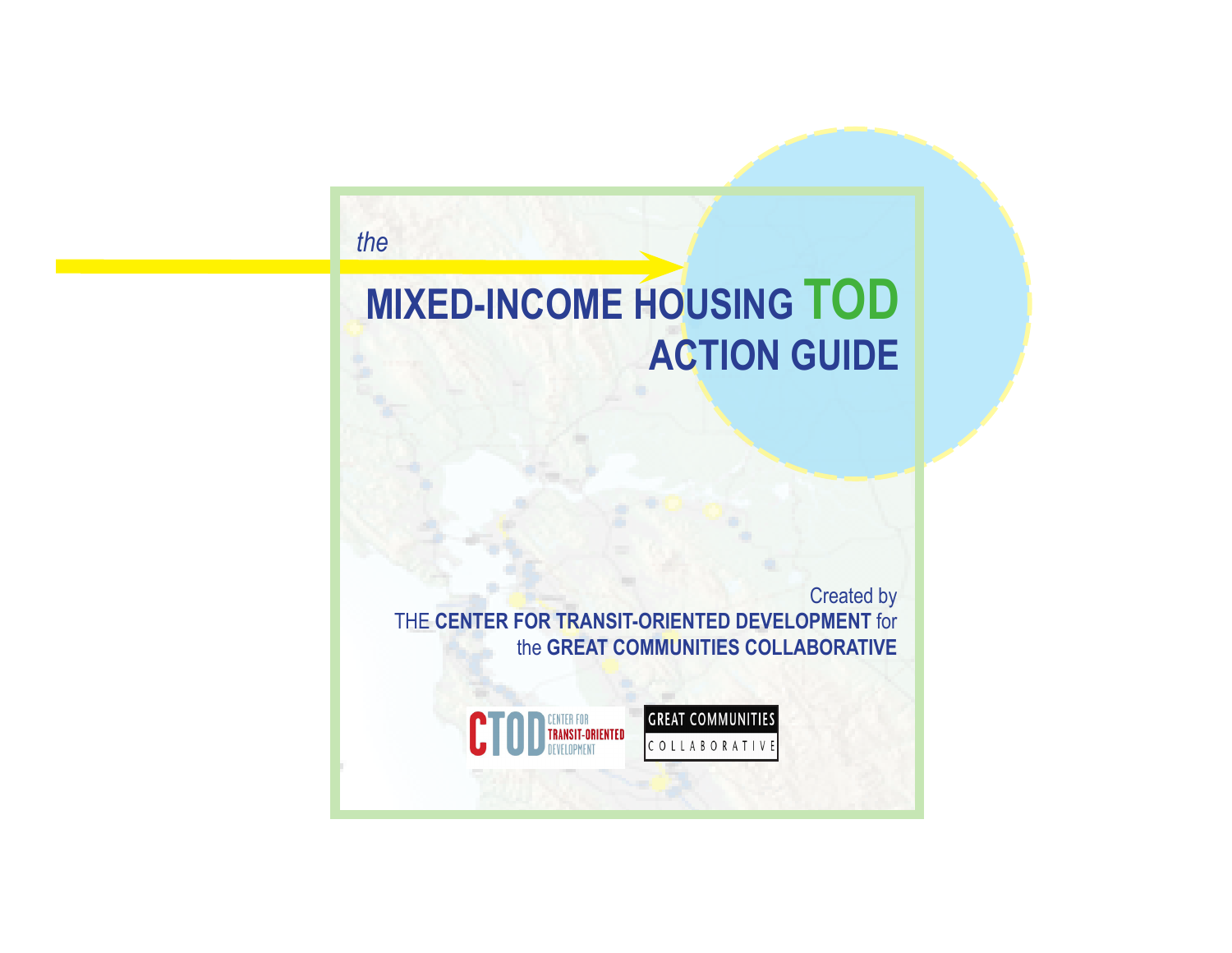*the*

# MIXED-INCOME HOUSING TOD ACTION GUIDE

Created by
THE **CENTER FOR TRANSIT-ORIENTED DEVELOPMENT** for
the **GREAT COMMUNITIES COLLABORATIVE**

CTOD CENTER FOR TRANSIT-ORIENTED DEVELOPMENT

GREAT COMMUNITIES COLLABORATIVE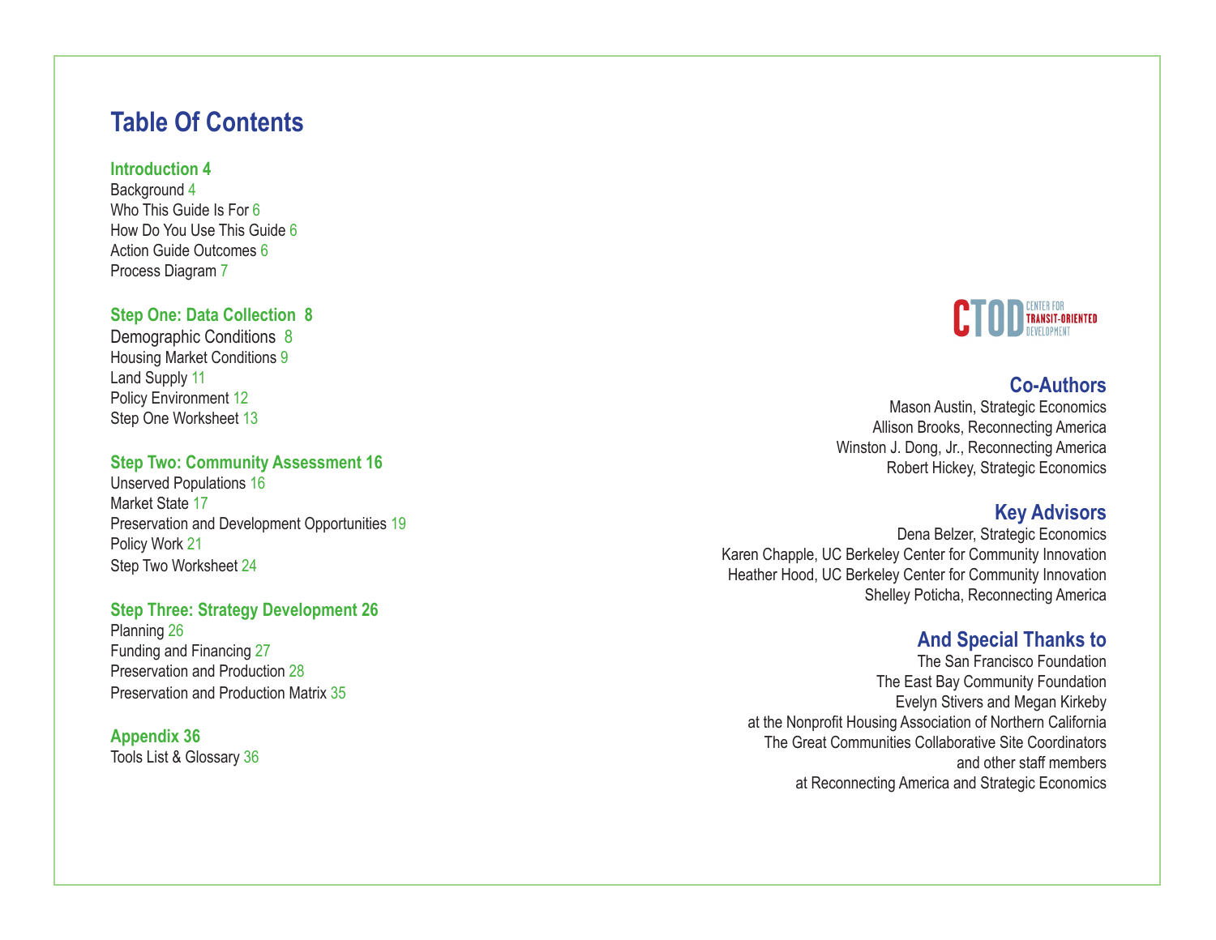# Table Of Contents

**Introduction 4**

Background 4
Who This Guide Is For 6
How Do You Use This Guide 6
Action Guide Outcomes 6
Process Diagram 7

**Step One: Data Collection 8**

Demographic Conditions 8
Housing Market Conditions 9
Land Supply 11
Policy Environment 12
Step One Worksheet 13

**Step Two: Community Assessment 16**

Unserved Populations 16
Market State 17
Preservation and Development Opportunities 19
Policy Work 21
Step Two Worksheet 24

**Step Three: Strategy Development 26**

Planning 26
Funding and Financing 27
Preservation and Production 28
Preservation and Production Matrix 35

**Appendix 36**

Tools List & Glossary 36

CTOD CENTER FOR TRANSIT-ORIENTED DEVELOPMENT

## Co-Authors

Mason Austin, Strategic Economics
Allison Brooks, Reconnecting America
Winston J. Dong, Jr., Reconnecting America
Robert Hickey, Strategic Economics

## Key Advisors

Dena Belzer, Strategic Economics
Karen Chapple, UC Berkeley Center for Community Innovation
Heather Hood, UC Berkeley Center for Community Innovation
Shelley Poticha, Reconnecting America

## And Special Thanks to

The San Francisco Foundation
The East Bay Community Foundation
Evelyn Stivers and Megan Kirkeby
at the Nonprofit Housing Association of Northern California
The Great Communities Collaborative Site Coordinators
and other staff members
at Reconnecting America and Strategic Economics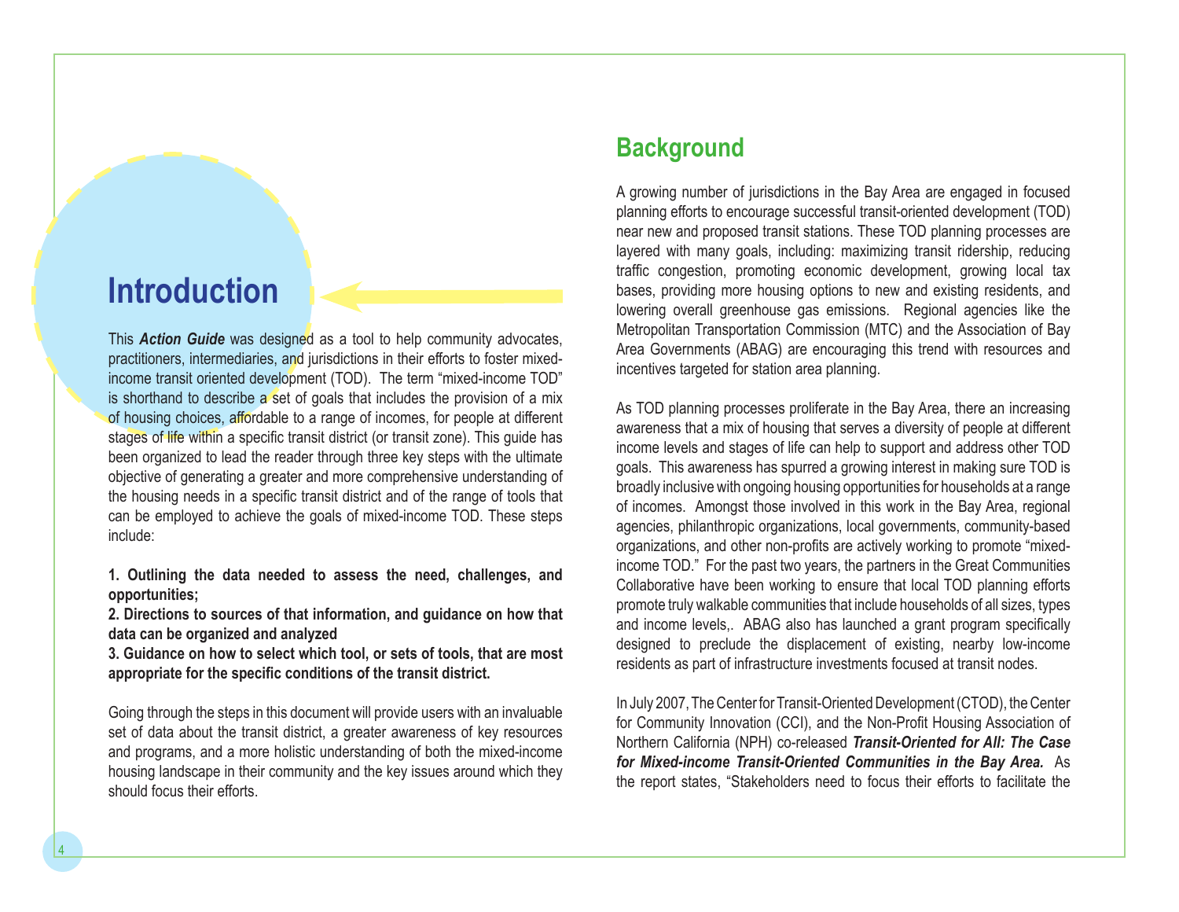# Introduction

This ***Action Guide*** was designed as a tool to help community advocates, practitioners, intermediaries, and jurisdictions in their efforts to foster mixed-income transit oriented development (TOD). The term "mixed-income TOD" is shorthand to describe a set of goals that includes the provision of a mix of housing choices, affordable to a range of incomes, for people at different stages of life within a specific transit district (or transit zone). This guide has been organized to lead the reader through three key steps with the ultimate objective of generating a greater and more comprehensive understanding of the housing needs in a specific transit district and of the range of tools that can be employed to achieve the goals of mixed-income TOD. These steps include:

**1. Outlining the data needed to assess the need, challenges, and opportunities;**
**2. Directions to sources of that information, and guidance on how that data can be organized and analyzed**
**3. Guidance on how to select which tool, or sets of tools, that are most appropriate for the specific conditions of the transit district.**

Going through the steps in this document will provide users with an invaluable set of data about the transit district, a greater awareness of key resources and programs, and a more holistic understanding of both the mixed-income housing landscape in their community and the key issues around which they should focus their efforts.

## Background

A growing number of jurisdictions in the Bay Area are engaged in focused planning efforts to encourage successful transit-oriented development (TOD) near new and proposed transit stations. These TOD planning processes are layered with many goals, including: maximizing transit ridership, reducing traffic congestion, promoting economic development, growing local tax bases, providing more housing options to new and existing residents, and lowering overall greenhouse gas emissions. Regional agencies like the Metropolitan Transportation Commission (MTC) and the Association of Bay Area Governments (ABAG) are encouraging this trend with resources and incentives targeted for station area planning.

As TOD planning processes proliferate in the Bay Area, there an increasing awareness that a mix of housing that serves a diversity of people at different income levels and stages of life can help to support and address other TOD goals. This awareness has spurred a growing interest in making sure TOD is broadly inclusive with ongoing housing opportunities for households at a range of incomes. Amongst those involved in this work in the Bay Area, regional agencies, philanthropic organizations, local governments, community-based organizations, and other non-profits are actively working to promote "mixed-income TOD." For the past two years, the partners in the Great Communities Collaborative have been working to ensure that local TOD planning efforts promote truly walkable communities that include households of all sizes, types and income levels,. ABAG also has launched a grant program specifically designed to preclude the displacement of existing, nearby low-income residents as part of infrastructure investments focused at transit nodes.

In July 2007, The Center for Transit-Oriented Development (CTOD), the Center for Community Innovation (CCI), and the Non-Profit Housing Association of Northern California (NPH) co-released ***Transit-Oriented for All: The Case for Mixed-income Transit-Oriented Communities in the Bay Area.*** As the report states, "Stakeholders need to focus their efforts to facilitate the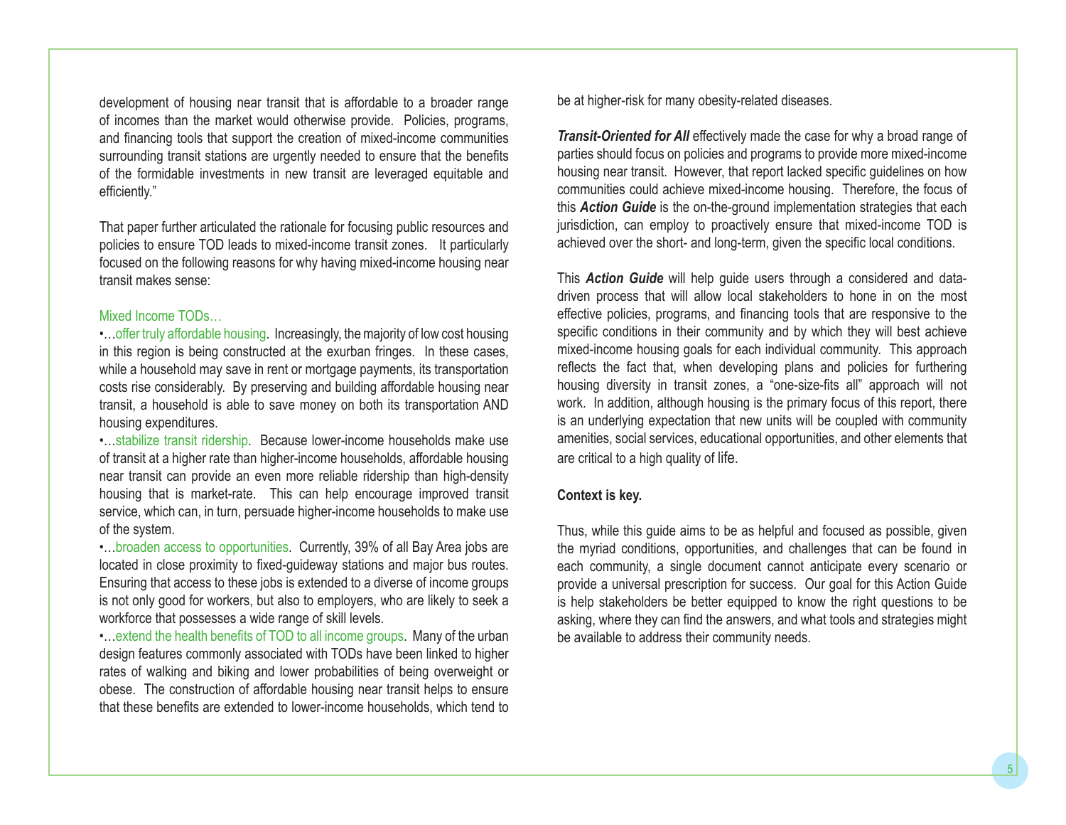development of housing near transit that is affordable to a broader range of incomes than the market would otherwise provide. Policies, programs, and financing tools that support the creation of mixed-income communities surrounding transit stations are urgently needed to ensure that the benefits of the formidable investments in new transit are leveraged equitable and efficiently."

That paper further articulated the rationale for focusing public resources and policies to ensure TOD leads to mixed-income transit zones. It particularly focused on the following reasons for why having mixed-income housing near transit makes sense:

Mixed Income TODs…

- …offer truly affordable housing. Increasingly, the majority of low cost housing in this region is being constructed at the exurban fringes. In these cases, while a household may save in rent or mortgage payments, its transportation costs rise considerably. By preserving and building affordable housing near transit, a household is able to save money on both its transportation AND housing expenditures.
- …stabilize transit ridership. Because lower-income households make use of transit at a higher rate than higher-income households, affordable housing near transit can provide an even more reliable ridership than high-density housing that is market-rate. This can help encourage improved transit service, which can, in turn, persuade higher-income households to make use of the system.
- …broaden access to opportunities. Currently, 39% of all Bay Area jobs are located in close proximity to fixed-guideway stations and major bus routes. Ensuring that access to these jobs is extended to a diverse of income groups is not only good for workers, but also to employers, who are likely to seek a workforce that possesses a wide range of skill levels.
- …extend the health benefits of TOD to all income groups. Many of the urban design features commonly associated with TODs have been linked to higher rates of walking and biking and lower probabilities of being overweight or obese. The construction of affordable housing near transit helps to ensure that these benefits are extended to lower-income households, which tend to be at higher-risk for many obesity-related diseases.

***Transit-Oriented for All*** effectively made the case for why a broad range of parties should focus on policies and programs to provide more mixed-income housing near transit. However, that report lacked specific guidelines on how communities could achieve mixed-income housing. Therefore, the focus of this ***Action Guide*** is the on-the-ground implementation strategies that each jurisdiction, can employ to proactively ensure that mixed-income TOD is achieved over the short- and long-term, given the specific local conditions.

This ***Action Guide*** will help guide users through a considered and data-driven process that will allow local stakeholders to hone in on the most effective policies, programs, and financing tools that are responsive to the specific conditions in their community and by which they will best achieve mixed-income housing goals for each individual community. This approach reflects the fact that, when developing plans and policies for furthering housing diversity in transit zones, a "one-size-fits all" approach will not work. In addition, although housing is the primary focus of this report, there is an underlying expectation that new units will be coupled with community amenities, social services, educational opportunities, and other elements that are critical to a high quality of life.

**Context is key.**

Thus, while this guide aims to be as helpful and focused as possible, given the myriad conditions, opportunities, and challenges that can be found in each community, a single document cannot anticipate every scenario or provide a universal prescription for success. Our goal for this Action Guide is help stakeholders be better equipped to know the right questions to be asking, where they can find the answers, and what tools and strategies might be available to address their community needs.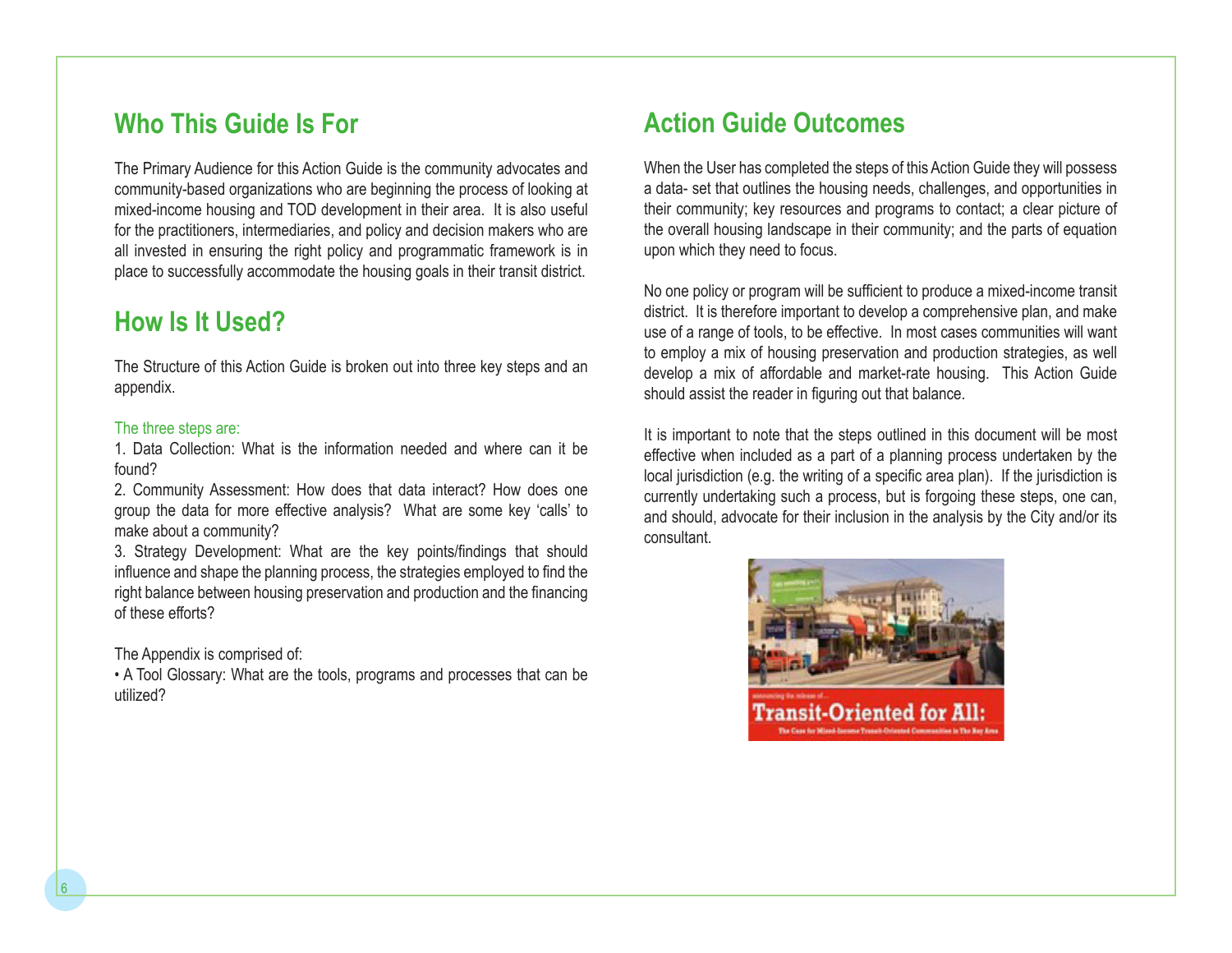## Who This Guide Is For

The Primary Audience for this Action Guide is the community advocates and community-based organizations who are beginning the process of looking at mixed-income housing and TOD development in their area. It is also useful for the practitioners, intermediaries, and policy and decision makers who are all invested in ensuring the right policy and programmatic framework is in place to successfully accommodate the housing goals in their transit district.

## How Is It Used?

The Structure of this Action Guide is broken out into three key steps and an appendix.

The three steps are:

1. Data Collection: What is the information needed and where can it be found?
2. Community Assessment: How does that data interact? How does one group the data for more effective analysis? What are some key 'calls' to make about a community?
3. Strategy Development: What are the key points/findings that should influence and shape the planning process, the strategies employed to find the right balance between housing preservation and production and the financing of these efforts?

The Appendix is comprised of:

• A Tool Glossary: What are the tools, programs and processes that can be utilized?

## Action Guide Outcomes

When the User has completed the steps of this Action Guide they will possess a data- set that outlines the housing needs, challenges, and opportunities in their community; key resources and programs to contact; a clear picture of the overall housing landscape in their community; and the parts of equation upon which they need to focus.

No one policy or program will be sufficient to produce a mixed-income transit district. It is therefore important to develop a comprehensive plan, and make use of a range of tools, to be effective. In most cases communities will want to employ a mix of housing preservation and production strategies, as well develop a mix of affordable and market-rate housing. This Action Guide should assist the reader in figuring out that balance.

It is important to note that the steps outlined in this document will be most effective when included as a part of a planning process undertaken by the local jurisdiction (e.g. the writing of a specific area plan). If the jurisdiction is currently undertaking such a process, but is forgoing these steps, one can, and should, advocate for their inclusion in the analysis by the City and/or its consultant.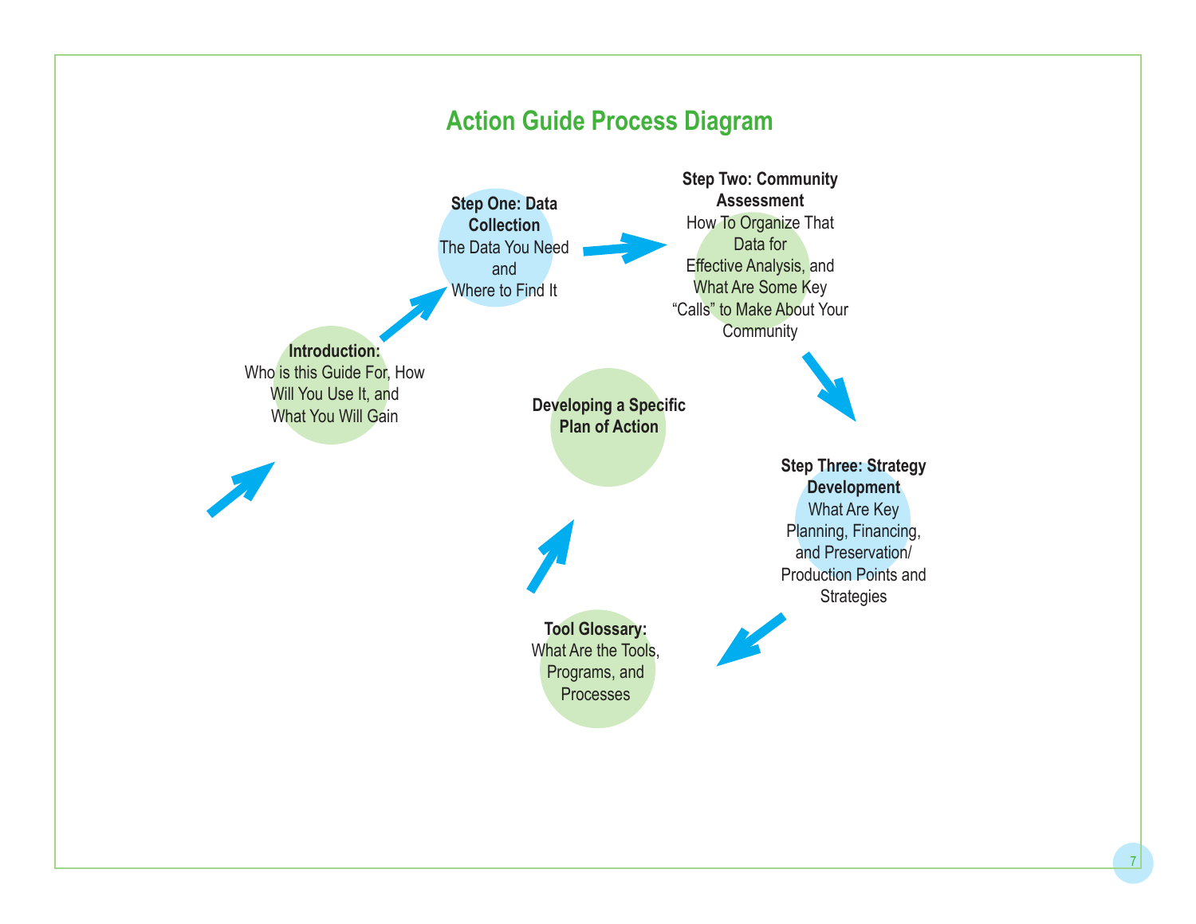## Action Guide Process Diagram

**Introduction:**
Who is this Guide For, How Will You Use It, and What You Will Gain

**Step One: Data Collection**
The Data You Need and Where to Find It

**Step Two: Community Assessment**
How To Organize That Data for Effective Analysis, and What Are Some Key "Calls" to Make About Your Community

**Step Three: Strategy Development**
What Are Key Planning, Financing, and Preservation/ Production Points and Strategies

**Tool Glossary:**
What Are the Tools, Programs, and Processes

**Developing a Specific Plan of Action**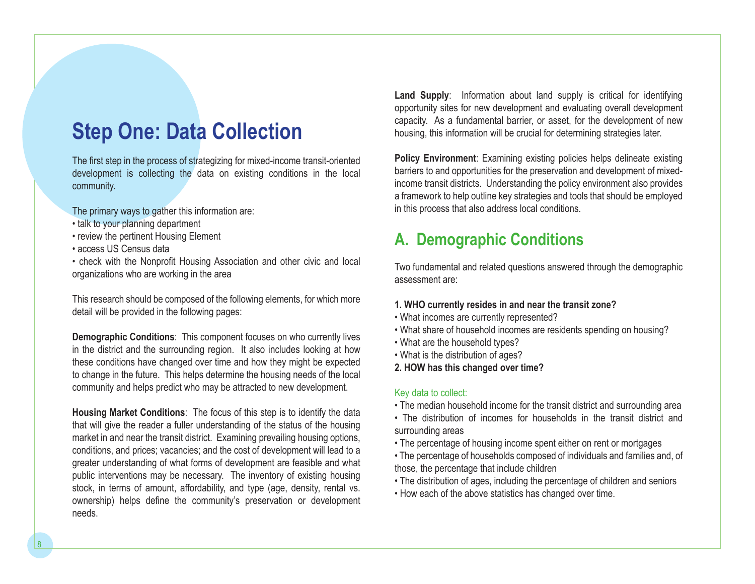# Step One: Data Collection

The first step in the process of strategizing for mixed-income transit-oriented development is collecting the data on existing conditions in the local community.

The primary ways to gather this information are:

- talk to your planning department
- review the pertinent Housing Element
- access US Census data
- check with the Nonprofit Housing Association and other civic and local organizations who are working in the area

This research should be composed of the following elements, for which more detail will be provided in the following pages:

**Demographic Conditions**: This component focuses on who currently lives in the district and the surrounding region. It also includes looking at how these conditions have changed over time and how they might be expected to change in the future. This helps determine the housing needs of the local community and helps predict who may be attracted to new development.

**Housing Market Conditions**: The focus of this step is to identify the data that will give the reader a fuller understanding of the status of the housing market in and near the transit district. Examining prevailing housing options, conditions, and prices; vacancies; and the cost of development will lead to a greater understanding of what forms of development are feasible and what public interventions may be necessary. The inventory of existing housing stock, in terms of amount, affordability, and type (age, density, rental vs. ownership) helps define the community's preservation or development needs.

**Land Supply**: Information about land supply is critical for identifying opportunity sites for new development and evaluating overall development capacity. As a fundamental barrier, or asset, for the development of new housing, this information will be crucial for determining strategies later.

**Policy Environment**: Examining existing policies helps delineate existing barriers to and opportunities for the preservation and development of mixed-income transit districts. Understanding the policy environment also provides a framework to help outline key strategies and tools that should be employed in this process that also address local conditions.

## A. Demographic Conditions

Two fundamental and related questions answered through the demographic assessment are:

**1. WHO currently resides in and near the transit zone?**

- What incomes are currently represented?
- What share of household incomes are residents spending on housing?
- What are the household types?
- What is the distribution of ages?

**2. HOW has this changed over time?**

Key data to collect:

- The median household income for the transit district and surrounding area
- The distribution of incomes for households in the transit district and surrounding areas
- The percentage of housing income spent either on rent or mortgages
- The percentage of households composed of individuals and families and, of those, the percentage that include children
- The distribution of ages, including the percentage of children and seniors
- How each of the above statistics has changed over time.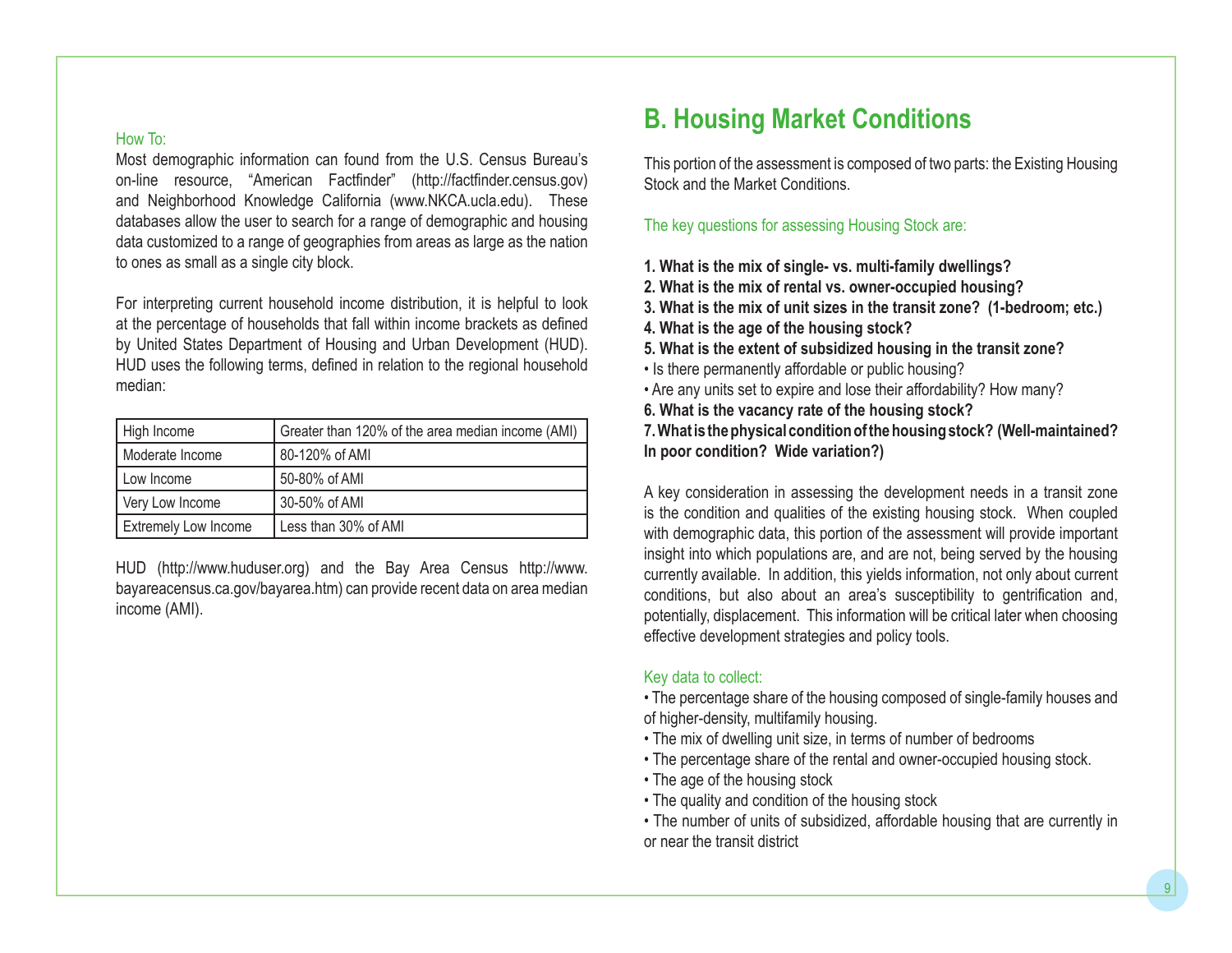How To:

Most demographic information can found from the U.S. Census Bureau's on-line resource, "American Factfinder" (http://factfinder.census.gov) and Neighborhood Knowledge California (www.NKCA.ucla.edu). These databases allow the user to search for a range of demographic and housing data customized to a range of geographies from areas as large as the nation to ones as small as a single city block.

For interpreting current household income distribution, it is helpful to look at the percentage of households that fall within income brackets as defined by United States Department of Housing and Urban Development (HUD). HUD uses the following terms, defined in relation to the regional household median:

| | |
|---|---|
| High Income | Greater than 120% of the area median income (AMI) |
| Moderate Income | 80-120% of AMI |
| Low Income | 50-80% of AMI |
| Very Low Income | 30-50% of AMI |
| Extremely Low Income | Less than 30% of AMI |

HUD (http://www.huduser.org) and the Bay Area Census http://www.bayareacensus.ca.gov/bayarea.htm) can provide recent data on area median income (AMI).

## B. Housing Market Conditions

This portion of the assessment is composed of two parts: the Existing Housing Stock and the Market Conditions.

The key questions for assessing Housing Stock are:

**1. What is the mix of single- vs. multi-family dwellings?**
**2. What is the mix of rental vs. owner-occupied housing?**
**3. What is the mix of unit sizes in the transit zone? (1-bedroom; etc.)**
**4. What is the age of the housing stock?**
**5. What is the extent of subsidized housing in the transit zone?**
• Is there permanently affordable or public housing?
• Are any units set to expire and lose their affordability? How many?
**6. What is the vacancy rate of the housing stock?**
**7. What is the physical condition of the housing stock? (Well-maintained? In poor condition? Wide variation?)**

A key consideration in assessing the development needs in a transit zone is the condition and qualities of the existing housing stock. When coupled with demographic data, this portion of the assessment will provide important insight into which populations are, and are not, being served by the housing currently available. In addition, this yields information, not only about current conditions, but also about an area's susceptibility to gentrification and, potentially, displacement. This information will be critical later when choosing effective development strategies and policy tools.

Key data to collect:

• The percentage share of the housing composed of single-family houses and of higher-density, multifamily housing.
• The mix of dwelling unit size, in terms of number of bedrooms
• The percentage share of the rental and owner-occupied housing stock.
• The age of the housing stock
• The quality and condition of the housing stock
• The number of units of subsidized, affordable housing that are currently in or near the transit district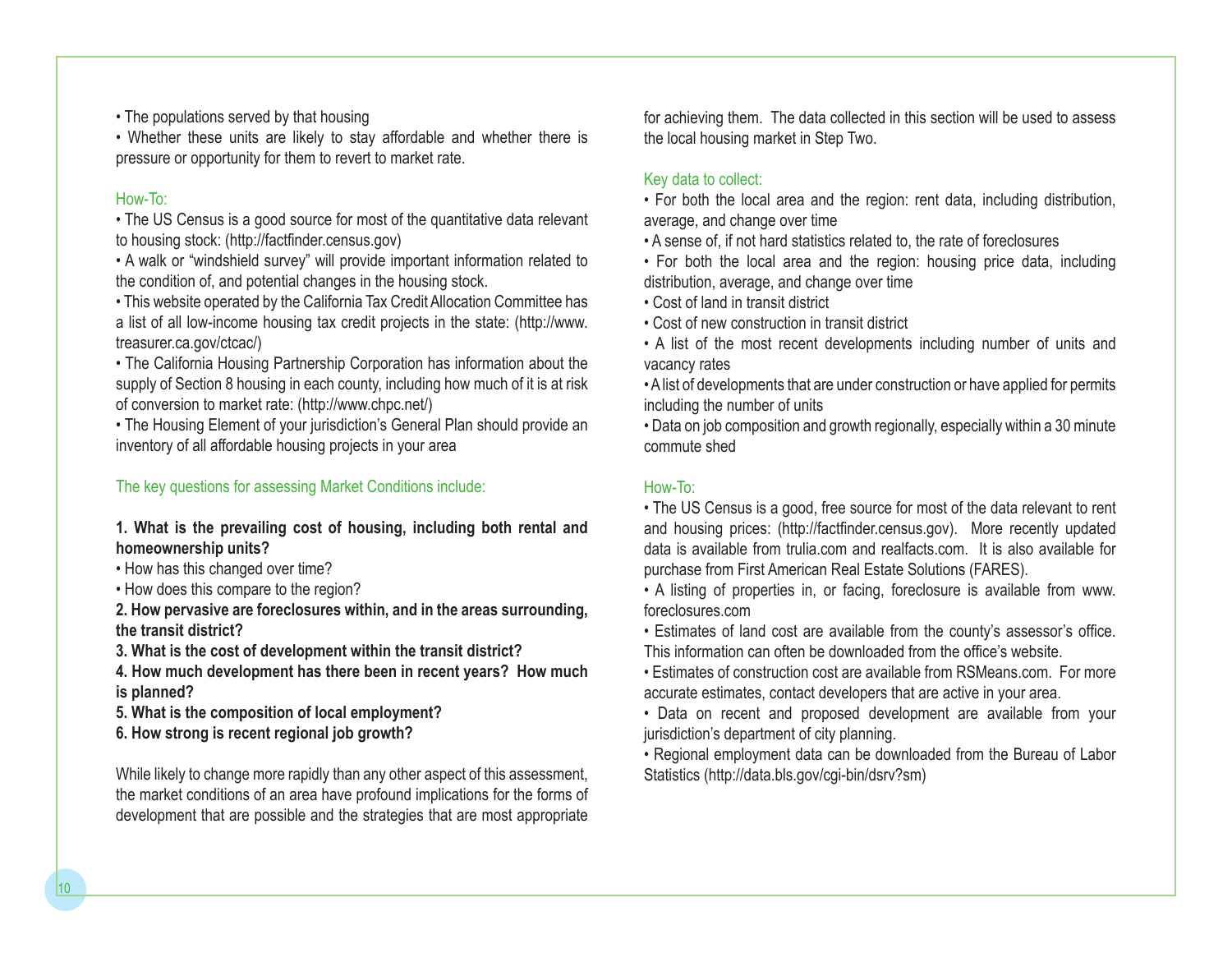- The populations served by that housing
- Whether these units are likely to stay affordable and whether there is pressure or opportunity for them to revert to market rate.

How-To:

- The US Census is a good source for most of the quantitative data relevant to housing stock: (http://factfinder.census.gov)
- A walk or "windshield survey" will provide important information related to the condition of, and potential changes in the housing stock.
- This website operated by the California Tax Credit Allocation Committee has a list of all low-income housing tax credit projects in the state: (http://www.treasurer.ca.gov/ctcac/)
- The California Housing Partnership Corporation has information about the supply of Section 8 housing in each county, including how much of it is at risk of conversion to market rate: (http://www.chpc.net/)
- The Housing Element of your jurisdiction's General Plan should provide an inventory of all affordable housing projects in your area

The key questions for assessing Market Conditions include:

**1. What is the prevailing cost of housing, including both rental and homeownership units?**

- How has this changed over time?
- How does this compare to the region?

**2. How pervasive are foreclosures within, and in the areas surrounding, the transit district?**

**3. What is the cost of development within the transit district?**

**4. How much development has there been in recent years? How much is planned?**

**5. What is the composition of local employment?**

**6. How strong is recent regional job growth?**

While likely to change more rapidly than any other aspect of this assessment, the market conditions of an area have profound implications for the forms of development that are possible and the strategies that are most appropriate for achieving them. The data collected in this section will be used to assess the local housing market in Step Two.

Key data to collect:

- For both the local area and the region: rent data, including distribution, average, and change over time
- A sense of, if not hard statistics related to, the rate of foreclosures
- For both the local area and the region: housing price data, including distribution, average, and change over time
- Cost of land in transit district
- Cost of new construction in transit district
- A list of the most recent developments including number of units and vacancy rates
- A list of developments that are under construction or have applied for permits including the number of units
- Data on job composition and growth regionally, especially within a 30 minute commute shed

How-To:

- The US Census is a good, free source for most of the data relevant to rent and housing prices: (http://factfinder.census.gov). More recently updated data is available from trulia.com and realfacts.com. It is also available for purchase from First American Real Estate Solutions (FARES).
- A listing of properties in, or facing, foreclosure is available from www.foreclosures.com
- Estimates of land cost are available from the county's assessor's office. This information can often be downloaded from the office's website.
- Estimates of construction cost are available from RSMeans.com. For more accurate estimates, contact developers that are active in your area.
- Data on recent and proposed development are available from your jurisdiction's department of city planning.
- Regional employment data can be downloaded from the Bureau of Labor Statistics (http://data.bls.gov/cgi-bin/dsrv?sm)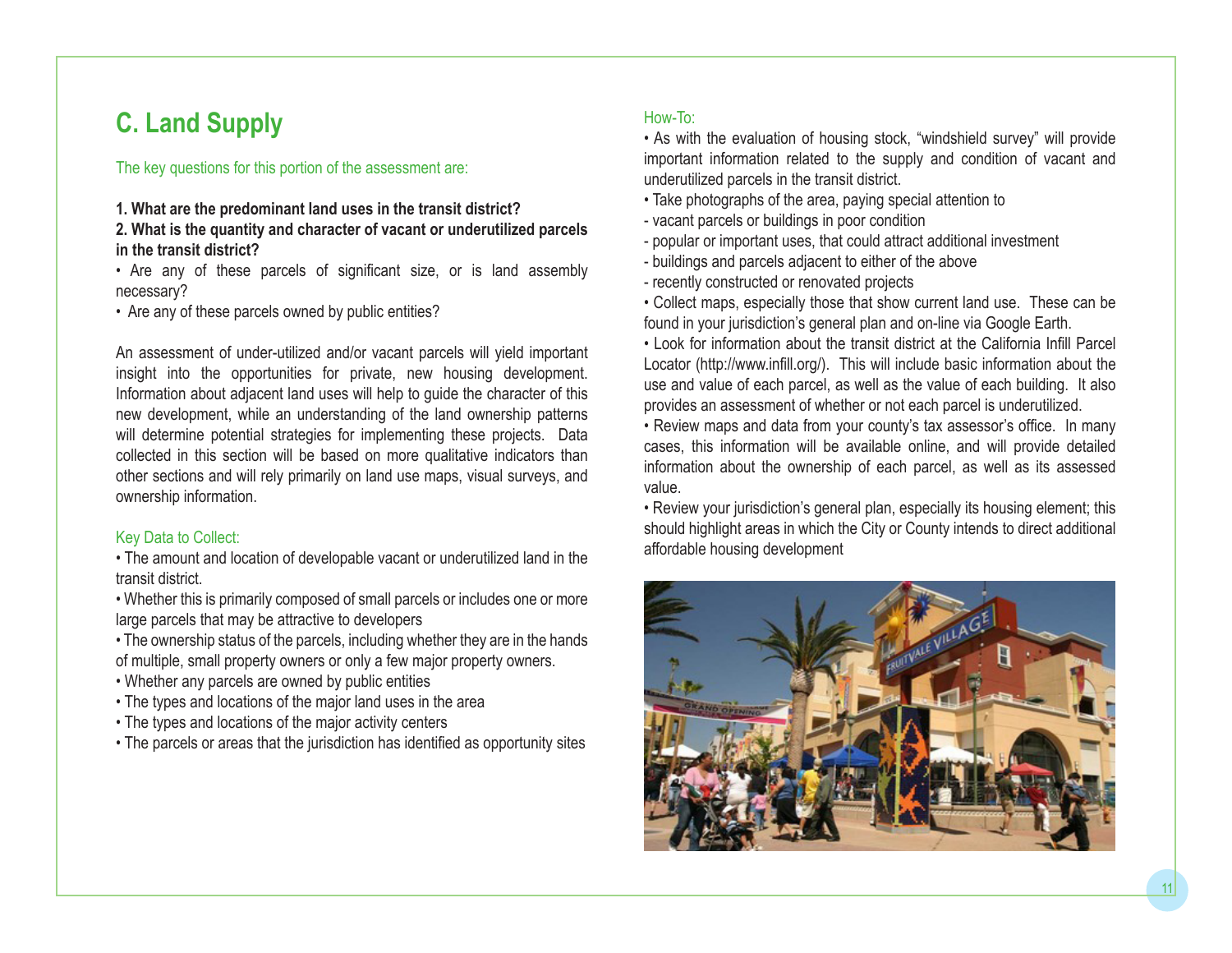## C. Land Supply

The key questions for this portion of the assessment are:

**1. What are the predominant land uses in the transit district?**
**2. What is the quantity and character of vacant or underutilized parcels in the transit district?**

- Are any of these parcels of significant size, or is land assembly necessary?
- Are any of these parcels owned by public entities?

An assessment of under-utilized and/or vacant parcels will yield important insight into the opportunities for private, new housing development. Information about adjacent land uses will help to guide the character of this new development, while an understanding of the land ownership patterns will determine potential strategies for implementing these projects. Data collected in this section will be based on more qualitative indicators than other sections and will rely primarily on land use maps, visual surveys, and ownership information.

Key Data to Collect:

- The amount and location of developable vacant or underutilized land in the transit district.
- Whether this is primarily composed of small parcels or includes one or more large parcels that may be attractive to developers
- The ownership status of the parcels, including whether they are in the hands of multiple, small property owners or only a few major property owners.
- Whether any parcels are owned by public entities
- The types and locations of the major land uses in the area
- The types and locations of the major activity centers
- The parcels or areas that the jurisdiction has identified as opportunity sites

How-To:

- As with the evaluation of housing stock, "windshield survey" will provide important information related to the supply and condition of vacant and underutilized parcels in the transit district.
- Take photographs of the area, paying special attention to
  - vacant parcels or buildings in poor condition
  - popular or important uses, that could attract additional investment
  - buildings and parcels adjacent to either of the above
  - recently constructed or renovated projects
- Collect maps, especially those that show current land use. These can be found in your jurisdiction's general plan and on-line via Google Earth.
- Look for information about the transit district at the California Infill Parcel Locator (http://www.infill.org/). This will include basic information about the use and value of each parcel, as well as the value of each building. It also provides an assessment of whether or not each parcel is underutilized.
- Review maps and data from your county's tax assessor's office. In many cases, this information will be available online, and will provide detailed information about the ownership of each parcel, as well as its assessed value.
- Review your jurisdiction's general plan, especially its housing element; this should highlight areas in which the City or County intends to direct additional affordable housing development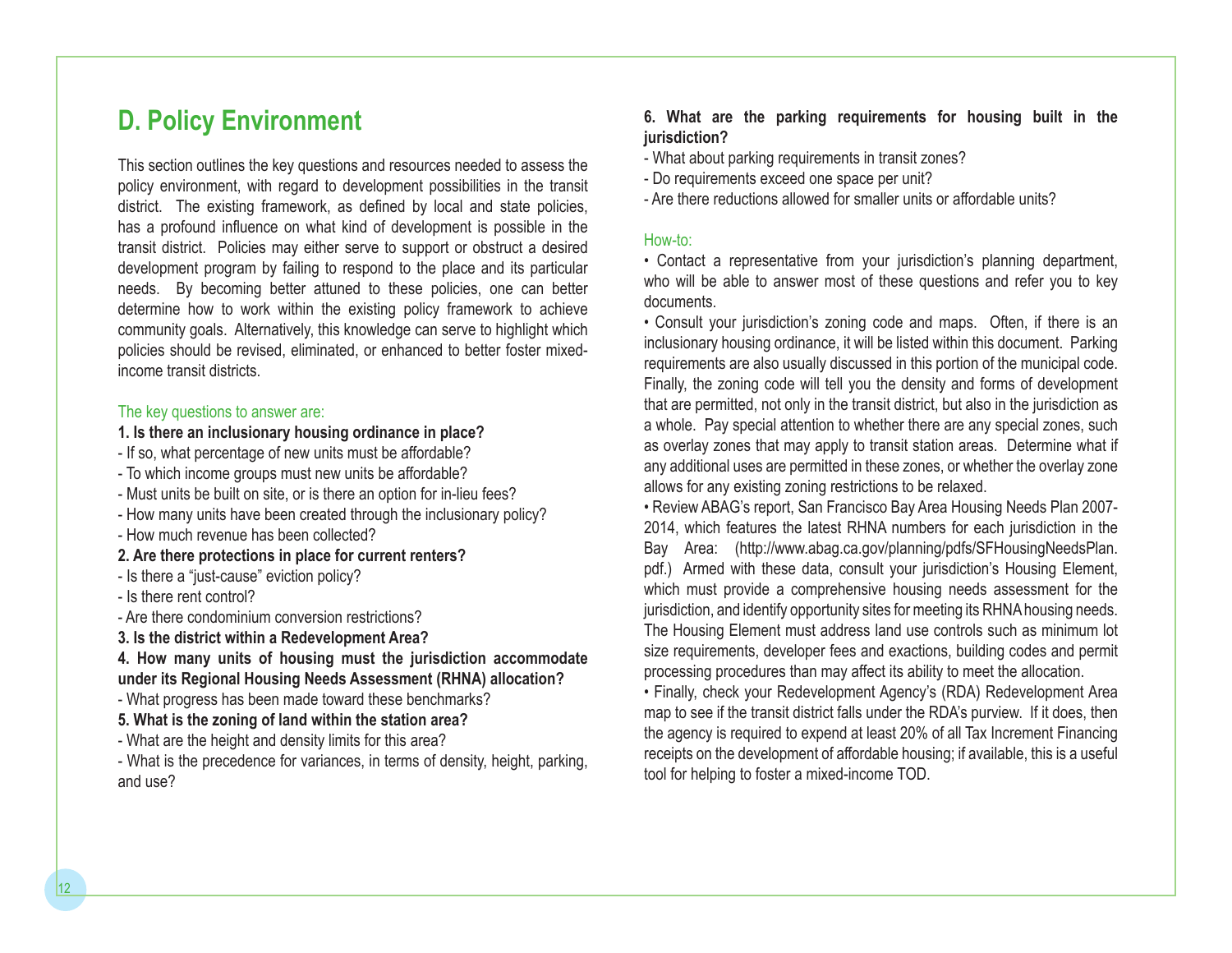## D. Policy Environment

This section outlines the key questions and resources needed to assess the policy environment, with regard to development possibilities in the transit district. The existing framework, as defined by local and state policies, has a profound influence on what kind of development is possible in the transit district. Policies may either serve to support or obstruct a desired development program by failing to respond to the place and its particular needs. By becoming better attuned to these policies, one can better determine how to work within the existing policy framework to achieve community goals. Alternatively, this knowledge can serve to highlight which policies should be revised, eliminated, or enhanced to better foster mixed-income transit districts.

The key questions to answer are:

**1. Is there an inclusionary housing ordinance in place?**

- If so, what percentage of new units must be affordable?
- To which income groups must new units be affordable?
- Must units be built on site, or is there an option for in-lieu fees?
- How many units have been created through the inclusionary policy?
- How much revenue has been collected?

**2. Are there protections in place for current renters?**

- Is there a "just-cause" eviction policy?
- Is there rent control?
- Are there condominium conversion restrictions?

**3. Is the district within a Redevelopment Area?**

**4. How many units of housing must the jurisdiction accommodate under its Regional Housing Needs Assessment (RHNA) allocation?**

- What progress has been made toward these benchmarks?

**5. What is the zoning of land within the station area?**

- What are the height and density limits for this area?
- What is the precedence for variances, in terms of density, height, parking, and use?

**6. What are the parking requirements for housing built in the jurisdiction?**

- What about parking requirements in transit zones?
- Do requirements exceed one space per unit?
- Are there reductions allowed for smaller units or affordable units?

How-to:

• Contact a representative from your jurisdiction's planning department, who will be able to answer most of these questions and refer you to key documents.

• Consult your jurisdiction's zoning code and maps. Often, if there is an inclusionary housing ordinance, it will be listed within this document. Parking requirements are also usually discussed in this portion of the municipal code. Finally, the zoning code will tell you the density and forms of development that are permitted, not only in the transit district, but also in the jurisdiction as a whole. Pay special attention to whether there are any special zones, such as overlay zones that may apply to transit station areas. Determine what if any additional uses are permitted in these zones, or whether the overlay zone allows for any existing zoning restrictions to be relaxed.

• Review ABAG's report, San Francisco Bay Area Housing Needs Plan 2007-2014, which features the latest RHNA numbers for each jurisdiction in the Bay Area: (http://www.abag.ca.gov/planning/pdfs/SFHousingNeedsPlan.pdf.) Armed with these data, consult your jurisdiction's Housing Element, which must provide a comprehensive housing needs assessment for the jurisdiction, and identify opportunity sites for meeting its RHNA housing needs. The Housing Element must address land use controls such as minimum lot size requirements, developer fees and exactions, building codes and permit processing procedures than may affect its ability to meet the allocation.

• Finally, check your Redevelopment Agency's (RDA) Redevelopment Area map to see if the transit district falls under the RDA's purview. If it does, then the agency is required to expend at least 20% of all Tax Increment Financing receipts on the development of affordable housing; if available, this is a useful tool for helping to foster a mixed-income TOD.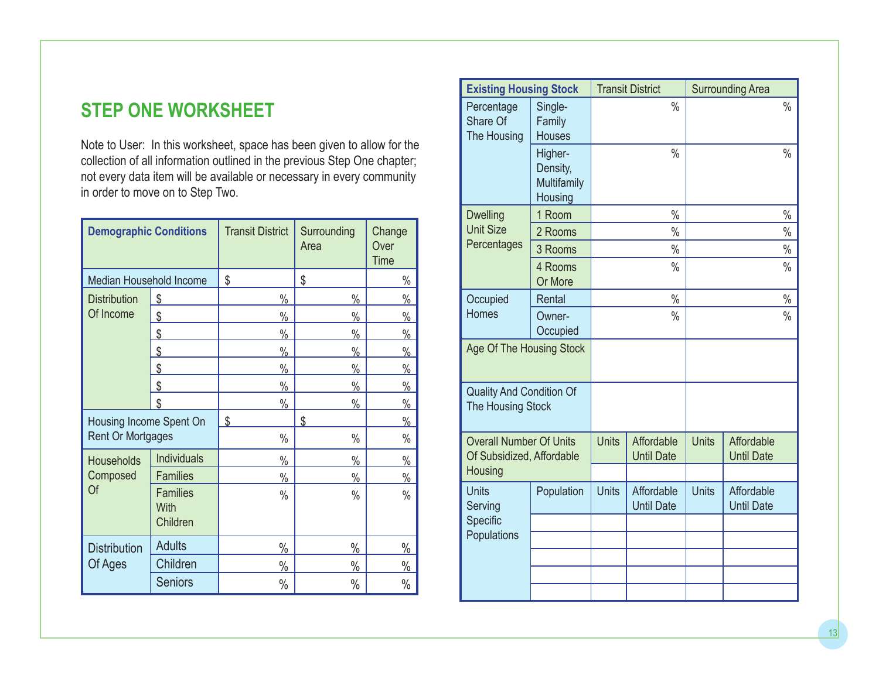## STEP ONE WORKSHEET

Note to User: In this worksheet, space has been given to allow for the collection of all information outlined in the previous Step One chapter; not every data item will be available or necessary in every community in order to move on to Step Two.

| **Demographic Conditions** | | Transit District | Surrounding Area | Change Over Time |
|---|---|---|---|---|
| Median Household Income | | $ | $ | % |
| Distribution Of Income | $ | % | % | % |
| | $ | % | % | % |
| | $ | % | % | % |
| | $ | % | % | % |
| | $ | % | % | % |
| | $ | % | % | % |
| | $ | % | % | % |
| Housing Income Spent On Rent Or Mortgages | | $ | $ | % |
| | | % | % | % |
| Households Composed Of | Individuals | % | % | % |
| | Families | % | % | % |
| | Families With Children | % | % | % |
| Distribution Of Ages | Adults | % | % | % |
| | Children | % | % | % |
| | Seniors | % | % | % |

| **Existing Housing Stock** | | Transit District | | Surrounding Area | |
|---|---|---|---|---|---|
| Percentage Share Of The Housing | Single-Family Houses | % | | % | |
| | Higher-Density, Multifamily Housing | % | | % | |
| Dwelling Unit Size Percentages | 1 Room | % | | % | |
| | 2 Rooms | % | | % | |
| | 3 Rooms | % | | % | |
| | 4 Rooms Or More | % | | % | |
| Occupied Homes | Rental | % | | % | |
| | Owner-Occupied | % | | % | |
| Age Of The Housing Stock | | | | | |
| Quality And Condition Of The Housing Stock | | | | | |
| Overall Number Of Units Of Subsidized, Affordable Housing | | Units | Affordable Until Date | Units | Affordable Until Date |
| | | | | | |
| Units Serving Specific Populations | Population | Units | Affordable Until Date | Units | Affordable Until Date |
| | | | | | |
| | | | | | |
| | | | | | |
| | | | | | |
| | | | | | |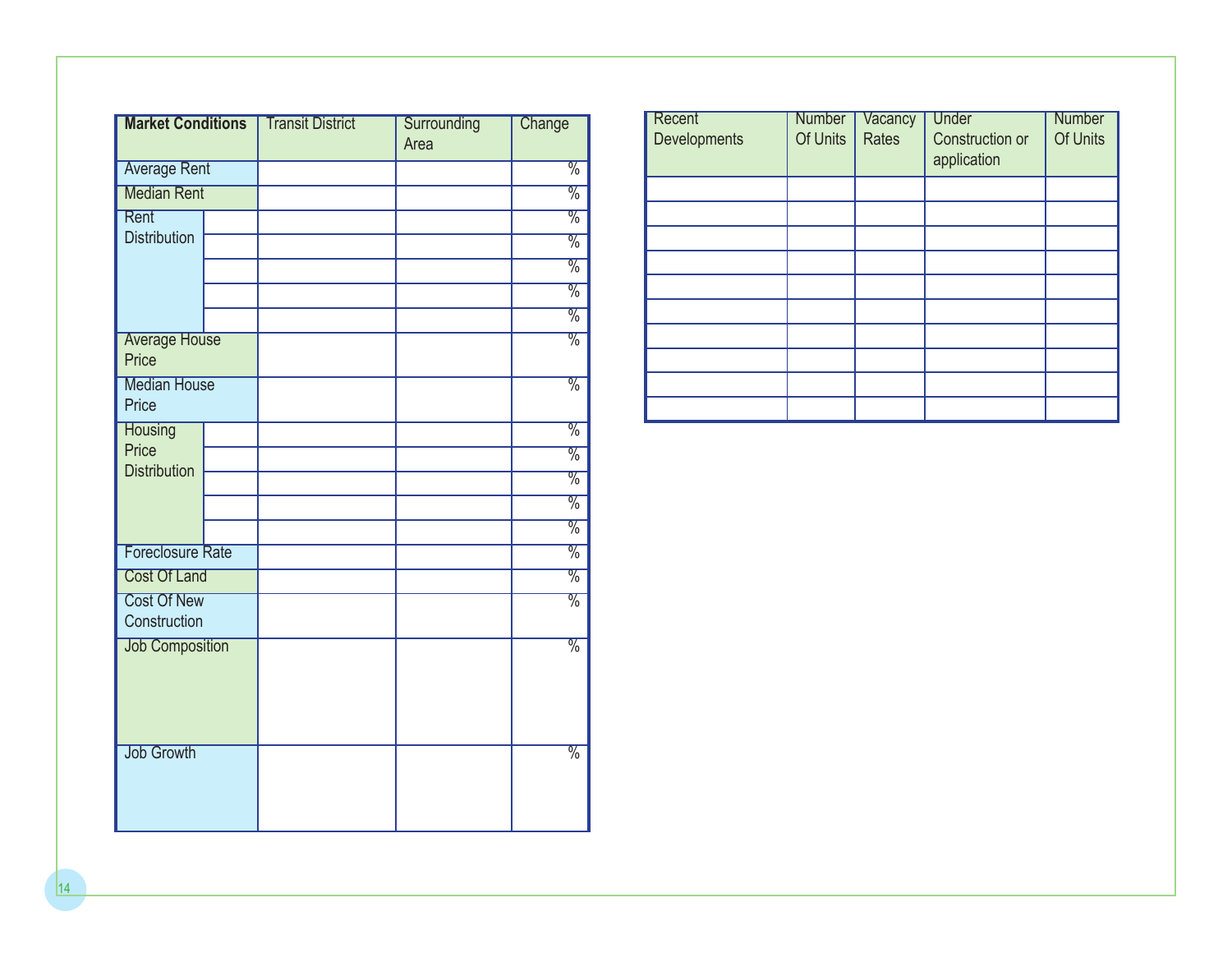| Market Conditions | | Transit District | Surrounding Area | Change |
|---|---|---|---|---|
| Average Rent | | | | % |
| Median Rent | | | | % |
| Rent Distribution | | | | % |
| | | | | % |
| | | | | % |
| | | | | % |
| | | | | % |
| Average House Price | | | | % |
| Median House Price | | | | % |
| Housing Price Distribution | | | | % |
| | | | | % |
| | | | | % |
| | | | | % |
| | | | | % |
| Foreclosure Rate | | | | % |
| Cost Of Land | | | | % |
| Cost Of New Construction | | | | % |
| Job Composition | | | | % |
| Job Growth | | | | % |

| Recent Developments | Number Of Units | Vacancy Rates | Under Construction or application | Number Of Units |
|---|---|---|---|---|
| | | | | |
| | | | | |
| | | | | |
| | | | | |
| | | | | |
| | | | | |
| | | | | |
| | | | | |
| | | | | |
| | | | | |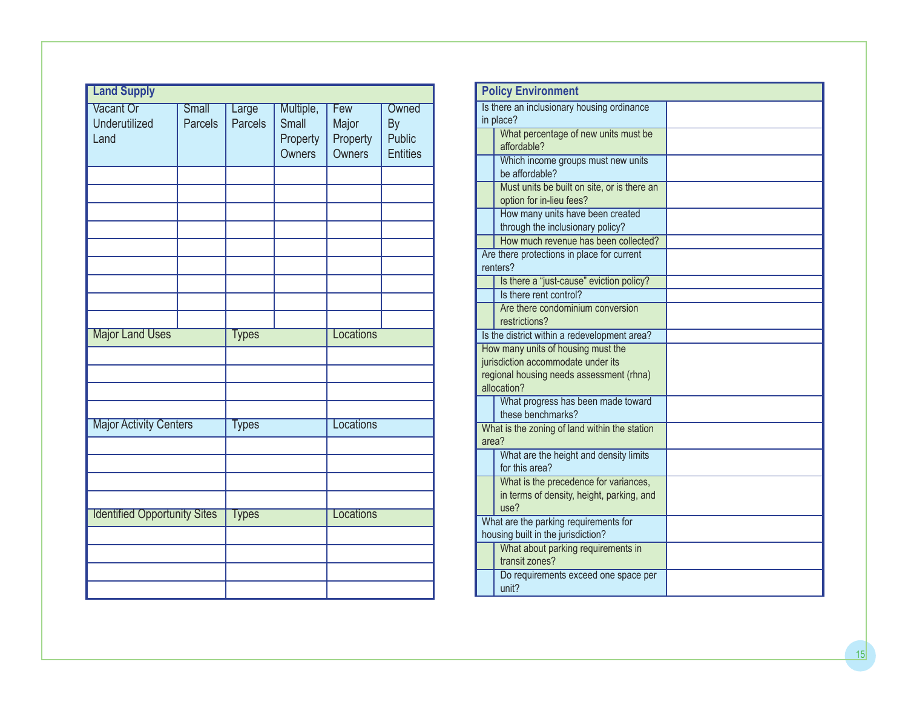## Land Supply

| Vacant Or Underutilized Land | Small Parcels | Large Parcels | Multiple, Small Property Owners | Few Major Property Owners | Owned By Public Entities |
|---|---|---|---|---|---|
| | | | | | |
| | | | | | |
| | | | | | |
| | | | | | |
| | | | | | |
| | | | | | |
| | | | | | |
| | | | | | |
| | | | | | |

| Major Land Uses | Types | Locations |
|---|---|---|
| | | |
| | | |
| | | |
| | | |

| Major Activity Centers | Types | Locations |
|---|---|---|
| | | |
| | | |
| | | |
| | | |

| Identified Opportunity Sites | Types | Locations |
|---|---|---|
| | | |
| | | |
| | | |
| | | |

## Policy Environment

| Question | Response |
|---|---|
| Is there an inclusionary housing ordinance in place? | |
| What percentage of new units must be affordable? | |
| Which income groups must new units be affordable? | |
| Must units be built on site, or is there an option for in-lieu fees? | |
| How many units have been created through the inclusionary policy? | |
| How much revenue has been collected? | |
| Are there protections in place for current renters? | |
| Is there a “just-cause” eviction policy? | |
| Is there rent control? | |
| Are there condominium conversion restrictions? | |
| Is the district within a redevelopment area? | |
| How many units of housing must the jurisdiction accommodate under its regional housing needs assessment (rhna) allocation? | |
| What progress has been made toward these benchmarks? | |
| What is the zoning of land within the station area? | |
| What are the height and density limits for this area? | |
| What is the precedence for variances, in terms of density, height, parking, and use? | |
| What are the parking requirements for housing built in the jurisdiction? | |
| What about parking requirements in transit zones? | |
| Do requirements exceed one space per unit? | |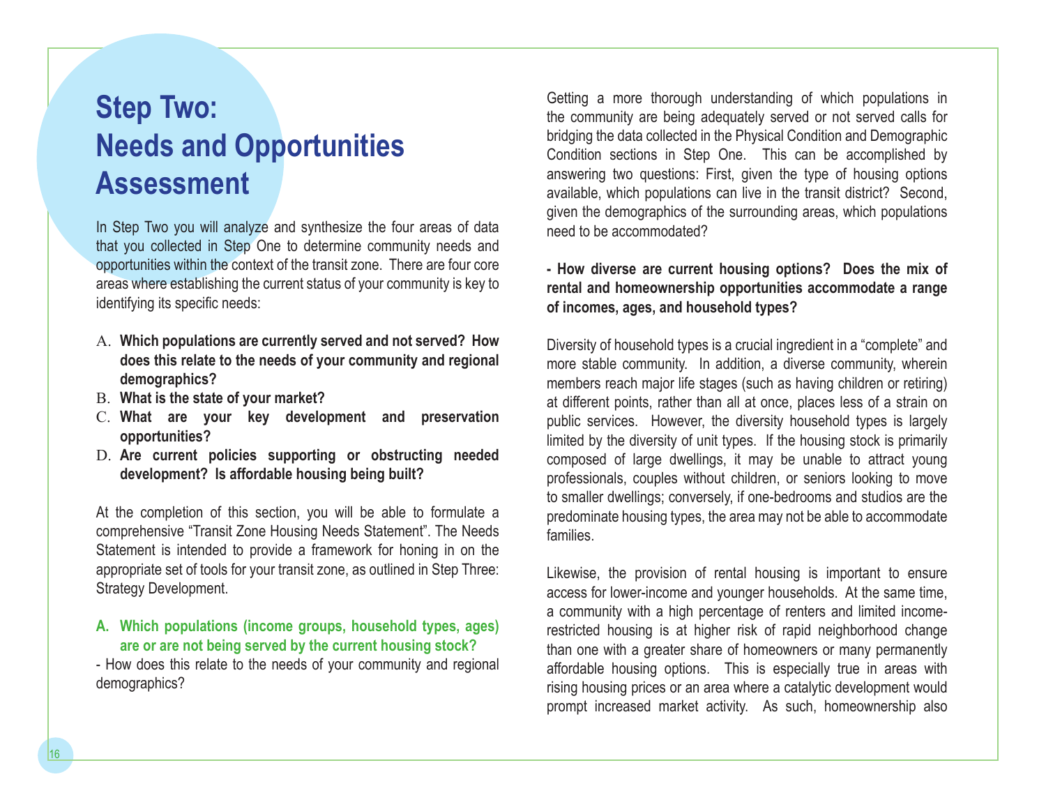# Step Two: Needs and Opportunities Assessment

In Step Two you will analyze and synthesize the four areas of data that you collected in Step One to determine community needs and opportunities within the context of the transit zone. There are four core areas where establishing the current status of your community is key to identifying its specific needs:

A. **Which populations are currently served and not served? How does this relate to the needs of your community and regional demographics?**
B. **What is the state of your market?**
C. **What are your key development and preservation opportunities?**
D. **Are current policies supporting or obstructing needed development? Is affordable housing being built?**

At the completion of this section, you will be able to formulate a comprehensive "Transit Zone Housing Needs Statement". The Needs Statement is intended to provide a framework for honing in on the appropriate set of tools for your transit zone, as outlined in Step Three: Strategy Development.

## A. Which populations (income groups, household types, ages) are or are not being served by the current housing stock?

- How does this relate to the needs of your community and regional demographics?

Getting a more thorough understanding of which populations in the community are being adequately served or not served calls for bridging the data collected in the Physical Condition and Demographic Condition sections in Step One. This can be accomplished by answering two questions: First, given the type of housing options available, which populations can live in the transit district? Second, given the demographics of the surrounding areas, which populations need to be accommodated?

**- How diverse are current housing options? Does the mix of rental and homeownership opportunities accommodate a range of incomes, ages, and household types?**

Diversity of household types is a crucial ingredient in a "complete" and more stable community. In addition, a diverse community, wherein members reach major life stages (such as having children or retiring) at different points, rather than all at once, places less of a strain on public services. However, the diversity household types is largely limited by the diversity of unit types. If the housing stock is primarily composed of large dwellings, it may be unable to attract young professionals, couples without children, or seniors looking to move to smaller dwellings; conversely, if one-bedrooms and studios are the predominate housing types, the area may not be able to accommodate families.

Likewise, the provision of rental housing is important to ensure access for lower-income and younger households. At the same time, a community with a high percentage of renters and limited income-restricted housing is at higher risk of rapid neighborhood change than one with a greater share of homeowners or many permanently affordable housing options. This is especially true in areas with rising housing prices or an area where a catalytic development would prompt increased market activity. As such, homeownership also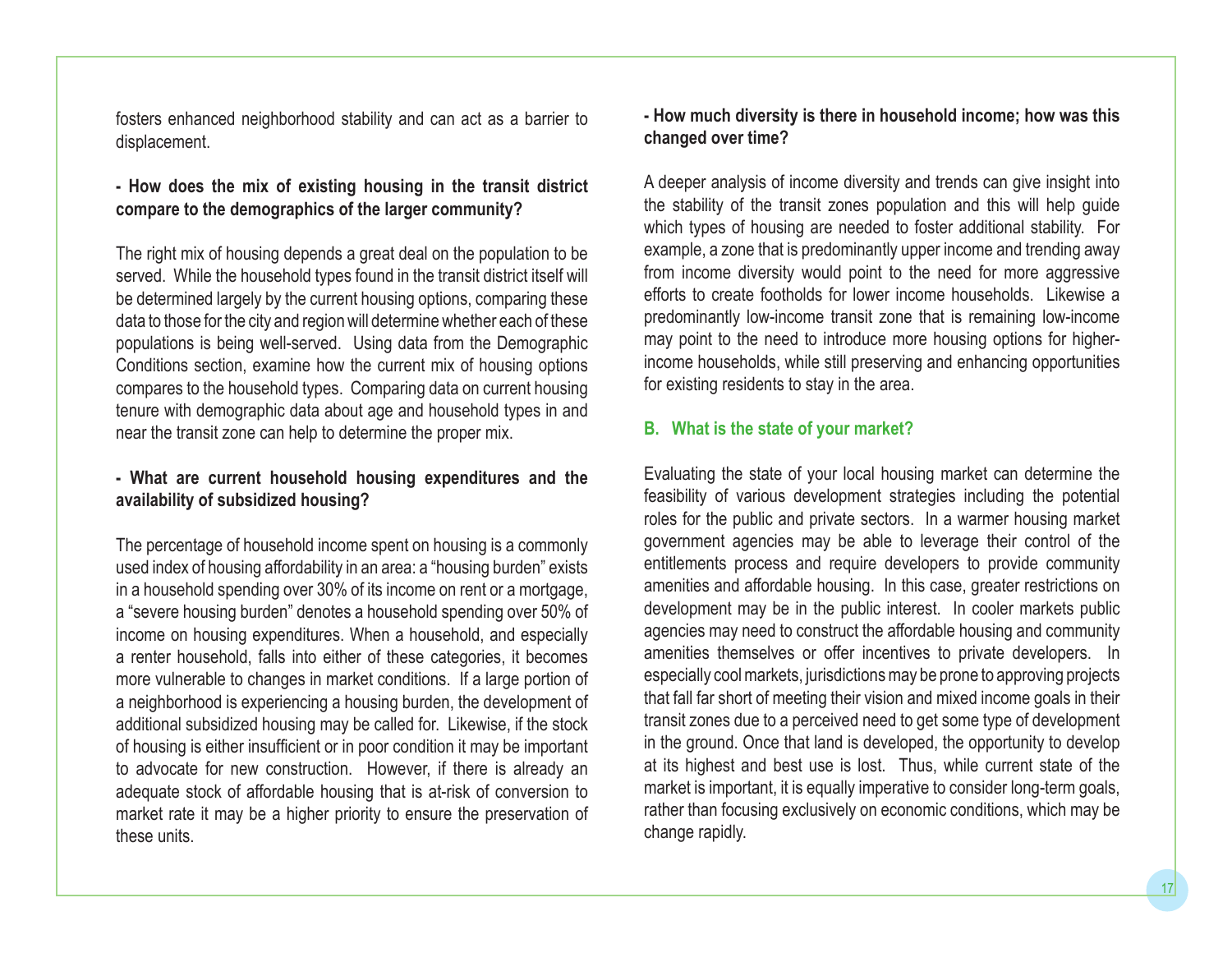fosters enhanced neighborhood stability and can act as a barrier to displacement.

**- How does the mix of existing housing in the transit district compare to the demographics of the larger community?**

The right mix of housing depends a great deal on the population to be served. While the household types found in the transit district itself will be determined largely by the current housing options, comparing these data to those for the city and region will determine whether each of these populations is being well-served. Using data from the Demographic Conditions section, examine how the current mix of housing options compares to the household types. Comparing data on current housing tenure with demographic data about age and household types in and near the transit zone can help to determine the proper mix.

**- What are current household housing expenditures and the availability of subsidized housing?**

The percentage of household income spent on housing is a commonly used index of housing affordability in an area: a "housing burden" exists in a household spending over 30% of its income on rent or a mortgage, a "severe housing burden" denotes a household spending over 50% of income on housing expenditures. When a household, and especially a renter household, falls into either of these categories, it becomes more vulnerable to changes in market conditions. If a large portion of a neighborhood is experiencing a housing burden, the development of additional subsidized housing may be called for. Likewise, if the stock of housing is either insufficient or in poor condition it may be important to advocate for new construction. However, if there is already an adequate stock of affordable housing that is at-risk of conversion to market rate it may be a higher priority to ensure the preservation of these units.

**- How much diversity is there in household income; how was this changed over time?**

A deeper analysis of income diversity and trends can give insight into the stability of the transit zones population and this will help guide which types of housing are needed to foster additional stability. For example, a zone that is predominantly upper income and trending away from income diversity would point to the need for more aggressive efforts to create footholds for lower income households. Likewise a predominantly low-income transit zone that is remaining low-income may point to the need to introduce more housing options for higher-income households, while still preserving and enhancing opportunities for existing residents to stay in the area.

## B. What is the state of your market?

Evaluating the state of your local housing market can determine the feasibility of various development strategies including the potential roles for the public and private sectors. In a warmer housing market government agencies may be able to leverage their control of the entitlements process and require developers to provide community amenities and affordable housing. In this case, greater restrictions on development may be in the public interest. In cooler markets public agencies may need to construct the affordable housing and community amenities themselves or offer incentives to private developers. In especially cool markets, jurisdictions may be prone to approving projects that fall far short of meeting their vision and mixed income goals in their transit zones due to a perceived need to get some type of development in the ground. Once that land is developed, the opportunity to develop at its highest and best use is lost. Thus, while current state of the market is important, it is equally imperative to consider long-term goals, rather than focusing exclusively on economic conditions, which may be change rapidly.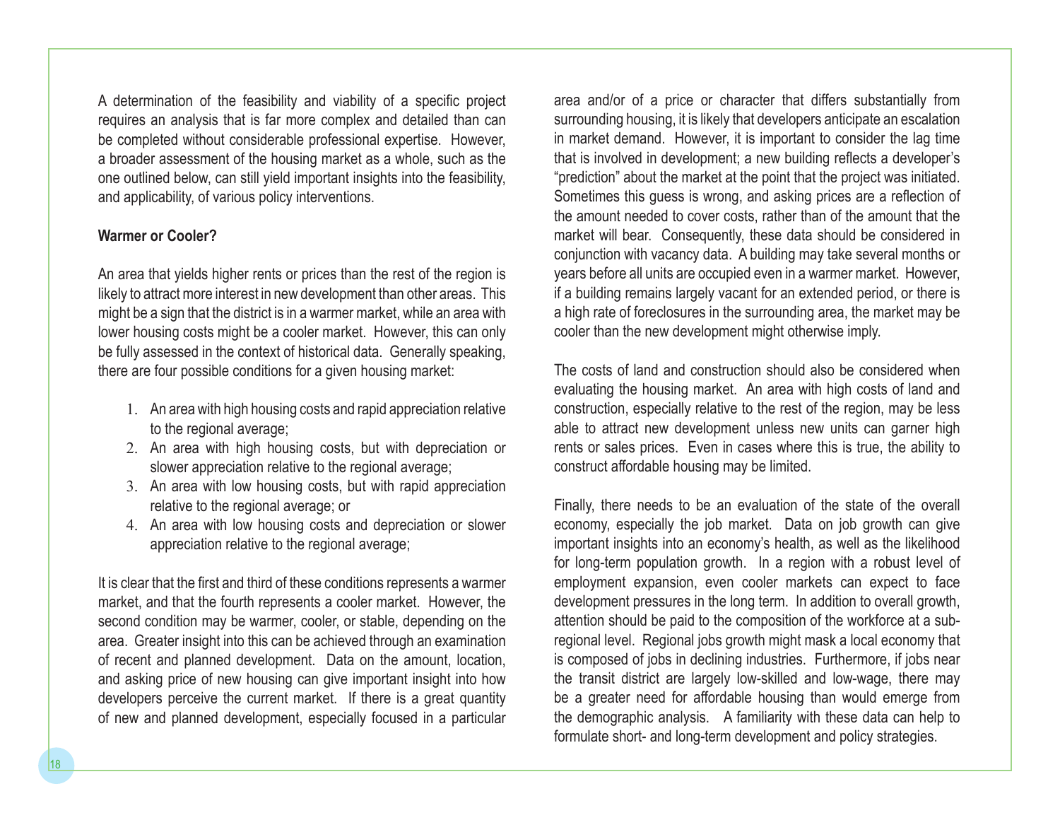A determination of the feasibility and viability of a specific project requires an analysis that is far more complex and detailed than can be completed without considerable professional expertise. However, a broader assessment of the housing market as a whole, such as the one outlined below, can still yield important insights into the feasibility, and applicability, of various policy interventions.

**Warmer or Cooler?**

An area that yields higher rents or prices than the rest of the region is likely to attract more interest in new development than other areas. This might be a sign that the district is in a warmer market, while an area with lower housing costs might be a cooler market. However, this can only be fully assessed in the context of historical data. Generally speaking, there are four possible conditions for a given housing market:

1. An area with high housing costs and rapid appreciation relative to the regional average;
2. An area with high housing costs, but with depreciation or slower appreciation relative to the regional average;
3. An area with low housing costs, but with rapid appreciation relative to the regional average; or
4. An area with low housing costs and depreciation or slower appreciation relative to the regional average;

It is clear that the first and third of these conditions represents a warmer market, and that the fourth represents a cooler market. However, the second condition may be warmer, cooler, or stable, depending on the area. Greater insight into this can be achieved through an examination of recent and planned development. Data on the amount, location, and asking price of new housing can give important insight into how developers perceive the current market. If there is a great quantity of new and planned development, especially focused in a particular area and/or of a price or character that differs substantially from surrounding housing, it is likely that developers anticipate an escalation in market demand. However, it is important to consider the lag time that is involved in development; a new building reflects a developer's "prediction" about the market at the point that the project was initiated. Sometimes this guess is wrong, and asking prices are a reflection of the amount needed to cover costs, rather than of the amount that the market will bear. Consequently, these data should be considered in conjunction with vacancy data. A building may take several months or years before all units are occupied even in a warmer market. However, if a building remains largely vacant for an extended period, or there is a high rate of foreclosures in the surrounding area, the market may be cooler than the new development might otherwise imply.

The costs of land and construction should also be considered when evaluating the housing market. An area with high costs of land and construction, especially relative to the rest of the region, may be less able to attract new development unless new units can garner high rents or sales prices. Even in cases where this is true, the ability to construct affordable housing may be limited.

Finally, there needs to be an evaluation of the state of the overall economy, especially the job market. Data on job growth can give important insights into an economy's health, as well as the likelihood for long-term population growth. In a region with a robust level of employment expansion, even cooler markets can expect to face development pressures in the long term. In addition to overall growth, attention should be paid to the composition of the workforce at a sub-regional level. Regional jobs growth might mask a local economy that is composed of jobs in declining industries. Furthermore, if jobs near the transit district are largely low-skilled and low-wage, there may be a greater need for affordable housing than would emerge from the demographic analysis. A familiarity with these data can help to formulate short- and long-term development and policy strategies.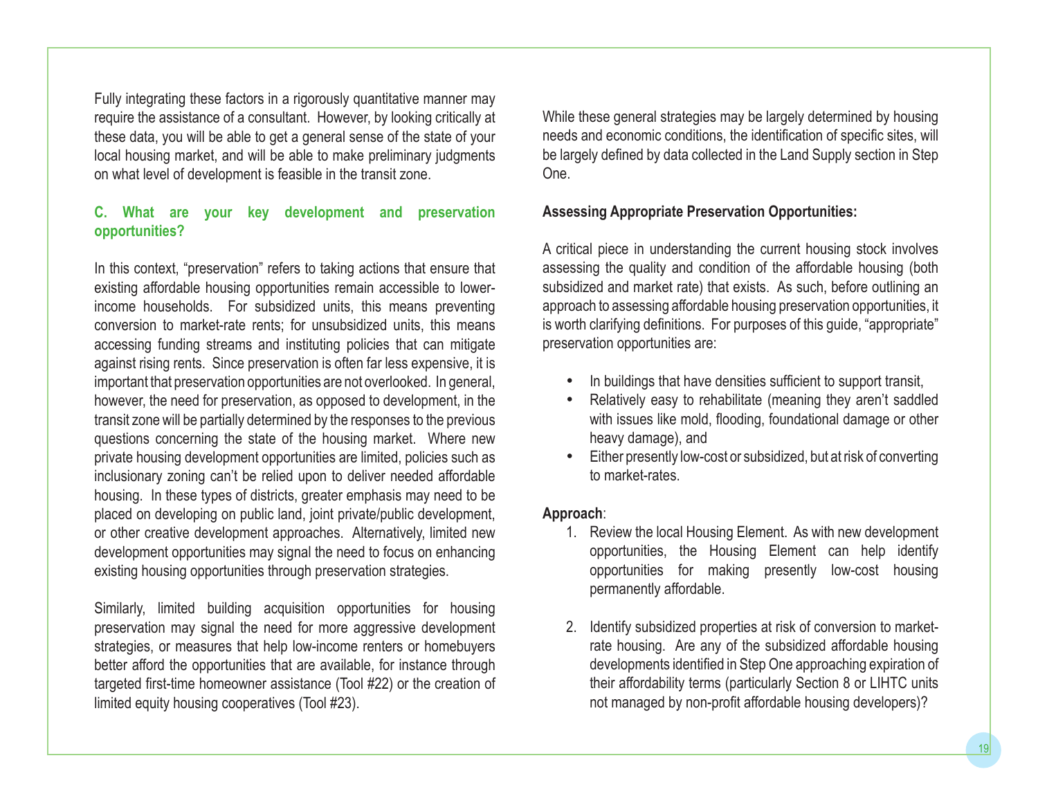Fully integrating these factors in a rigorously quantitative manner may require the assistance of a consultant. However, by looking critically at these data, you will be able to get a general sense of the state of your local housing market, and will be able to make preliminary judgments on what level of development is feasible in the transit zone.

### C. What are your key development and preservation opportunities?

In this context, "preservation" refers to taking actions that ensure that existing affordable housing opportunities remain accessible to lower-income households. For subsidized units, this means preventing conversion to market-rate rents; for unsubsidized units, this means accessing funding streams and instituting policies that can mitigate against rising rents. Since preservation is often far less expensive, it is important that preservation opportunities are not overlooked. In general, however, the need for preservation, as opposed to development, in the transit zone will be partially determined by the responses to the previous questions concerning the state of the housing market. Where new private housing development opportunities are limited, policies such as inclusionary zoning can't be relied upon to deliver needed affordable housing. In these types of districts, greater emphasis may need to be placed on developing on public land, joint private/public development, or other creative development approaches. Alternatively, limited new development opportunities may signal the need to focus on enhancing existing housing opportunities through preservation strategies.

Similarly, limited building acquisition opportunities for housing preservation may signal the need for more aggressive development strategies, or measures that help low-income renters or homebuyers better afford the opportunities that are available, for instance through targeted first-time homeowner assistance (Tool #22) or the creation of limited equity housing cooperatives (Tool #23).

While these general strategies may be largely determined by housing needs and economic conditions, the identification of specific sites, will be largely defined by data collected in the Land Supply section in Step One.

**Assessing Appropriate Preservation Opportunities:**

A critical piece in understanding the current housing stock involves assessing the quality and condition of the affordable housing (both subsidized and market rate) that exists. As such, before outlining an approach to assessing affordable housing preservation opportunities, it is worth clarifying definitions. For purposes of this guide, "appropriate" preservation opportunities are:

- In buildings that have densities sufficient to support transit,
- Relatively easy to rehabilitate (meaning they aren't saddled with issues like mold, flooding, foundational damage or other heavy damage), and
- Either presently low-cost or subsidized, but at risk of converting to market-rates.

**Approach**:

1. Review the local Housing Element. As with new development opportunities, the Housing Element can help identify opportunities for making presently low-cost housing permanently affordable.

2. Identify subsidized properties at risk of conversion to market-rate housing. Are any of the subsidized affordable housing developments identified in Step One approaching expiration of their affordability terms (particularly Section 8 or LIHTC units not managed by non-profit affordable housing developers)?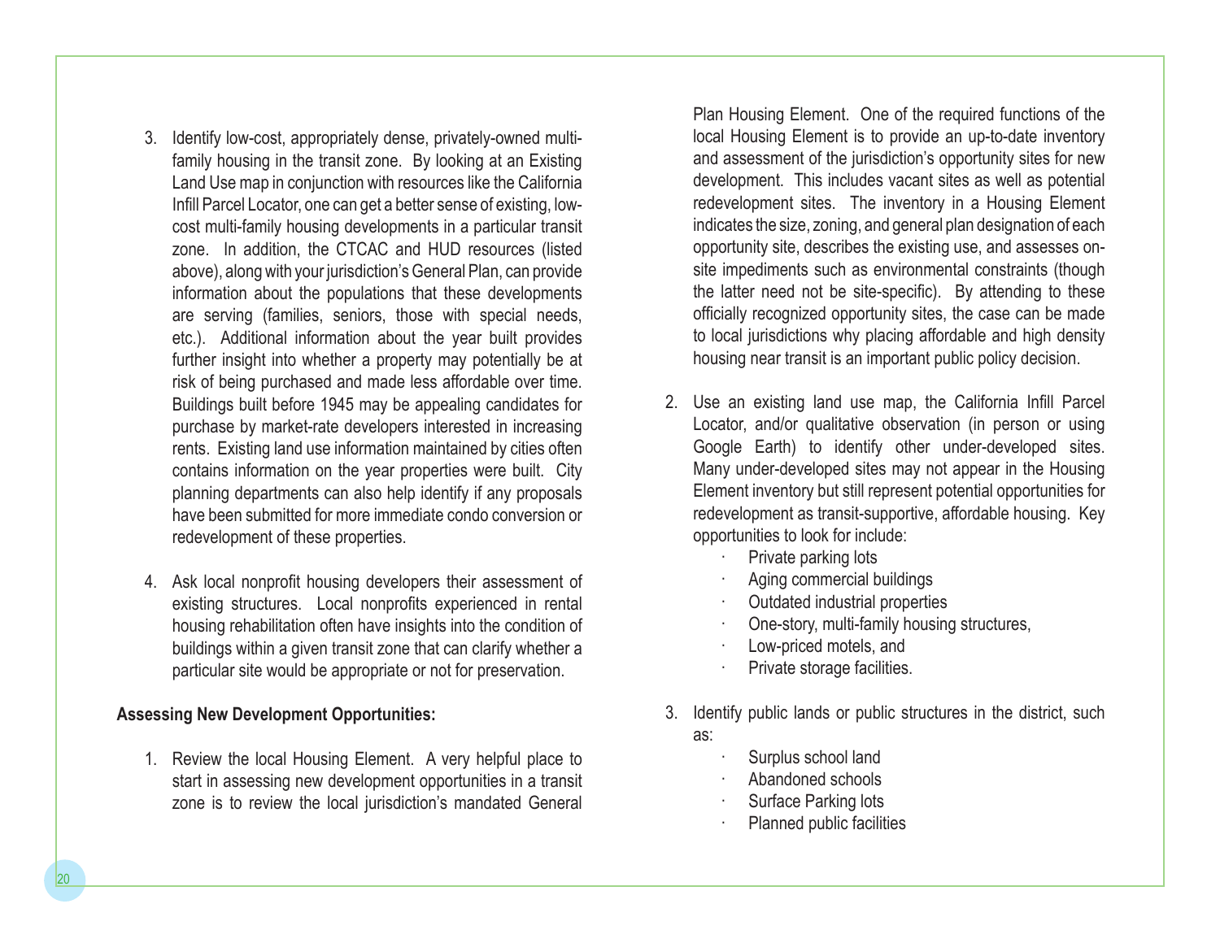3. Identify low-cost, appropriately dense, privately-owned multi-family housing in the transit zone. By looking at an Existing Land Use map in conjunction with resources like the California Infill Parcel Locator, one can get a better sense of existing, low-cost multi-family housing developments in a particular transit zone. In addition, the CTCAC and HUD resources (listed above), along with your jurisdiction's General Plan, can provide information about the populations that these developments are serving (families, seniors, those with special needs, etc.). Additional information about the year built provides further insight into whether a property may potentially be at risk of being purchased and made less affordable over time. Buildings built before 1945 may be appealing candidates for purchase by market-rate developers interested in increasing rents. Existing land use information maintained by cities often contains information on the year properties were built. City planning departments can also help identify if any proposals have been submitted for more immediate condo conversion or redevelopment of these properties.

4. Ask local nonprofit housing developers their assessment of existing structures. Local nonprofits experienced in rental housing rehabilitation often have insights into the condition of buildings within a given transit zone that can clarify whether a particular site would be appropriate or not for preservation.

**Assessing New Development Opportunities:**

1. Review the local Housing Element. A very helpful place to start in assessing new development opportunities in a transit zone is to review the local jurisdiction's mandated General Plan Housing Element. One of the required functions of the local Housing Element is to provide an up-to-date inventory and assessment of the jurisdiction's opportunity sites for new development. This includes vacant sites as well as potential redevelopment sites. The inventory in a Housing Element indicates the size, zoning, and general plan designation of each opportunity site, describes the existing use, and assesses on-site impediments such as environmental constraints (though the latter need not be site-specific). By attending to these officially recognized opportunity sites, the case can be made to local jurisdictions why placing affordable and high density housing near transit is an important public policy decision.

2. Use an existing land use map, the California Infill Parcel Locator, and/or qualitative observation (in person or using Google Earth) to identify other under-developed sites. Many under-developed sites may not appear in the Housing Element inventory but still represent potential opportunities for redevelopment as transit-supportive, affordable housing. Key opportunities to look for include:
   - Private parking lots
   - Aging commercial buildings
   - Outdated industrial properties
   - One-story, multi-family housing structures,
   - Low-priced motels, and
   - Private storage facilities.

3. Identify public lands or public structures in the district, such as:
   - Surplus school land
   - Abandoned schools
   - Surface Parking lots
   - Planned public facilities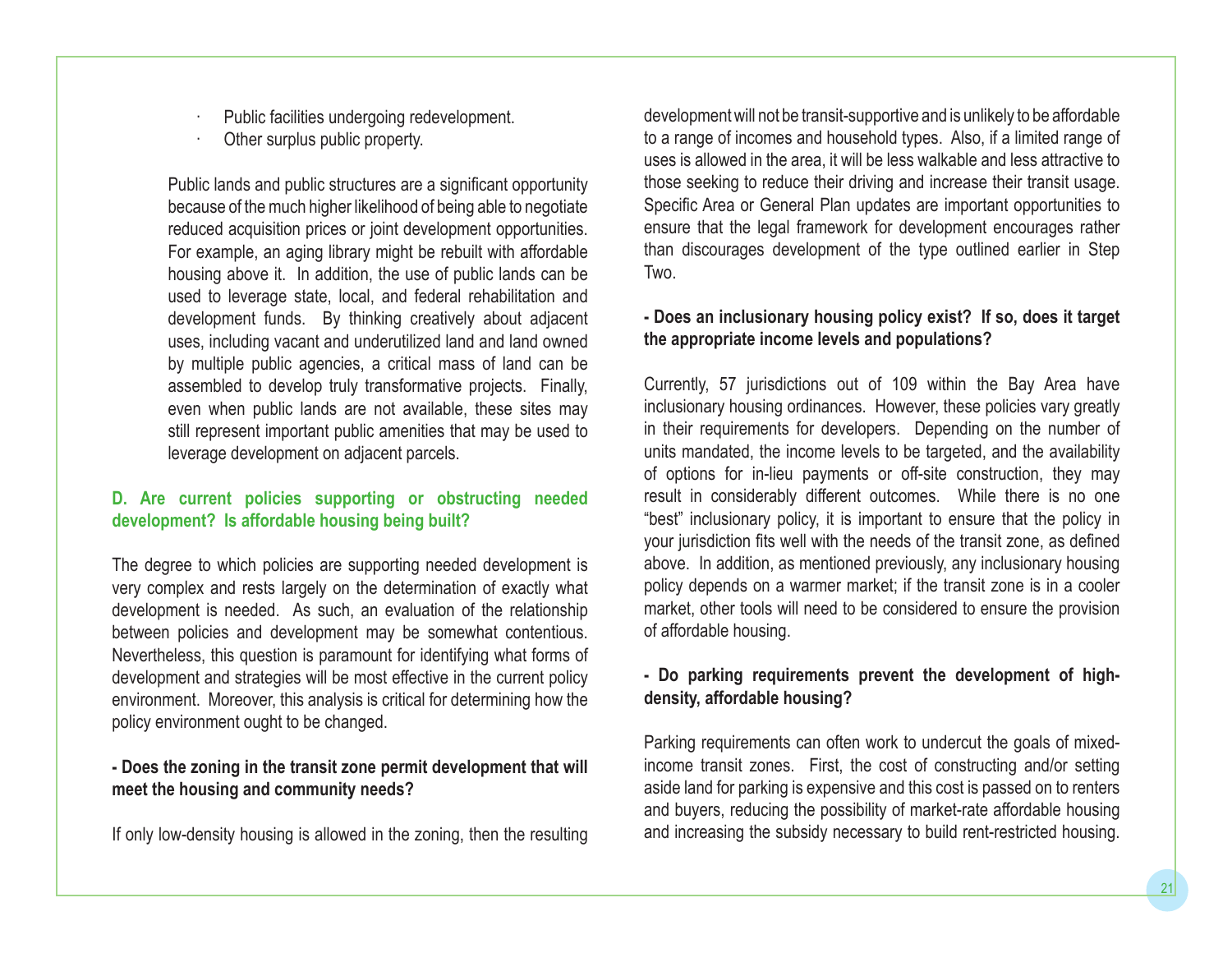- Public facilities undergoing redevelopment.
- Other surplus public property.

Public lands and public structures are a significant opportunity because of the much higher likelihood of being able to negotiate reduced acquisition prices or joint development opportunities. For example, an aging library might be rebuilt with affordable housing above it. In addition, the use of public lands can be used to leverage state, local, and federal rehabilitation and development funds. By thinking creatively about adjacent uses, including vacant and underutilized land and land owned by multiple public agencies, a critical mass of land can be assembled to develop truly transformative projects. Finally, even when public lands are not available, these sites may still represent important public amenities that may be used to leverage development on adjacent parcels.

### D. Are current policies supporting or obstructing needed development? Is affordable housing being built?

The degree to which policies are supporting needed development is very complex and rests largely on the determination of exactly what development is needed. As such, an evaluation of the relationship between policies and development may be somewhat contentious. Nevertheless, this question is paramount for identifying what forms of development and strategies will be most effective in the current policy environment. Moreover, this analysis is critical for determining how the policy environment ought to be changed.

**- Does the zoning in the transit zone permit development that will meet the housing and community needs?**

If only low-density housing is allowed in the zoning, then the resulting development will not be transit-supportive and is unlikely to be affordable to a range of incomes and household types. Also, if a limited range of uses is allowed in the area, it will be less walkable and less attractive to those seeking to reduce their driving and increase their transit usage. Specific Area or General Plan updates are important opportunities to ensure that the legal framework for development encourages rather than discourages development of the type outlined earlier in Step Two.

**- Does an inclusionary housing policy exist? If so, does it target the appropriate income levels and populations?**

Currently, 57 jurisdictions out of 109 within the Bay Area have inclusionary housing ordinances. However, these policies vary greatly in their requirements for developers. Depending on the number of units mandated, the income levels to be targeted, and the availability of options for in-lieu payments or off-site construction, they may result in considerably different outcomes. While there is no one "best" inclusionary policy, it is important to ensure that the policy in your jurisdiction fits well with the needs of the transit zone, as defined above. In addition, as mentioned previously, any inclusionary housing policy depends on a warmer market; if the transit zone is in a cooler market, other tools will need to be considered to ensure the provision of affordable housing.

**- Do parking requirements prevent the development of high-density, affordable housing?**

Parking requirements can often work to undercut the goals of mixed-income transit zones. First, the cost of constructing and/or setting aside land for parking is expensive and this cost is passed on to renters and buyers, reducing the possibility of market-rate affordable housing and increasing the subsidy necessary to build rent-restricted housing.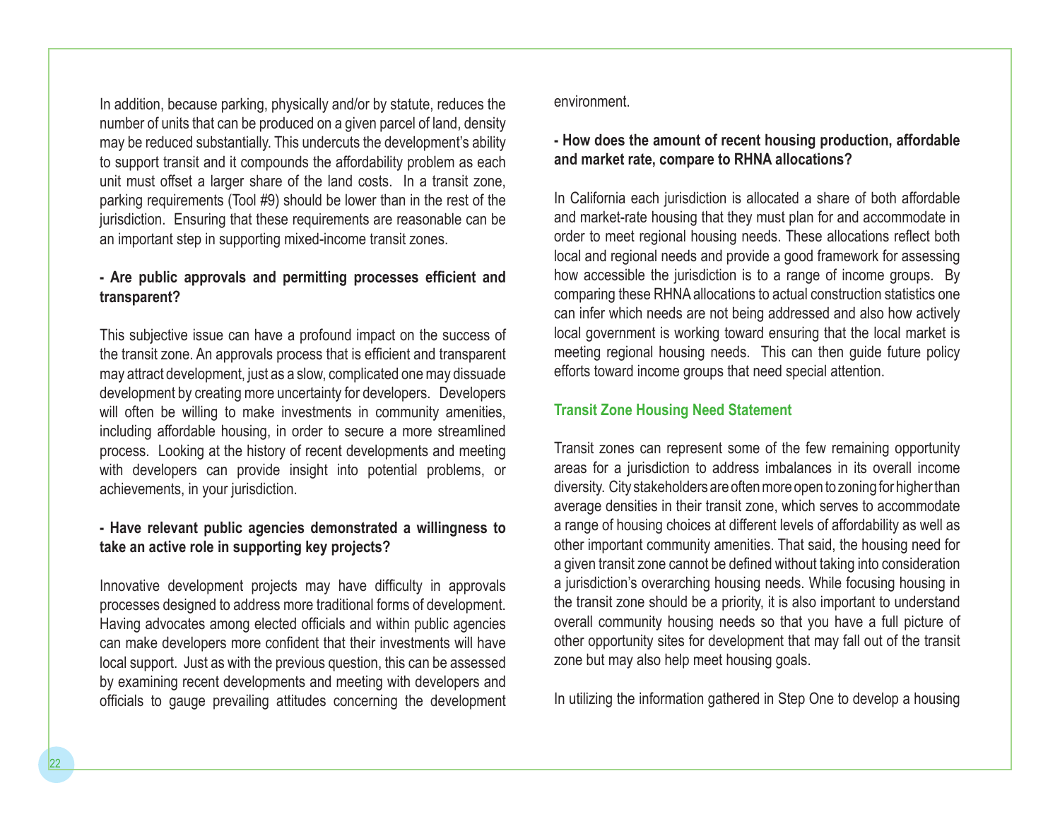In addition, because parking, physically and/or by statute, reduces the number of units that can be produced on a given parcel of land, density may be reduced substantially. This undercuts the development's ability to support transit and it compounds the affordability problem as each unit must offset a larger share of the land costs. In a transit zone, parking requirements (Tool #9) should be lower than in the rest of the jurisdiction. Ensuring that these requirements are reasonable can be an important step in supporting mixed-income transit zones.

**- Are public approvals and permitting processes efficient and transparent?**

This subjective issue can have a profound impact on the success of the transit zone. An approvals process that is efficient and transparent may attract development, just as a slow, complicated one may dissuade development by creating more uncertainty for developers. Developers will often be willing to make investments in community amenities, including affordable housing, in order to secure a more streamlined process. Looking at the history of recent developments and meeting with developers can provide insight into potential problems, or achievements, in your jurisdiction.

**- Have relevant public agencies demonstrated a willingness to take an active role in supporting key projects?**

Innovative development projects may have difficulty in approvals processes designed to address more traditional forms of development. Having advocates among elected officials and within public agencies can make developers more confident that their investments will have local support. Just as with the previous question, this can be assessed by examining recent developments and meeting with developers and officials to gauge prevailing attitudes concerning the development environment.

**- How does the amount of recent housing production, affordable and market rate, compare to RHNA allocations?**

In California each jurisdiction is allocated a share of both affordable and market-rate housing that they must plan for and accommodate in order to meet regional housing needs. These allocations reflect both local and regional needs and provide a good framework for assessing how accessible the jurisdiction is to a range of income groups. By comparing these RHNA allocations to actual construction statistics one can infer which needs are not being addressed and also how actively local government is working toward ensuring that the local market is meeting regional housing needs. This can then guide future policy efforts toward income groups that need special attention.

### Transit Zone Housing Need Statement

Transit zones can represent some of the few remaining opportunity areas for a jurisdiction to address imbalances in its overall income diversity. City stakeholders are often more open to zoning for higher than average densities in their transit zone, which serves to accommodate a range of housing choices at different levels of affordability as well as other important community amenities. That said, the housing need for a given transit zone cannot be defined without taking into consideration a jurisdiction's overarching housing needs. While focusing housing in the transit zone should be a priority, it is also important to understand overall community housing needs so that you have a full picture of other opportunity sites for development that may fall out of the transit zone but may also help meet housing goals.

In utilizing the information gathered in Step One to develop a housing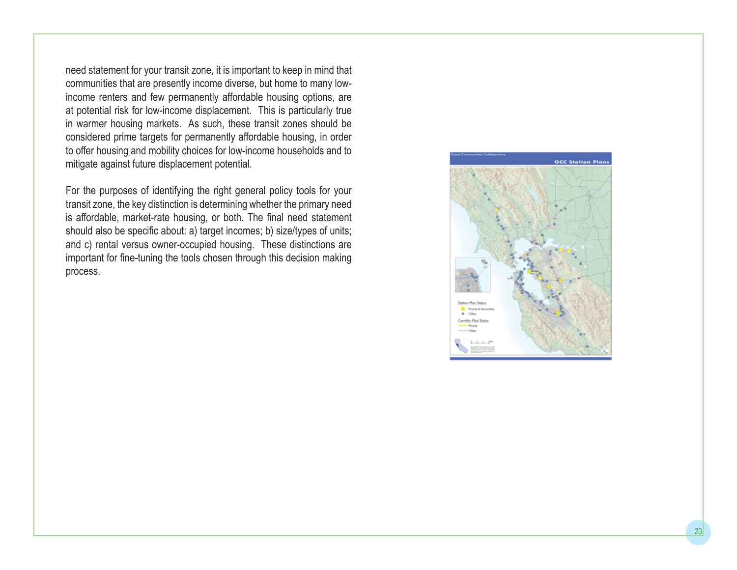need statement for your transit zone, it is important to keep in mind that communities that are presently income diverse, but home to many low-income renters and few permanently affordable housing options, are at potential risk for low-income displacement. This is particularly true in warmer housing markets. As such, these transit zones should be considered prime targets for permanently affordable housing, in order to offer housing and mobility choices for low-income households and to mitigate against future displacement potential.

For the purposes of identifying the right general policy tools for your transit zone, the key distinction is determining whether the primary need is affordable, market-rate housing, or both. The final need statement should also be specific about: a) target incomes; b) size/types of units; and c) rental versus owner-occupied housing. These distinctions are important for fine-tuning the tools chosen through this decision making process.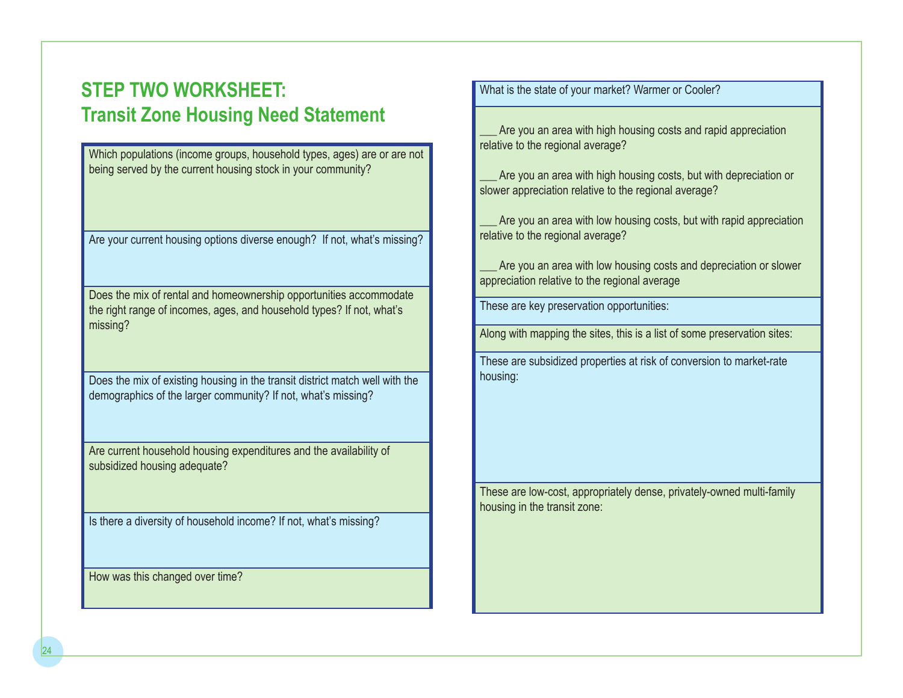# STEP TWO WORKSHEET: Transit Zone Housing Need Statement

Which populations (income groups, household types, ages) are or are not being served by the current housing stock in your community?

Are your current housing options diverse enough? If not, what's missing?

Does the mix of rental and homeownership opportunities accommodate the right range of incomes, ages, and household types? If not, what's missing?

Does the mix of existing housing in the transit district match well with the demographics of the larger community? If not, what's missing?

Are current household housing expenditures and the availability of subsidized housing adequate?

Is there a diversity of household income? If not, what's missing?

How was this changed over time?

What is the state of your market? Warmer or Cooler?

___ Are you an area with high housing costs and rapid appreciation relative to the regional average?

___ Are you an area with high housing costs, but with depreciation or slower appreciation relative to the regional average?

___ Are you an area with low housing costs, but with rapid appreciation relative to the regional average?

___ Are you an area with low housing costs and depreciation or slower appreciation relative to the regional average

These are key preservation opportunities:

Along with mapping the sites, this is a list of some preservation sites:

These are subsidized properties at risk of conversion to market-rate housing:

These are low-cost, appropriately dense, privately-owned multi-family housing in the transit zone: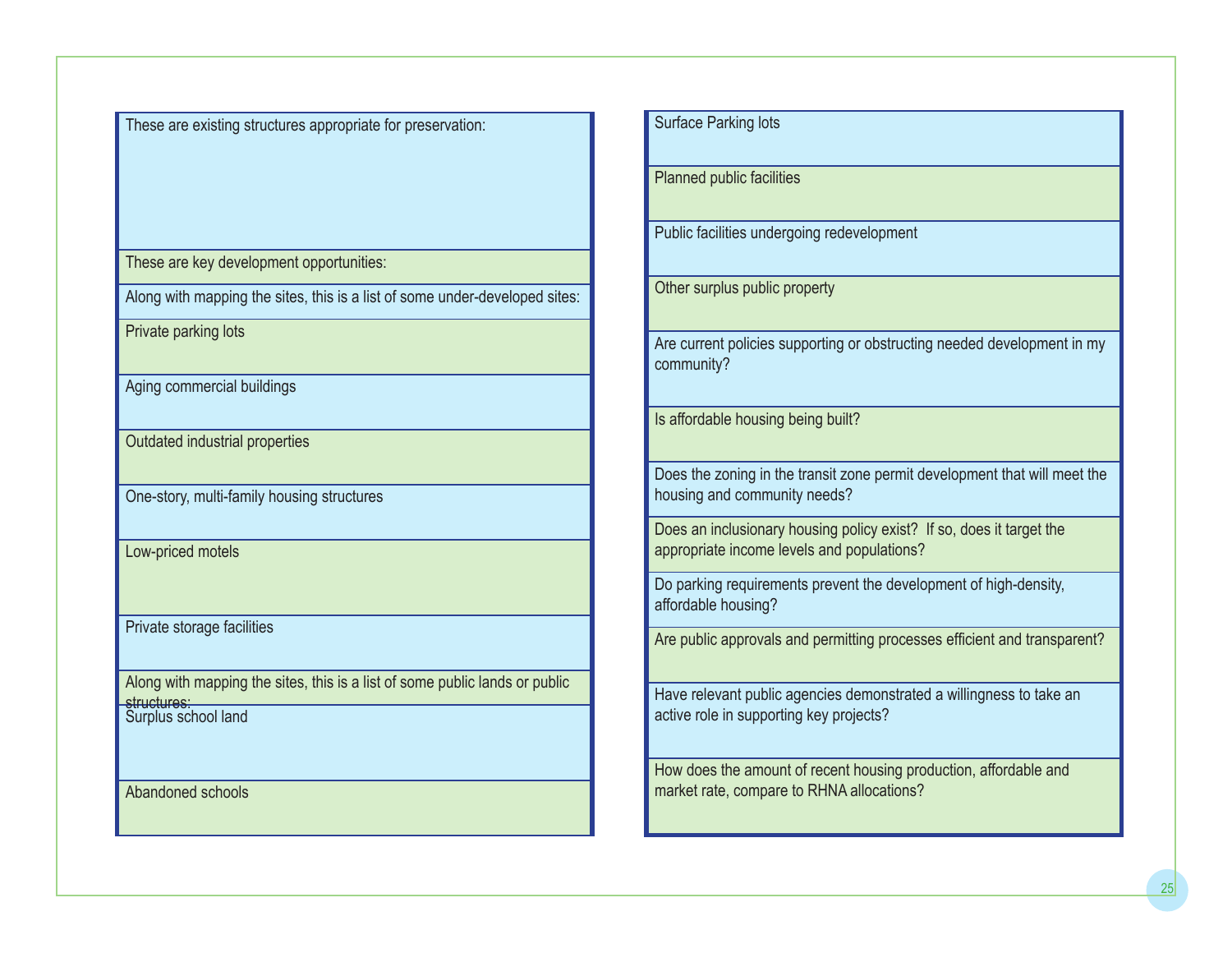These are existing structures appropriate for preservation:

These are key development opportunities:

Along with mapping the sites, this is a list of some under-developed sites:

Private parking lots

Aging commercial buildings

Outdated industrial properties

One-story, multi-family housing structures

Low-priced motels

Private storage facilities

Along with mapping the sites, this is a list of some public lands or public structures:

Surplus school land

Abandoned schools

Surface Parking lots

Planned public facilities

Public facilities undergoing redevelopment

Other surplus public property

Are current policies supporting or obstructing needed development in my community?

Is affordable housing being built?

Does the zoning in the transit zone permit development that will meet the housing and community needs?

Does an inclusionary housing policy exist? If so, does it target the appropriate income levels and populations?

Do parking requirements prevent the development of high-density, affordable housing?

Are public approvals and permitting processes efficient and transparent?

Have relevant public agencies demonstrated a willingness to take an active role in supporting key projects?

How does the amount of recent housing production, affordable and market rate, compare to RHNA allocations?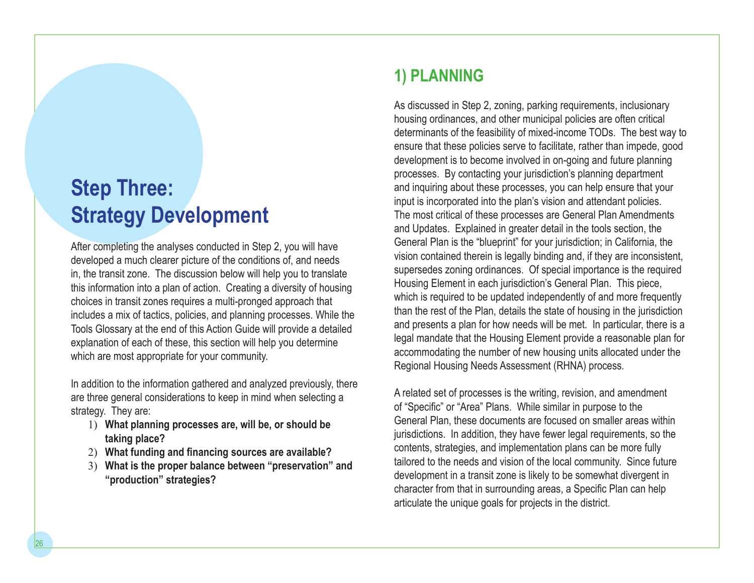# Step Three: Strategy Development

After completing the analyses conducted in Step 2, you will have developed a much clearer picture of the conditions of, and needs in, the transit zone. The discussion below will help you to translate this information into a plan of action. Creating a diversity of housing choices in transit zones requires a multi-pronged approach that includes a mix of tactics, policies, and planning processes. While the Tools Glossary at the end of this Action Guide will provide a detailed explanation of each of these, this section will help you determine which are most appropriate for your community.

In addition to the information gathered and analyzed previously, there are three general considerations to keep in mind when selecting a strategy. They are:

1) **What planning processes are, will be, or should be taking place?**
2) **What funding and financing sources are available?**
3) **What is the proper balance between "preservation" and "production" strategies?**

## 1) PLANNING

As discussed in Step 2, zoning, parking requirements, inclusionary housing ordinances, and other municipal policies are often critical determinants of the feasibility of mixed-income TODs. The best way to ensure that these policies serve to facilitate, rather than impede, good development is to become involved in on-going and future planning processes. By contacting your jurisdiction's planning department and inquiring about these processes, you can help ensure that your input is incorporated into the plan's vision and attendant policies. The most critical of these processes are General Plan Amendments and Updates. Explained in greater detail in the tools section, the General Plan is the "blueprint" for your jurisdiction; in California, the vision contained therein is legally binding and, if they are inconsistent, supersedes zoning ordinances. Of special importance is the required Housing Element in each jurisdiction's General Plan. This piece, which is required to be updated independently of and more frequently than the rest of the Plan, details the state of housing in the jurisdiction and presents a plan for how needs will be met. In particular, there is a legal mandate that the Housing Element provide a reasonable plan for accommodating the number of new housing units allocated under the Regional Housing Needs Assessment (RHNA) process.

A related set of processes is the writing, revision, and amendment of "Specific" or "Area" Plans. While similar in purpose to the General Plan, these documents are focused on smaller areas within jurisdictions. In addition, they have fewer legal requirements, so the contents, strategies, and implementation plans can be more fully tailored to the needs and vision of the local community. Since future development in a transit zone is likely to be somewhat divergent in character from that in surrounding areas, a Specific Plan can help articulate the unique goals for projects in the district.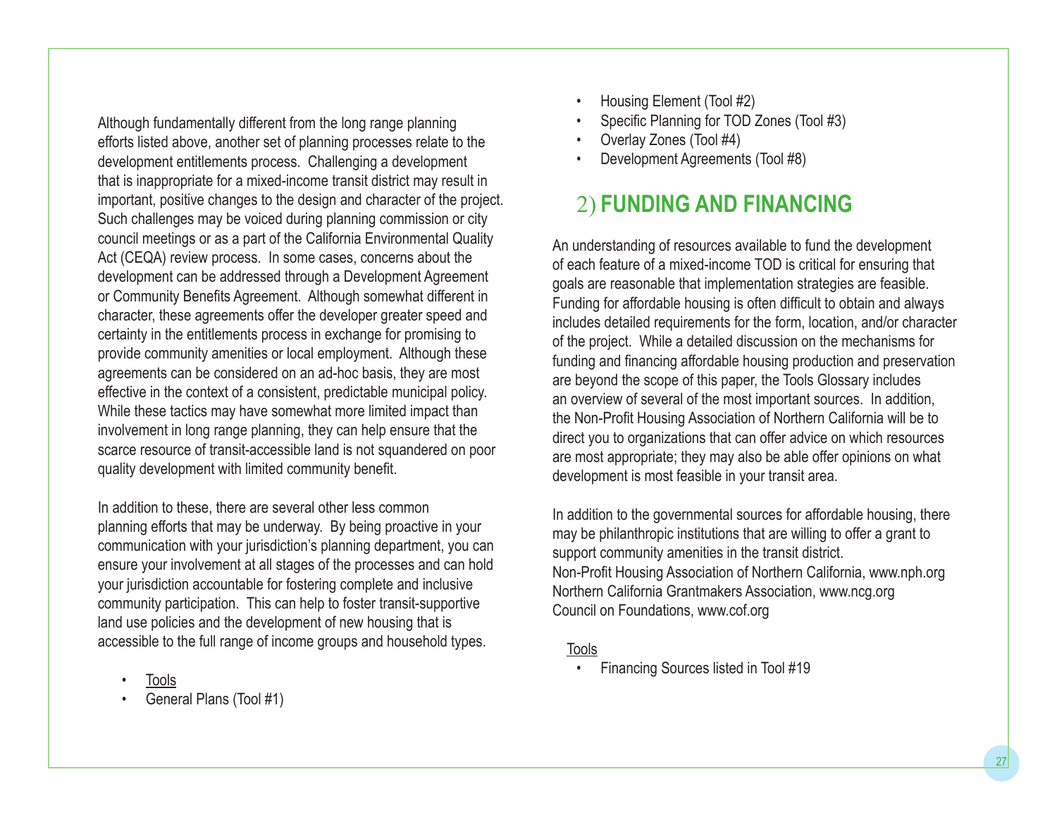Although fundamentally different from the long range planning efforts listed above, another set of planning processes relate to the development entitlements process. Challenging a development that is inappropriate for a mixed-income transit district may result in important, positive changes to the design and character of the project. Such challenges may be voiced during planning commission or city council meetings or as a part of the California Environmental Quality Act (CEQA) review process. In some cases, concerns about the development can be addressed through a Development Agreement or Community Benefits Agreement. Although somewhat different in character, these agreements offer the developer greater speed and certainty in the entitlements process in exchange for promising to provide community amenities or local employment. Although these agreements can be considered on an ad-hoc basis, they are most effective in the context of a consistent, predictable municipal policy. While these tactics may have somewhat more limited impact than involvement in long range planning, they can help ensure that the scarce resource of transit-accessible land is not squandered on poor quality development with limited community benefit.

In addition to these, there are several other less common planning efforts that may be underway. By being proactive in your communication with your jurisdiction's planning department, you can ensure your involvement at all stages of the processes and can hold your jurisdiction accountable for fostering complete and inclusive community participation. This can help to foster transit-supportive land use policies and the development of new housing that is accessible to the full range of income groups and household types.

- Tools
- General Plans (Tool #1)
- Housing Element (Tool #2)
- Specific Planning for TOD Zones (Tool #3)
- Overlay Zones (Tool #4)
- Development Agreements (Tool #8)

## 2) FUNDING AND FINANCING

An understanding of resources available to fund the development of each feature of a mixed-income TOD is critical for ensuring that goals are reasonable that implementation strategies are feasible. Funding for affordable housing is often difficult to obtain and always includes detailed requirements for the form, location, and/or character of the project. While a detailed discussion on the mechanisms for funding and financing affordable housing production and preservation are beyond the scope of this paper, the Tools Glossary includes an overview of several of the most important sources. In addition, the Non-Profit Housing Association of Northern California will be to direct you to organizations that can offer advice on which resources are most appropriate; they may also be able offer opinions on what development is most feasible in your transit area.

In addition to the governmental sources for affordable housing, there may be philanthropic institutions that are willing to offer a grant to support community amenities in the transit district.
Non-Profit Housing Association of Northern California, www.nph.org
Northern California Grantmakers Association, www.ncg.org
Council on Foundations, www.cof.org

Tools

- Financing Sources listed in Tool #19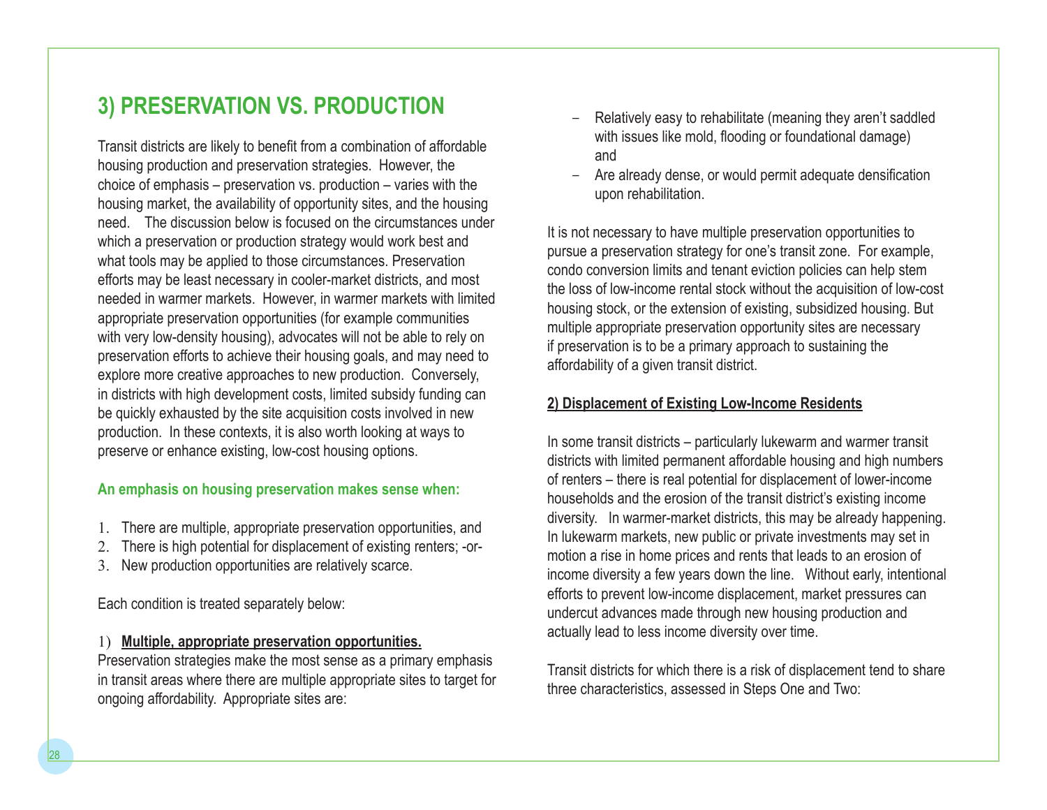## 3) PRESERVATION VS. PRODUCTION

Transit districts are likely to benefit from a combination of affordable housing production and preservation strategies. However, the choice of emphasis – preservation vs. production – varies with the housing market, the availability of opportunity sites, and the housing need. The discussion below is focused on the circumstances under which a preservation or production strategy would work best and what tools may be applied to those circumstances. Preservation efforts may be least necessary in cooler-market districts, and most needed in warmer markets. However, in warmer markets with limited appropriate preservation opportunities (for example communities with very low-density housing), advocates will not be able to rely on preservation efforts to achieve their housing goals, and may need to explore more creative approaches to new production. Conversely, in districts with high development costs, limited subsidy funding can be quickly exhausted by the site acquisition costs involved in new production. In these contexts, it is also worth looking at ways to preserve or enhance existing, low-cost housing options.

**An emphasis on housing preservation makes sense when:**

1. There are multiple, appropriate preservation opportunities, and
2. There is high potential for displacement of existing renters; -or-
3. New production opportunities are relatively scarce.

Each condition is treated separately below:

1) **Multiple, appropriate preservation opportunities.**

Preservation strategies make the most sense as a primary emphasis in transit areas where there are multiple appropriate sites to target for ongoing affordability. Appropriate sites are:

- Relatively easy to rehabilitate (meaning they aren't saddled with issues like mold, flooding or foundational damage) and
- Are already dense, or would permit adequate densification upon rehabilitation.

It is not necessary to have multiple preservation opportunities to pursue a preservation strategy for one's transit zone. For example, condo conversion limits and tenant eviction policies can help stem the loss of low-income rental stock without the acquisition of low-cost housing stock, or the extension of existing, subsidized housing. But multiple appropriate preservation opportunity sites are necessary if preservation is to be a primary approach to sustaining the affordability of a given transit district.

**2) Displacement of Existing Low-Income Residents**

In some transit districts – particularly lukewarm and warmer transit districts with limited permanent affordable housing and high numbers of renters – there is real potential for displacement of lower-income households and the erosion of the transit district's existing income diversity. In warmer-market districts, this may be already happening. In lukewarm markets, new public or private investments may set in motion a rise in home prices and rents that leads to an erosion of income diversity a few years down the line. Without early, intentional efforts to prevent low-income displacement, market pressures can undercut advances made through new housing production and actually lead to less income diversity over time.

Transit districts for which there is a risk of displacement tend to share three characteristics, assessed in Steps One and Two: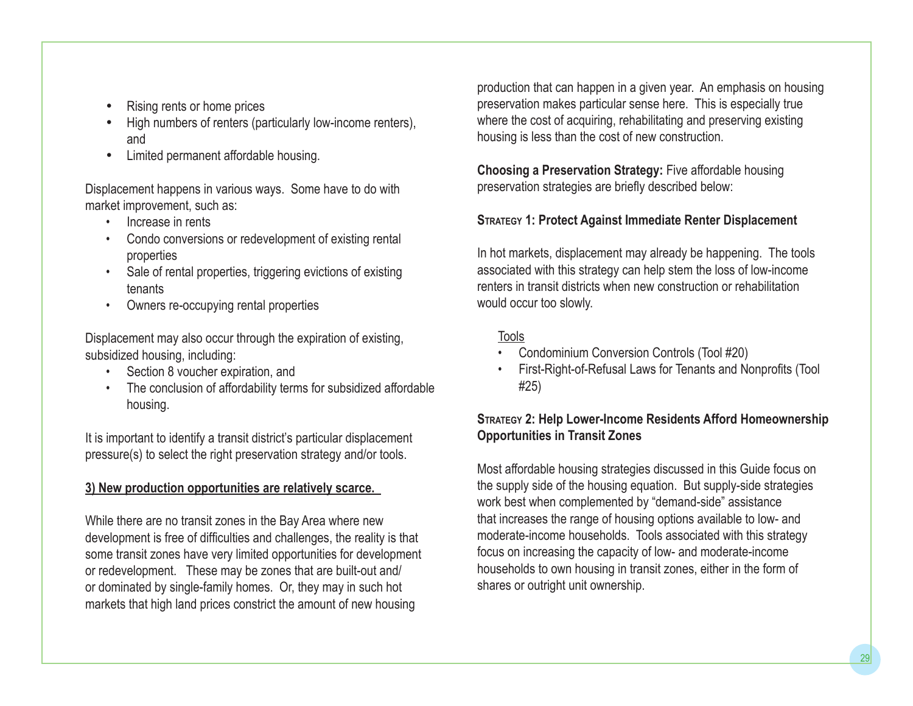- Rising rents or home prices
- High numbers of renters (particularly low-income renters), and
- Limited permanent affordable housing.

Displacement happens in various ways. Some have to do with market improvement, such as:

- Increase in rents
- Condo conversions or redevelopment of existing rental properties
- Sale of rental properties, triggering evictions of existing tenants
- Owners re-occupying rental properties

Displacement may also occur through the expiration of existing, subsidized housing, including:

- Section 8 voucher expiration, and
- The conclusion of affordability terms for subsidized affordable housing.

It is important to identify a transit district's particular displacement pressure(s) to select the right preservation strategy and/or tools.

**3) New production opportunities are relatively scarce.**

While there are no transit zones in the Bay Area where new development is free of difficulties and challenges, the reality is that some transit zones have very limited opportunities for development or redevelopment. These may be zones that are built-out and/or dominated by single-family homes. Or, they may in such hot markets that high land prices constrict the amount of new housing production that can happen in a given year. An emphasis on housing preservation makes particular sense here. This is especially true where the cost of acquiring, rehabilitating and preserving existing housing is less than the cost of new construction.

**Choosing a Preservation Strategy:** Five affordable housing preservation strategies are briefly described below:

**Strategy 1: Protect Against Immediate Renter Displacement**

In hot markets, displacement may already be happening. The tools associated with this strategy can help stem the loss of low-income renters in transit districts when new construction or rehabilitation would occur too slowly.

Tools

- Condominium Conversion Controls (Tool #20)
- First-Right-of-Refusal Laws for Tenants and Nonprofits (Tool #25)

**Strategy 2: Help Lower-Income Residents Afford Homeownership Opportunities in Transit Zones**

Most affordable housing strategies discussed in this Guide focus on the supply side of the housing equation. But supply-side strategies work best when complemented by "demand-side" assistance that increases the range of housing options available to low- and moderate-income households. Tools associated with this strategy focus on increasing the capacity of low- and moderate-income households to own housing in transit zones, either in the form of shares or outright unit ownership.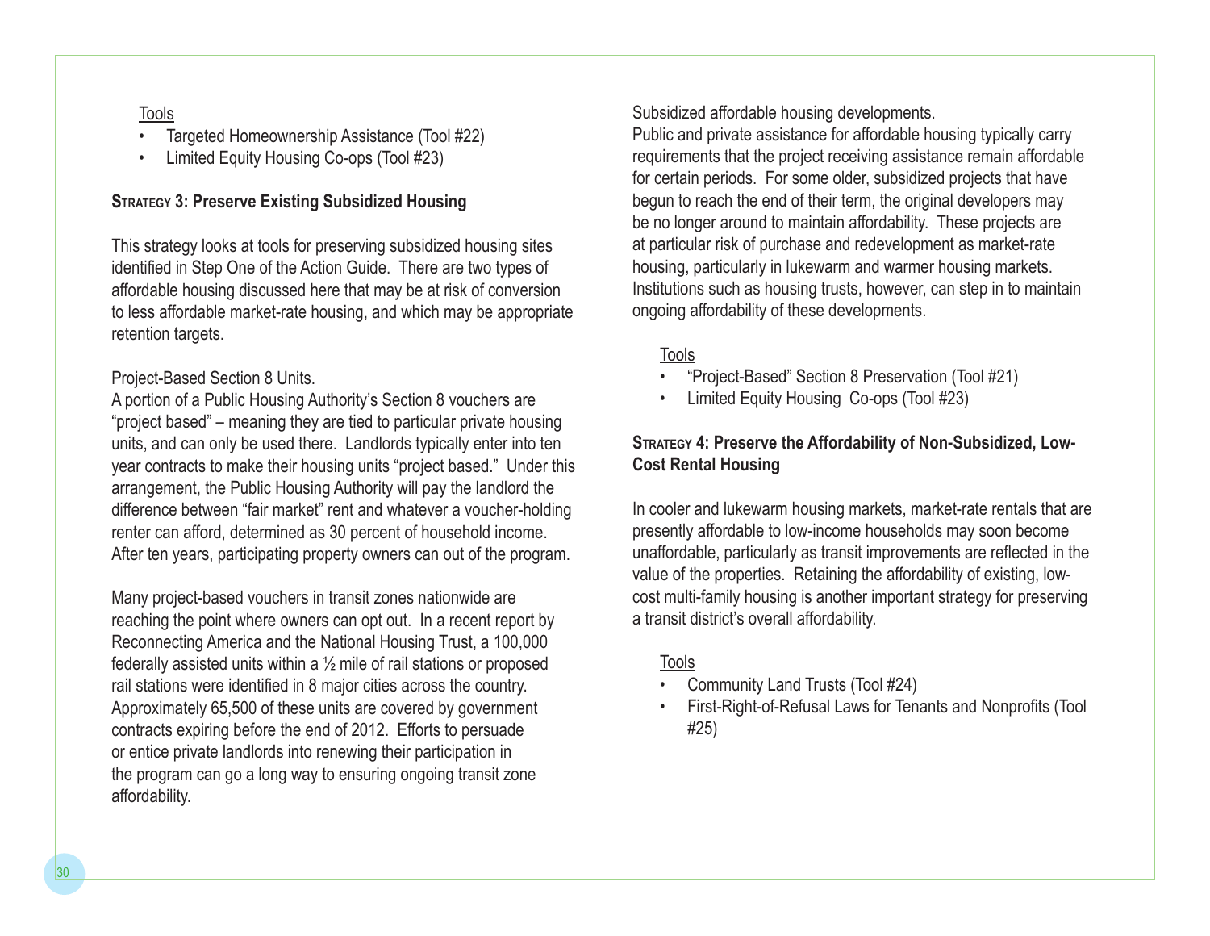Tools

- Targeted Homeownership Assistance (Tool #22)
- Limited Equity Housing Co-ops (Tool #23)

**Strategy 3: Preserve Existing Subsidized Housing**

This strategy looks at tools for preserving subsidized housing sites identified in Step One of the Action Guide. There are two types of affordable housing discussed here that may be at risk of conversion to less affordable market-rate housing, and which may be appropriate retention targets.

Project-Based Section 8 Units.
A portion of a Public Housing Authority's Section 8 vouchers are "project based" – meaning they are tied to particular private housing units, and can only be used there. Landlords typically enter into ten year contracts to make their housing units "project based." Under this arrangement, the Public Housing Authority will pay the landlord the difference between "fair market" rent and whatever a voucher-holding renter can afford, determined as 30 percent of household income. After ten years, participating property owners can out of the program.

Many project-based vouchers in transit zones nationwide are reaching the point where owners can opt out. In a recent report by Reconnecting America and the National Housing Trust, a 100,000 federally assisted units within a ½ mile of rail stations or proposed rail stations were identified in 8 major cities across the country. Approximately 65,500 of these units are covered by government contracts expiring before the end of 2012. Efforts to persuade or entice private landlords into renewing their participation in the program can go a long way to ensuring ongoing transit zone affordability.

Subsidized affordable housing developments.
Public and private assistance for affordable housing typically carry requirements that the project receiving assistance remain affordable for certain periods. For some older, subsidized projects that have begun to reach the end of their term, the original developers may be no longer around to maintain affordability. These projects are at particular risk of purchase and redevelopment as market-rate housing, particularly in lukewarm and warmer housing markets. Institutions such as housing trusts, however, can step in to maintain ongoing affordability of these developments.

Tools

- "Project-Based" Section 8 Preservation (Tool #21)
- Limited Equity Housing Co-ops (Tool #23)

**Strategy 4: Preserve the Affordability of Non-Subsidized, Low-Cost Rental Housing**

In cooler and lukewarm housing markets, market-rate rentals that are presently affordable to low-income households may soon become unaffordable, particularly as transit improvements are reflected in the value of the properties. Retaining the affordability of existing, low-cost multi-family housing is another important strategy for preserving a transit district's overall affordability.

Tools

- Community Land Trusts (Tool #24)
- First-Right-of-Refusal Laws for Tenants and Nonprofits (Tool #25)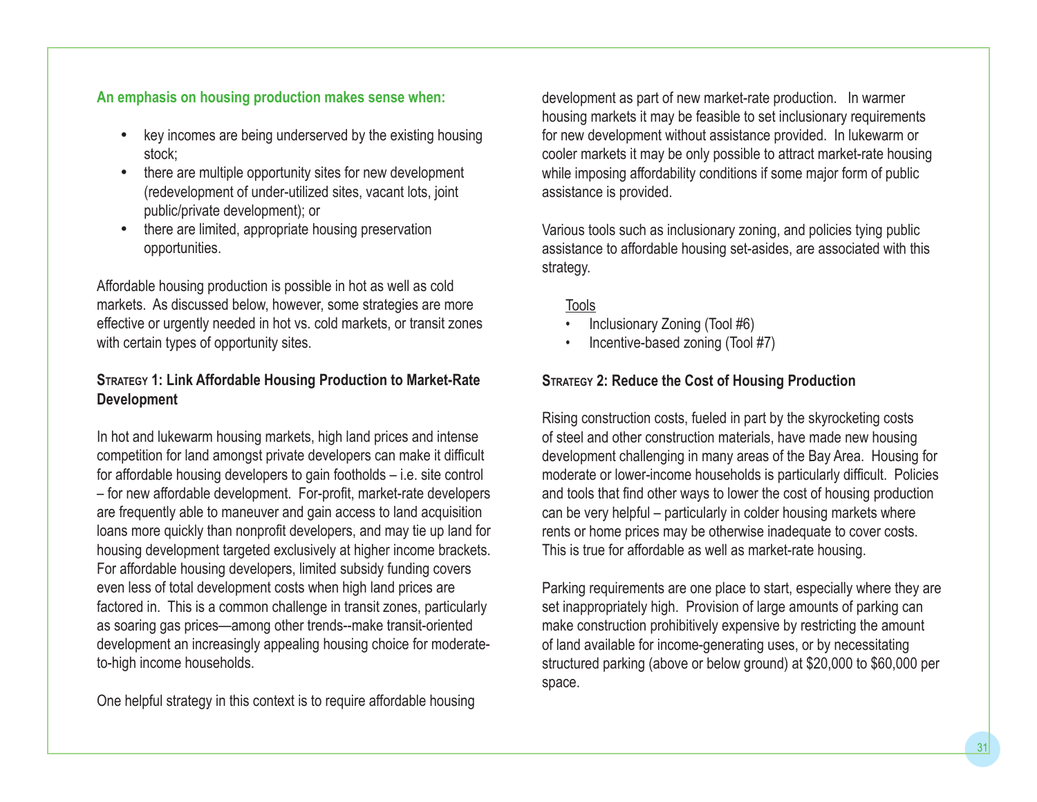**An emphasis on housing production makes sense when:**

- key incomes are being underserved by the existing housing stock;
- there are multiple opportunity sites for new development (redevelopment of under-utilized sites, vacant lots, joint public/private development); or
- there are limited, appropriate housing preservation opportunities.

Affordable housing production is possible in hot as well as cold markets. As discussed below, however, some strategies are more effective or urgently needed in hot vs. cold markets, or transit zones with certain types of opportunity sites.

### Strategy 1: Link Affordable Housing Production to Market-Rate Development

In hot and lukewarm housing markets, high land prices and intense competition for land amongst private developers can make it difficult for affordable housing developers to gain footholds – i.e. site control – for new affordable development. For-profit, market-rate developers are frequently able to maneuver and gain access to land acquisition loans more quickly than nonprofit developers, and may tie up land for housing development targeted exclusively at higher income brackets. For affordable housing developers, limited subsidy funding covers even less of total development costs when high land prices are factored in. This is a common challenge in transit zones, particularly as soaring gas prices—among other trends--make transit-oriented development an increasingly appealing housing choice for moderate-to-high income households.

One helpful strategy in this context is to require affordable housing development as part of new market-rate production. In warmer housing markets it may be feasible to set inclusionary requirements for new development without assistance provided. In lukewarm or cooler markets it may be only possible to attract market-rate housing while imposing affordability conditions if some major form of public assistance is provided.

Various tools such as inclusionary zoning, and policies tying public assistance to affordable housing set-asides, are associated with this strategy.

<u>Tools</u>

- Inclusionary Zoning (Tool #6)
- Incentive-based zoning (Tool #7)

### Strategy 2: Reduce the Cost of Housing Production

Rising construction costs, fueled in part by the skyrocketing costs of steel and other construction materials, have made new housing development challenging in many areas of the Bay Area. Housing for moderate or lower-income households is particularly difficult. Policies and tools that find other ways to lower the cost of housing production can be very helpful – particularly in colder housing markets where rents or home prices may be otherwise inadequate to cover costs. This is true for affordable as well as market-rate housing.

Parking requirements are one place to start, especially where they are set inappropriately high. Provision of large amounts of parking can make construction prohibitively expensive by restricting the amount of land available for income-generating uses, or by necessitating structured parking (above or below ground) at $20,000 to $60,000 per space.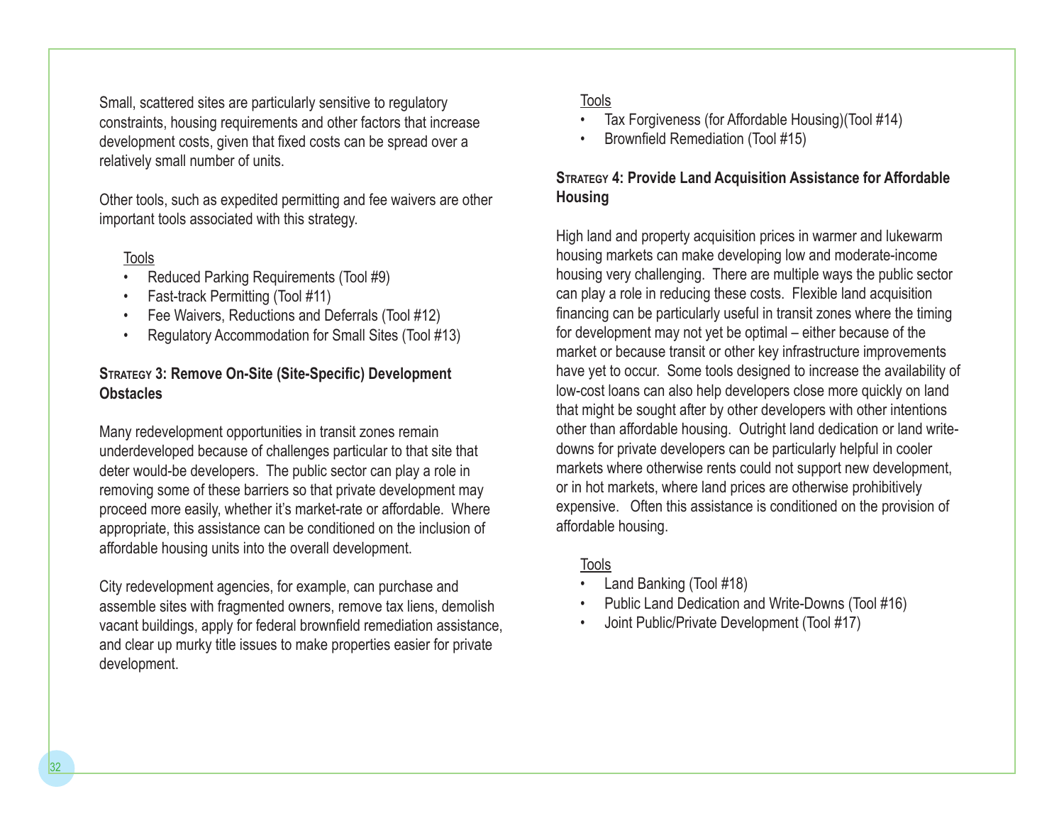Small, scattered sites are particularly sensitive to regulatory constraints, housing requirements and other factors that increase development costs, given that fixed costs can be spread over a relatively small number of units.

Other tools, such as expedited permitting and fee waivers are other important tools associated with this strategy.

Tools

- Reduced Parking Requirements (Tool #9)
- Fast-track Permitting (Tool #11)
- Fee Waivers, Reductions and Deferrals (Tool #12)
- Regulatory Accommodation for Small Sites (Tool #13)

### Strategy 3: Remove On-Site (Site-Specific) Development Obstacles

Many redevelopment opportunities in transit zones remain underdeveloped because of challenges particular to that site that deter would-be developers. The public sector can play a role in removing some of these barriers so that private development may proceed more easily, whether it's market-rate or affordable. Where appropriate, this assistance can be conditioned on the inclusion of affordable housing units into the overall development.

City redevelopment agencies, for example, can purchase and assemble sites with fragmented owners, remove tax liens, demolish vacant buildings, apply for federal brownfield remediation assistance, and clear up murky title issues to make properties easier for private development.

Tools

- Tax Forgiveness (for Affordable Housing)(Tool #14)
- Brownfield Remediation (Tool #15)

### Strategy 4: Provide Land Acquisition Assistance for Affordable Housing

High land and property acquisition prices in warmer and lukewarm housing markets can make developing low and moderate-income housing very challenging. There are multiple ways the public sector can play a role in reducing these costs. Flexible land acquisition financing can be particularly useful in transit zones where the timing for development may not yet be optimal – either because of the market or because transit or other key infrastructure improvements have yet to occur. Some tools designed to increase the availability of low-cost loans can also help developers close more quickly on land that might be sought after by other developers with other intentions other than affordable housing. Outright land dedication or land write-downs for private developers can be particularly helpful in cooler markets where otherwise rents could not support new development, or in hot markets, where land prices are otherwise prohibitively expensive. Often this assistance is conditioned on the provision of affordable housing.

Tools

- Land Banking (Tool #18)
- Public Land Dedication and Write-Downs (Tool #16)
- Joint Public/Private Development (Tool #17)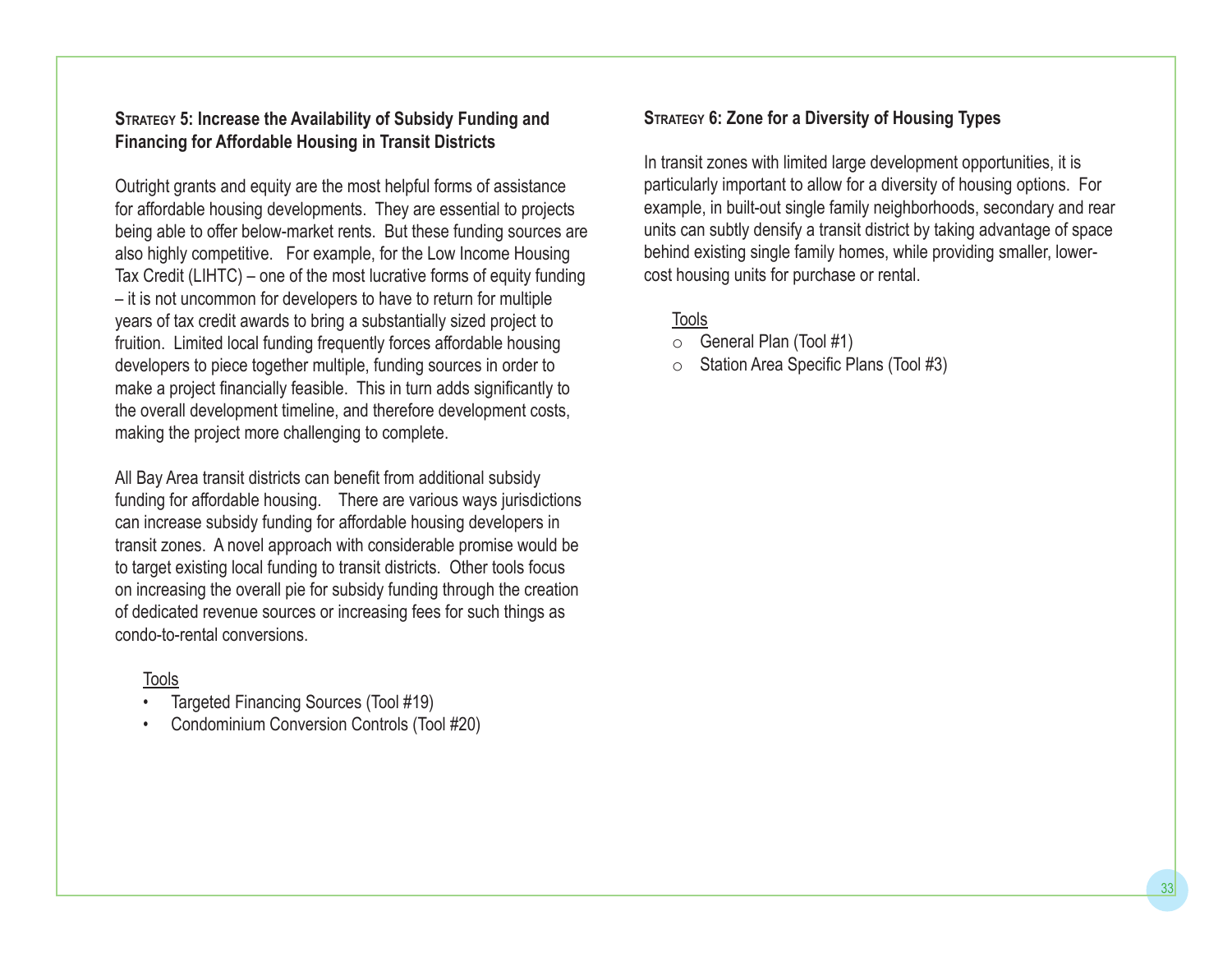### Strategy 5: Increase the Availability of Subsidy Funding and Financing for Affordable Housing in Transit Districts

Outright grants and equity are the most helpful forms of assistance for affordable housing developments. They are essential to projects being able to offer below-market rents. But these funding sources are also highly competitive. For example, for the Low Income Housing Tax Credit (LIHTC) – one of the most lucrative forms of equity funding – it is not uncommon for developers to have to return for multiple years of tax credit awards to bring a substantially sized project to fruition. Limited local funding frequently forces affordable housing developers to piece together multiple, funding sources in order to make a project financially feasible. This in turn adds significantly to the overall development timeline, and therefore development costs, making the project more challenging to complete.

All Bay Area transit districts can benefit from additional subsidy funding for affordable housing. There are various ways jurisdictions can increase subsidy funding for affordable housing developers in transit zones. A novel approach with considerable promise would be to target existing local funding to transit districts. Other tools focus on increasing the overall pie for subsidy funding through the creation of dedicated revenue sources or increasing fees for such things as condo-to-rental conversions.

Tools

- Targeted Financing Sources (Tool #19)
- Condominium Conversion Controls (Tool #20)

### Strategy 6: Zone for a Diversity of Housing Types

In transit zones with limited large development opportunities, it is particularly important to allow for a diversity of housing options. For example, in built-out single family neighborhoods, secondary and rear units can subtly densify a transit district by taking advantage of space behind existing single family homes, while providing smaller, lower-cost housing units for purchase or rental.

Tools

- General Plan (Tool #1)
- Station Area Specific Plans (Tool #3)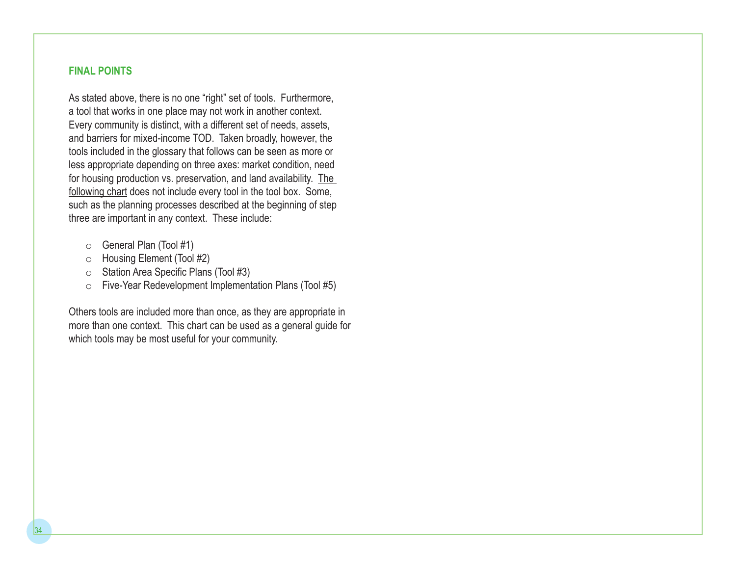### FINAL POINTS

As stated above, there is no one "right" set of tools. Furthermore, a tool that works in one place may not work in another context. Every community is distinct, with a different set of needs, assets, and barriers for mixed-income TOD. Taken broadly, however, the tools included in the glossary that follows can be seen as more or less appropriate depending on three axes: market condition, need for housing production vs. preservation, and land availability. The following chart does not include every tool in the tool box. Some, such as the planning processes described at the beginning of step three are important in any context. These include:

- General Plan (Tool #1)
- Housing Element (Tool #2)
- Station Area Specific Plans (Tool #3)
- Five-Year Redevelopment Implementation Plans (Tool #5)

Others tools are included more than once, as they are appropriate in more than one context. This chart can be used as a general guide for which tools may be most useful for your community.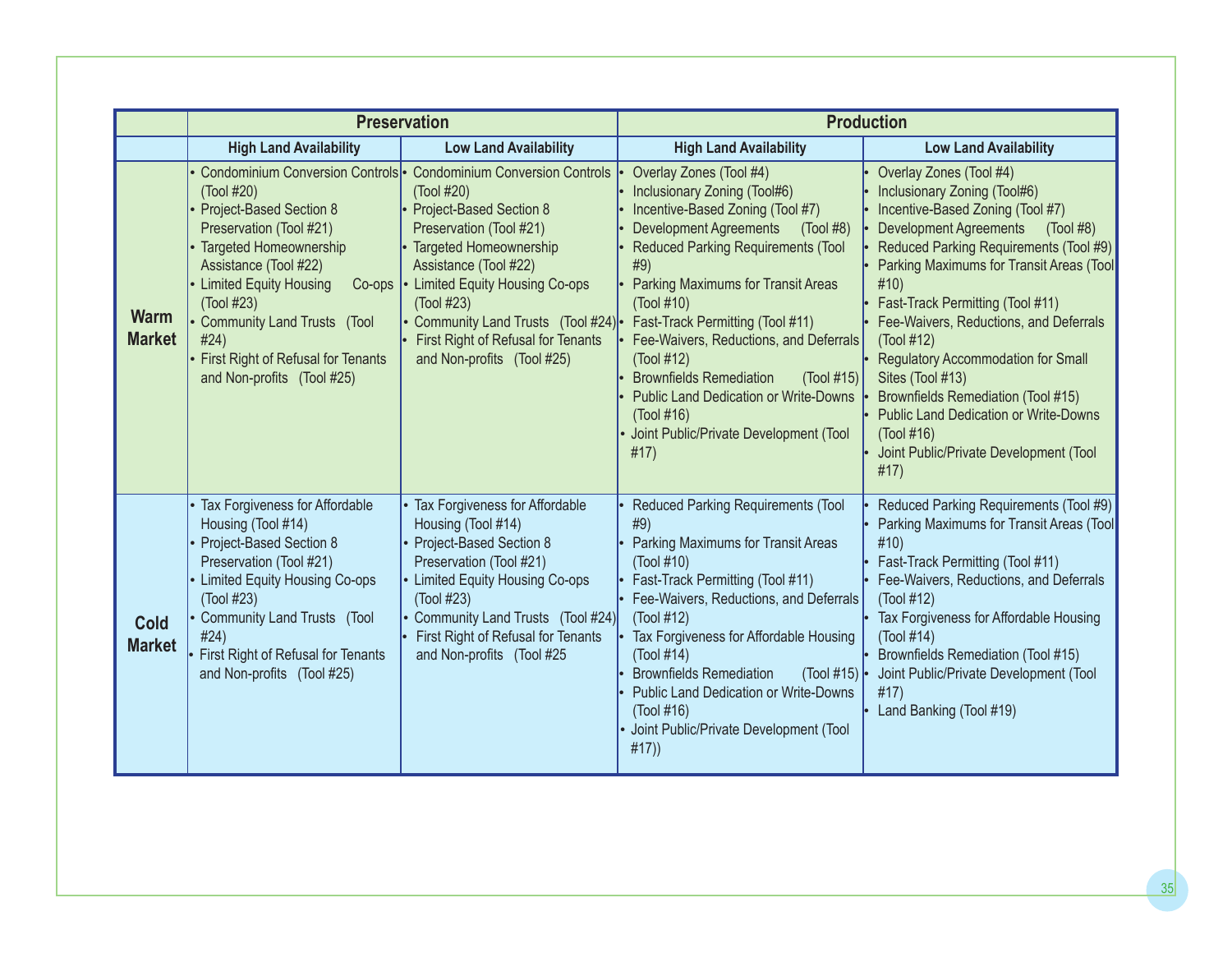| | Preservation | | Production | |
|---|---|---|---|---|
| | High Land Availability | Low Land Availability | High Land Availability | Low Land Availability |
| **Warm Market** | • Condominium Conversion Controls (Tool #20)<br>• Project-Based Section 8 Preservation (Tool #21)<br>• Targeted Homeownership Assistance (Tool #22)<br>• Limited Equity Housing Co-ops (Tool #23)<br>• Community Land Trusts (Tool #24)<br>• First Right of Refusal for Tenants and Non-profits (Tool #25) | • Condominium Conversion Controls (Tool #20)<br>• Project-Based Section 8 Preservation (Tool #21)<br>• Targeted Homeownership Assistance (Tool #22)<br>• Limited Equity Housing Co-ops (Tool #23)<br>• Community Land Trusts (Tool #24)<br>• First Right of Refusal for Tenants and Non-profits (Tool #25) | • Overlay Zones (Tool #4)<br>• Inclusionary Zoning (Tool#6)<br>• Incentive-Based Zoning (Tool #7)<br>• Development Agreements (Tool #8)<br>• Reduced Parking Requirements (Tool #9)<br>• Parking Maximums for Transit Areas (Tool #10)<br>• Fast-Track Permitting (Tool #11)<br>• Fee-Waivers, Reductions, and Deferrals (Tool #12)<br>• Brownfields Remediation (Tool #15)<br>• Public Land Dedication or Write-Downs (Tool #16)<br>• Joint Public/Private Development (Tool #17) | • Overlay Zones (Tool #4)<br>• Inclusionary Zoning (Tool#6)<br>• Incentive-Based Zoning (Tool #7)<br>• Development Agreements (Tool #8)<br>• Reduced Parking Requirements (Tool #9)<br>• Parking Maximums for Transit Areas (Tool #10)<br>• Fast-Track Permitting (Tool #11)<br>• Fee-Waivers, Reductions, and Deferrals (Tool #12)<br>• Regulatory Accommodation for Small Sites (Tool #13)<br>• Brownfields Remediation (Tool #15)<br>• Public Land Dedication or Write-Downs (Tool #16)<br>• Joint Public/Private Development (Tool #17) |
| **Cold Market** | • Tax Forgiveness for Affordable Housing (Tool #14)<br>• Project-Based Section 8 Preservation (Tool #21)<br>• Limited Equity Housing Co-ops (Tool #23)<br>• Community Land Trusts (Tool #24)<br>• First Right of Refusal for Tenants and Non-profits (Tool #25) | • Tax Forgiveness for Affordable Housing (Tool #14)<br>• Project-Based Section 8 Preservation (Tool #21)<br>• Limited Equity Housing Co-ops (Tool #23)<br>• Community Land Trusts (Tool #24)<br>• First Right of Refusal for Tenants and Non-profits (Tool #25 | • Reduced Parking Requirements (Tool #9)<br>• Parking Maximums for Transit Areas (Tool #10)<br>• Fast-Track Permitting (Tool #11)<br>• Fee-Waivers, Reductions, and Deferrals (Tool #12)<br>• Tax Forgiveness for Affordable Housing (Tool #14)<br>• Brownfields Remediation (Tool #15)<br>• Public Land Dedication or Write-Downs (Tool #16)<br>• Joint Public/Private Development (Tool #17)) | • Reduced Parking Requirements (Tool #9)<br>• Parking Maximums for Transit Areas (Tool #10)<br>• Fast-Track Permitting (Tool #11)<br>• Fee-Waivers, Reductions, and Deferrals (Tool #12)<br>• Tax Forgiveness for Affordable Housing (Tool #14)<br>• Brownfields Remediation (Tool #15)<br>• Joint Public/Private Development (Tool #17)<br>• Land Banking (Tool #19) |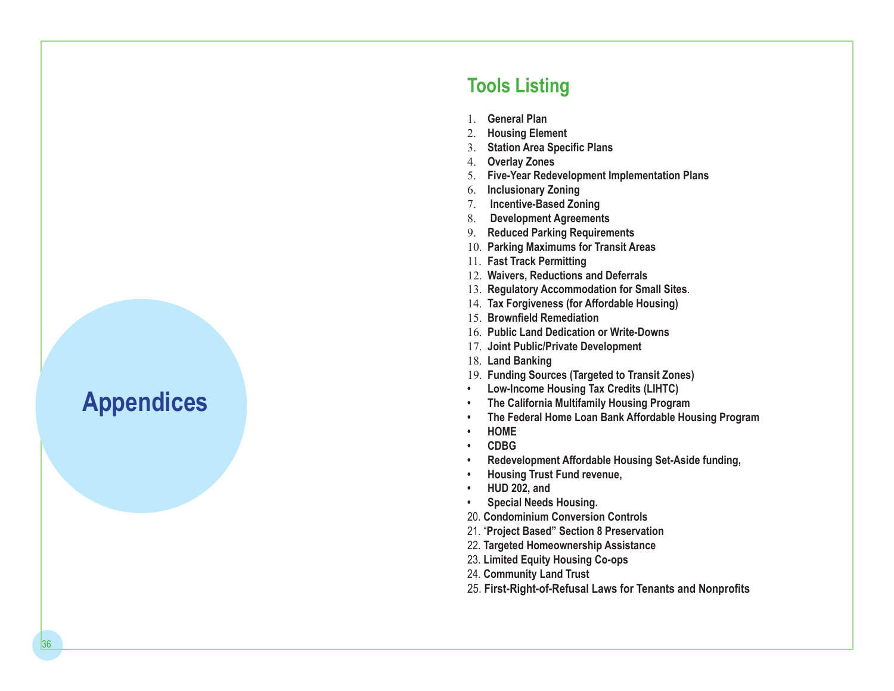# Appendices

## Tools Listing

1. **General Plan**
2. **Housing Element**
3. **Station Area Specific Plans**
4. **Overlay Zones**
5. **Five-Year Redevelopment Implementation Plans**
6. **Inclusionary Zoning**
7. **Incentive-Based Zoning**
8. **Development Agreements**
9. **Reduced Parking Requirements**
10. **Parking Maximums for Transit Areas**
11. **Fast Track Permitting**
12. **Waivers, Reductions and Deferrals**
13. **Regulatory Accommodation for Small Sites**.
14. **Tax Forgiveness (for Affordable Housing)**
15. **Brownfield Remediation**
16. **Public Land Dedication or Write-Downs**
17. **Joint Public/Private Development**
18. **Land Banking**
19. **Funding Sources (Targeted to Transit Zones)**

- **Low-Income Housing Tax Credits (LIHTC)**
- **The California Multifamily Housing Program**
- **The Federal Home Loan Bank Affordable Housing Program**
- **HOME**
- **CDBG**
- **Redevelopment Affordable Housing Set-Aside funding,**
- **Housing Trust Fund revenue,**
- **HUD 202, and**
- **Special Needs Housing.**

20. **Condominium Conversion Controls**
21. **"Project Based" Section 8 Preservation**
22. **Targeted Homeownership Assistance**
23. **Limited Equity Housing Co-ops**
24. **Community Land Trust**
25. **First-Right-of-Refusal Laws for Tenants and Nonprofits**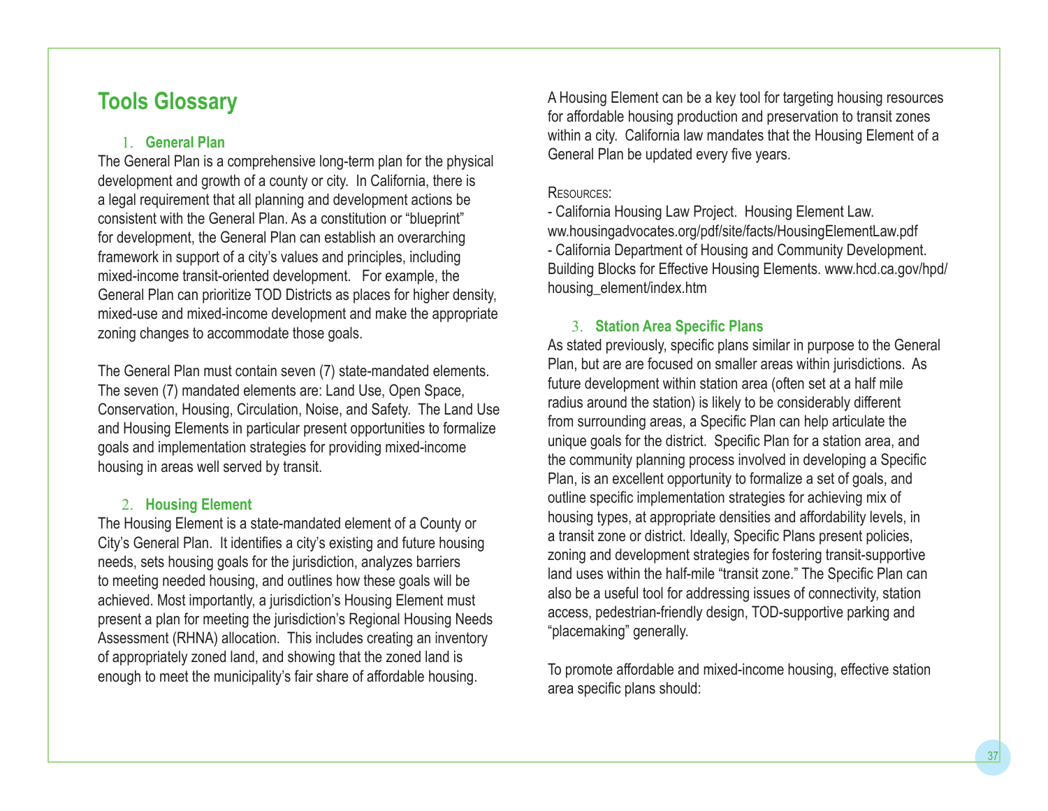## Tools Glossary

### 1. General Plan

The General Plan is a comprehensive long-term plan for the physical development and growth of a county or city. In California, there is a legal requirement that all planning and development actions be consistent with the General Plan. As a constitution or "blueprint" for development, the General Plan can establish an overarching framework in support of a city's values and principles, including mixed-income transit-oriented development. For example, the General Plan can prioritize TOD Districts as places for higher density, mixed-use and mixed-income development and make the appropriate zoning changes to accommodate those goals.

The General Plan must contain seven (7) state-mandated elements. The seven (7) mandated elements are: Land Use, Open Space, Conservation, Housing, Circulation, Noise, and Safety. The Land Use and Housing Elements in particular present opportunities to formalize goals and implementation strategies for providing mixed-income housing in areas well served by transit.

### 2. Housing Element

The Housing Element is a state-mandated element of a County or City's General Plan. It identifies a city's existing and future housing needs, sets housing goals for the jurisdiction, analyzes barriers to meeting needed housing, and outlines how these goals will be achieved. Most importantly, a jurisdiction's Housing Element must present a plan for meeting the jurisdiction's Regional Housing Needs Assessment (RHNA) allocation. This includes creating an inventory of appropriately zoned land, and showing that the zoned land is enough to meet the municipality's fair share of affordable housing.

A Housing Element can be a key tool for targeting housing resources for affordable housing production and preservation to transit zones within a city. California law mandates that the Housing Element of a General Plan be updated every five years.

Resources:

- California Housing Law Project. Housing Element Law. ww.housingadvocates.org/pdf/site/facts/HousingElementLaw.pdf
- California Department of Housing and Community Development. Building Blocks for Effective Housing Elements. www.hcd.ca.gov/hpd/housing_element/index.htm

### 3. Station Area Specific Plans

As stated previously, specific plans similar in purpose to the General Plan, but are are focused on smaller areas within jurisdictions. As future development within station area (often set at a half mile radius around the station) is likely to be considerably different from surrounding areas, a Specific Plan can help articulate the unique goals for the district. Specific Plan for a station area, and the community planning process involved in developing a Specific Plan, is an excellent opportunity to formalize a set of goals, and outline specific implementation strategies for achieving mix of housing types, at appropriate densities and affordability levels, in a transit zone or district. Ideally, Specific Plans present policies, zoning and development strategies for fostering transit-supportive land uses within the half-mile "transit zone." The Specific Plan can also be a useful tool for addressing issues of connectivity, station access, pedestrian-friendly design, TOD-supportive parking and "placemaking" generally.

To promote affordable and mixed-income housing, effective station area specific plans should: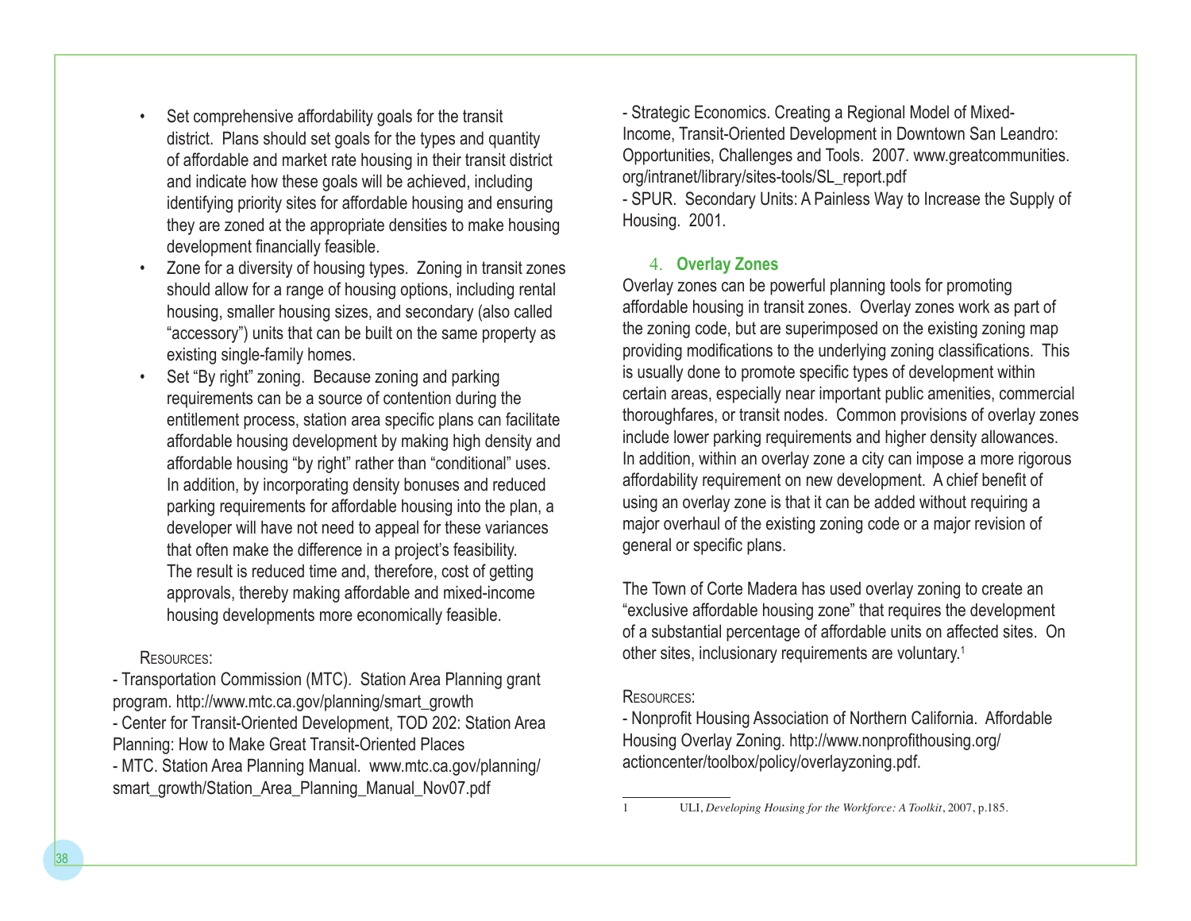- Set comprehensive affordability goals for the transit district. Plans should set goals for the types and quantity of affordable and market rate housing in their transit district and indicate how these goals will be achieved, including identifying priority sites for affordable housing and ensuring they are zoned at the appropriate densities to make housing development financially feasible.
- Zone for a diversity of housing types. Zoning in transit zones should allow for a range of housing options, including rental housing, smaller housing sizes, and secondary (also called "accessory") units that can be built on the same property as existing single-family homes.
- Set "By right" zoning. Because zoning and parking requirements can be a source of contention during the entitlement process, station area specific plans can facilitate affordable housing development by making high density and affordable housing "by right" rather than "conditional" uses. In addition, by incorporating density bonuses and reduced parking requirements for affordable housing into the plan, a developer will have not need to appeal for these variances that often make the difference in a project's feasibility. The result is reduced time and, therefore, cost of getting approvals, thereby making affordable and mixed-income housing developments more economically feasible.

Resources:

- Transportation Commission (MTC). Station Area Planning grant program. http://www.mtc.ca.gov/planning/smart_growth
- Center for Transit-Oriented Development, TOD 202: Station Area Planning: How to Make Great Transit-Oriented Places
- MTC. Station Area Planning Manual. www.mtc.ca.gov/planning/smart_growth/Station_Area_Planning_Manual_Nov07.pdf
- Strategic Economics. Creating a Regional Model of Mixed-Income, Transit-Oriented Development in Downtown San Leandro: Opportunities, Challenges and Tools. 2007. www.greatcommunities.org/intranet/library/sites-tools/SL_report.pdf
- SPUR. Secondary Units: A Painless Way to Increase the Supply of Housing. 2001.

### 4. Overlay Zones

Overlay zones can be powerful planning tools for promoting affordable housing in transit zones. Overlay zones work as part of the zoning code, but are superimposed on the existing zoning map providing modifications to the underlying zoning classifications. This is usually done to promote specific types of development within certain areas, especially near important public amenities, commercial thoroughfares, or transit nodes. Common provisions of overlay zones include lower parking requirements and higher density allowances. In addition, within an overlay zone a city can impose a more rigorous affordability requirement on new development. A chief benefit of using an overlay zone is that it can be added without requiring a major overhaul of the existing zoning code or a major revision of general or specific plans.

The Town of Corte Madera has used overlay zoning to create an "exclusive affordable housing zone" that requires the development of a substantial percentage of affordable units on affected sites. On other sites, inclusionary requirements are voluntary.[1]

Resources:

- Nonprofit Housing Association of Northern California. Affordable Housing Overlay Zoning. http://www.nonprofithousing.org/actioncenter/toolbox/policy/overlayzoning.pdf.

---

1 ULI, *Developing Housing for the Workforce: A Toolkit*, 2007, p.185.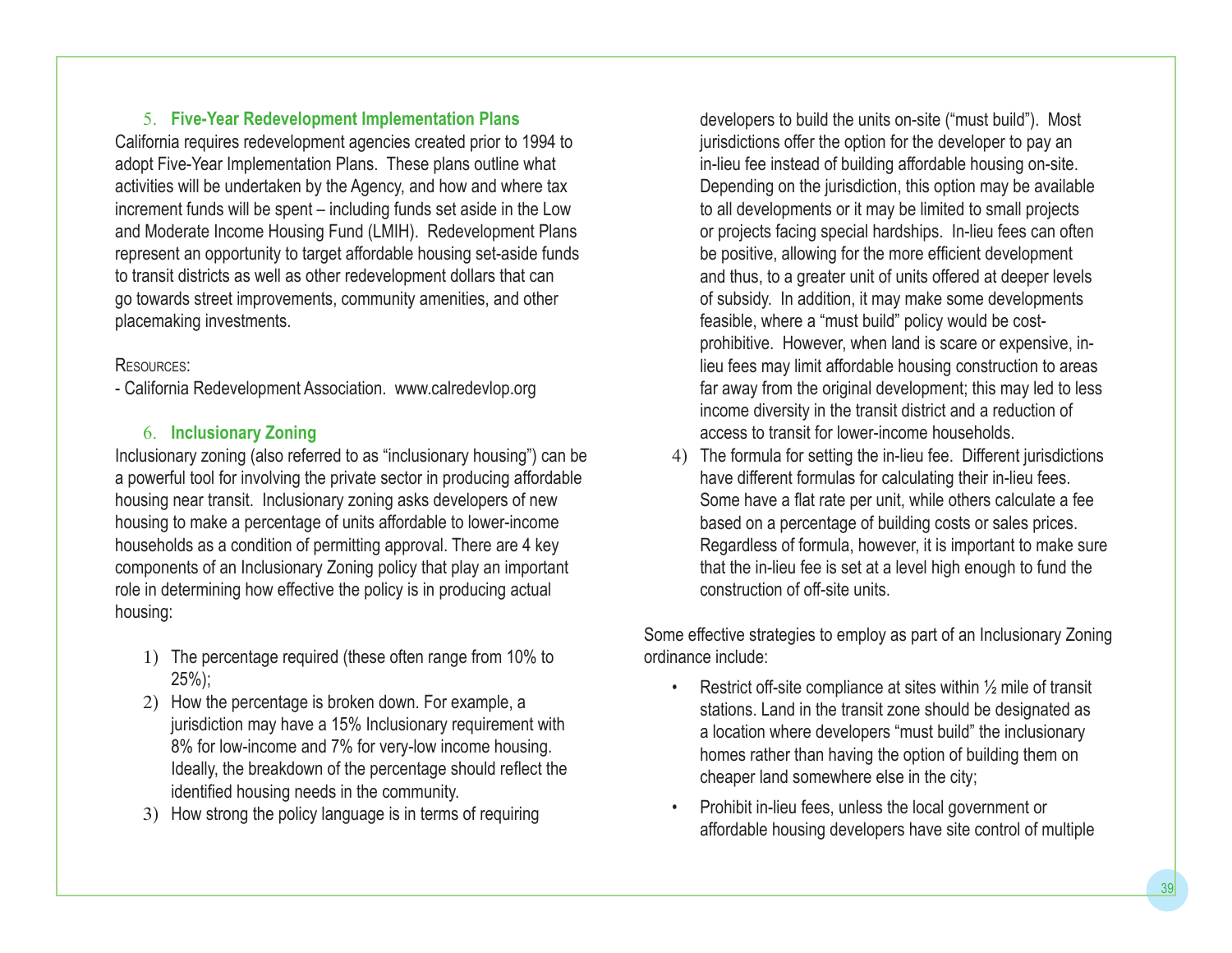### 5. Five-Year Redevelopment Implementation Plans

California requires redevelopment agencies created prior to 1994 to adopt Five-Year Implementation Plans. These plans outline what activities will be undertaken by the Agency, and how and where tax increment funds will be spent – including funds set aside in the Low and Moderate Income Housing Fund (LMIH). Redevelopment Plans represent an opportunity to target affordable housing set-aside funds to transit districts as well as other redevelopment dollars that can go towards street improvements, community amenities, and other placemaking investments.

Resources:

- California Redevelopment Association. www.calredevlop.org

### 6. Inclusionary Zoning

Inclusionary zoning (also referred to as "inclusionary housing") can be a powerful tool for involving the private sector in producing affordable housing near transit. Inclusionary zoning asks developers of new housing to make a percentage of units affordable to lower-income households as a condition of permitting approval. There are 4 key components of an Inclusionary Zoning policy that play an important role in determining how effective the policy is in producing actual housing:

1) The percentage required (these often range from 10% to 25%);
2) How the percentage is broken down. For example, a jurisdiction may have a 15% Inclusionary requirement with 8% for low-income and 7% for very-low income housing. Ideally, the breakdown of the percentage should reflect the identified housing needs in the community.
3) How strong the policy language is in terms of requiring developers to build the units on-site ("must build"). Most jurisdictions offer the option for the developer to pay an in-lieu fee instead of building affordable housing on-site. Depending on the jurisdiction, this option may be available to all developments or it may be limited to small projects or projects facing special hardships. In-lieu fees can often be positive, allowing for the more efficient development and thus, to a greater unit of units offered at deeper levels of subsidy. In addition, it may make some developments feasible, where a "must build" policy would be cost-prohibitive. However, when land is scare or expensive, in-lieu fees may limit affordable housing construction to areas far away from the original development; this may led to less income diversity in the transit district and a reduction of access to transit for lower-income households.
4) The formula for setting the in-lieu fee. Different jurisdictions have different formulas for calculating their in-lieu fees. Some have a flat rate per unit, while others calculate a fee based on a percentage of building costs or sales prices. Regardless of formula, however, it is important to make sure that the in-lieu fee is set at a level high enough to fund the construction of off-site units.

Some effective strategies to employ as part of an Inclusionary Zoning ordinance include:

- Restrict off-site compliance at sites within ½ mile of transit stations. Land in the transit zone should be designated as a location where developers "must build" the inclusionary homes rather than having the option of building them on cheaper land somewhere else in the city;
- Prohibit in-lieu fees, unless the local government or affordable housing developers have site control of multiple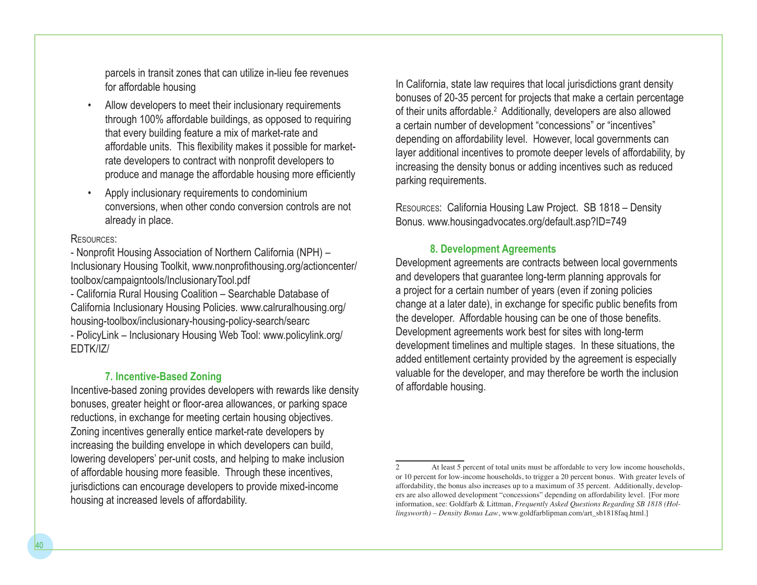parcels in transit zones that can utilize in-lieu fee revenues for affordable housing

- Allow developers to meet their inclusionary requirements through 100% affordable buildings, as opposed to requiring that every building feature a mix of market-rate and affordable units. This flexibility makes it possible for market-rate developers to contract with nonprofit developers to produce and manage the affordable housing more efficiently
- Apply inclusionary requirements to condominium conversions, when other condo conversion controls are not already in place.

Resources:

- Nonprofit Housing Association of Northern California (NPH) – Inclusionary Housing Toolkit, www.nonprofithousing.org/actioncenter/toolbox/campaigntools/InclusionaryTool.pdf
- California Rural Housing Coalition – Searchable Database of California Inclusionary Housing Policies. www.calruralhousing.org/housing-toolbox/inclusionary-housing-policy-search/searc
- PolicyLink – Inclusionary Housing Web Tool: www.policylink.org/EDTK/IZ/

### 7. Incentive-Based Zoning

Incentive-based zoning provides developers with rewards like density bonuses, greater height or floor-area allowances, or parking space reductions, in exchange for meeting certain housing objectives. Zoning incentives generally entice market-rate developers by increasing the building envelope in which developers can build, lowering developers' per-unit costs, and helping to make inclusion of affordable housing more feasible. Through these incentives, jurisdictions can encourage developers to provide mixed-income housing at increased levels of affordability.

In California, state law requires that local jurisdictions grant density bonuses of 20-35 percent for projects that make a certain percentage of their units affordable.[2] Additionally, developers are also allowed a certain number of development "concessions" or "incentives" depending on affordability level. However, local governments can layer additional incentives to promote deeper levels of affordability, by increasing the density bonus or adding incentives such as reduced parking requirements.

Resources: California Housing Law Project. SB 1818 – Density Bonus. www.housingadvocates.org/default.asp?ID=749

### 8. Development Agreements

Development agreements are contracts between local governments and developers that guarantee long-term planning approvals for a project for a certain number of years (even if zoning policies change at a later date), in exchange for specific public benefits from the developer. Affordable housing can be one of those benefits. Development agreements work best for sites with long-term development timelines and multiple stages. In these situations, the added entitlement certainty provided by the agreement is especially valuable for the developer, and may therefore be worth the inclusion of affordable housing.

---

2 At least 5 percent of total units must be affordable to very low income households, or 10 percent for low-income households, to trigger a 20 percent bonus. With greater levels of affordability, the bonus also increases up to a maximum of 35 percent. Additionally, developers are also allowed development "concessions" depending on affordability level. [For more information, see: Goldfarb & Littman, *Frequently Asked Questions Regarding SB 1818 (Hollingsworth) – Density Bonus Law*, www.goldfarblipman.com/art_sb1818faq.html.]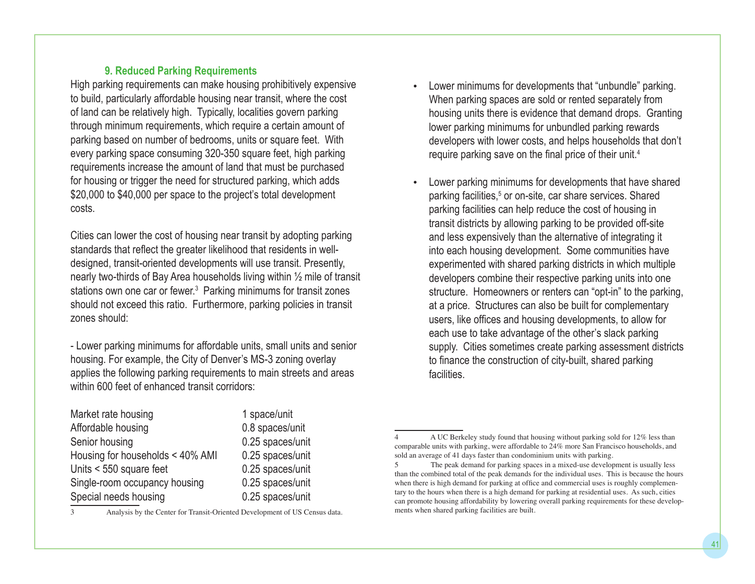### 9. Reduced Parking Requirements

High parking requirements can make housing prohibitively expensive to build, particularly affordable housing near transit, where the cost of land can be relatively high. Typically, localities govern parking through minimum requirements, which require a certain amount of parking based on number of bedrooms, units or square feet. With every parking space consuming 320-350 square feet, high parking requirements increase the amount of land that must be purchased for housing or trigger the need for structured parking, which adds $20,000 to $40,000 per space to the project's total development costs.

Cities can lower the cost of housing near transit by adopting parking standards that reflect the greater likelihood that residents in well-designed, transit-oriented developments will use transit. Presently, nearly two-thirds of Bay Area households living within ½ mile of transit stations own one car or fewer.[3] Parking minimums for transit zones should not exceed this ratio. Furthermore, parking policies in transit zones should:

- Lower parking minimums for affordable units, small units and senior housing. For example, the City of Denver's MS-3 zoning overlay applies the following parking requirements to main streets and areas within 600 feet of enhanced transit corridors:

| | |
|---|---|
| Market rate housing | 1 space/unit |
| Affordable housing | 0.8 spaces/unit |
| Senior housing | 0.25 spaces/unit |
| Housing for households < 40% AMI | 0.25 spaces/unit |
| Units < 550 square feet | 0.25 spaces/unit |
| Single-room occupancy housing | 0.25 spaces/unit |
| Special needs housing | 0.25 spaces/unit |

- Lower minimums for developments that "unbundle" parking. When parking spaces are sold or rented separately from housing units there is evidence that demand drops. Granting lower parking minimums for unbundled parking rewards developers with lower costs, and helps households that don't require parking save on the final price of their unit.[4]

- Lower parking minimums for developments that have shared parking facilities,[5] or on-site, car share services. Shared parking facilities can help reduce the cost of housing in transit districts by allowing parking to be provided off-site and less expensively than the alternative of integrating it into each housing development. Some communities have experimented with shared parking districts in which multiple developers combine their respective parking units into one structure. Homeowners or renters can "opt-in" to the parking, at a price. Structures can also be built for complementary users, like offices and housing developments, to allow for each use to take advantage of the other's slack parking supply. Cities sometimes create parking assessment districts to finance the construction of city-built, shared parking facilities.

---

[3] Analysis by the Center for Transit-Oriented Development of US Census data.

[4] A UC Berkeley study found that housing without parking sold for 12% less than comparable units with parking, were affordable to 24% more San Francisco households, and sold an average of 41 days faster than condominium units with parking.

[5] The peak demand for parking spaces in a mixed-use development is usually less than the combined total of the peak demands for the individual uses. This is because the hours when there is high demand for parking at office and commercial uses is roughly complementary to the hours when there is a high demand for parking at residential uses. As such, cities can promote housing affordability by lowering overall parking requirements for these developments when shared parking facilities are built.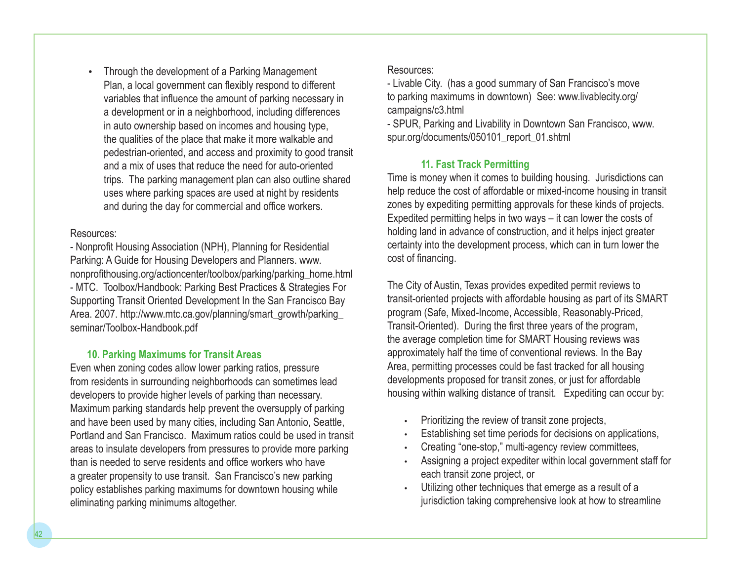- Through the development of a Parking Management Plan, a local government can flexibly respond to different variables that influence the amount of parking necessary in a development or in a neighborhood, including differences in auto ownership based on incomes and housing type, the qualities of the place that make it more walkable and pedestrian-oriented, and access and proximity to good transit and a mix of uses that reduce the need for auto-oriented trips. The parking management plan can also outline shared uses where parking spaces are used at night by residents and during the day for commercial and office workers.

Resources:
- Nonprofit Housing Association (NPH), Planning for Residential Parking: A Guide for Housing Developers and Planners. www.nonprofithousing.org/actioncenter/toolbox/parking/parking_home.html
- MTC. Toolbox/Handbook: Parking Best Practices & Strategies For Supporting Transit Oriented Development In the San Francisco Bay Area. 2007. http://www.mtc.ca.gov/planning/smart_growth/parking_seminar/Toolbox-Handbook.pdf

### 10. Parking Maximums for Transit Areas

Even when zoning codes allow lower parking ratios, pressure from residents in surrounding neighborhoods can sometimes lead developers to provide higher levels of parking than necessary. Maximum parking standards help prevent the oversupply of parking and have been used by many cities, including San Antonio, Seattle, Portland and San Francisco. Maximum ratios could be used in transit areas to insulate developers from pressures to provide more parking than is needed to serve residents and office workers who have a greater propensity to use transit. San Francisco's new parking policy establishes parking maximums for downtown housing while eliminating parking minimums altogether.

Resources:
- Livable City. (has a good summary of San Francisco's move to parking maximums in downtown) See: www.livablecity.org/campaigns/c3.html
- SPUR, Parking and Livability in Downtown San Francisco, www.spur.org/documents/050101_report_01.shtml

### 11. Fast Track Permitting

Time is money when it comes to building housing. Jurisdictions can help reduce the cost of affordable or mixed-income housing in transit zones by expediting permitting approvals for these kinds of projects. Expedited permitting helps in two ways – it can lower the costs of holding land in advance of construction, and it helps inject greater certainty into the development process, which can in turn lower the cost of financing.

The City of Austin, Texas provides expedited permit reviews to transit-oriented projects with affordable housing as part of its SMART program (Safe, Mixed-Income, Accessible, Reasonably-Priced, Transit-Oriented). During the first three years of the program, the average completion time for SMART Housing reviews was approximately half the time of conventional reviews. In the Bay Area, permitting processes could be fast tracked for all housing developments proposed for transit zones, or just for affordable housing within walking distance of transit. Expediting can occur by:

- Prioritizing the review of transit zone projects,
- Establishing set time periods for decisions on applications,
- Creating "one-stop," multi-agency review committees,
- Assigning a project expediter within local government staff for each transit zone project, or
- Utilizing other techniques that emerge as a result of a jurisdiction taking comprehensive look at how to streamline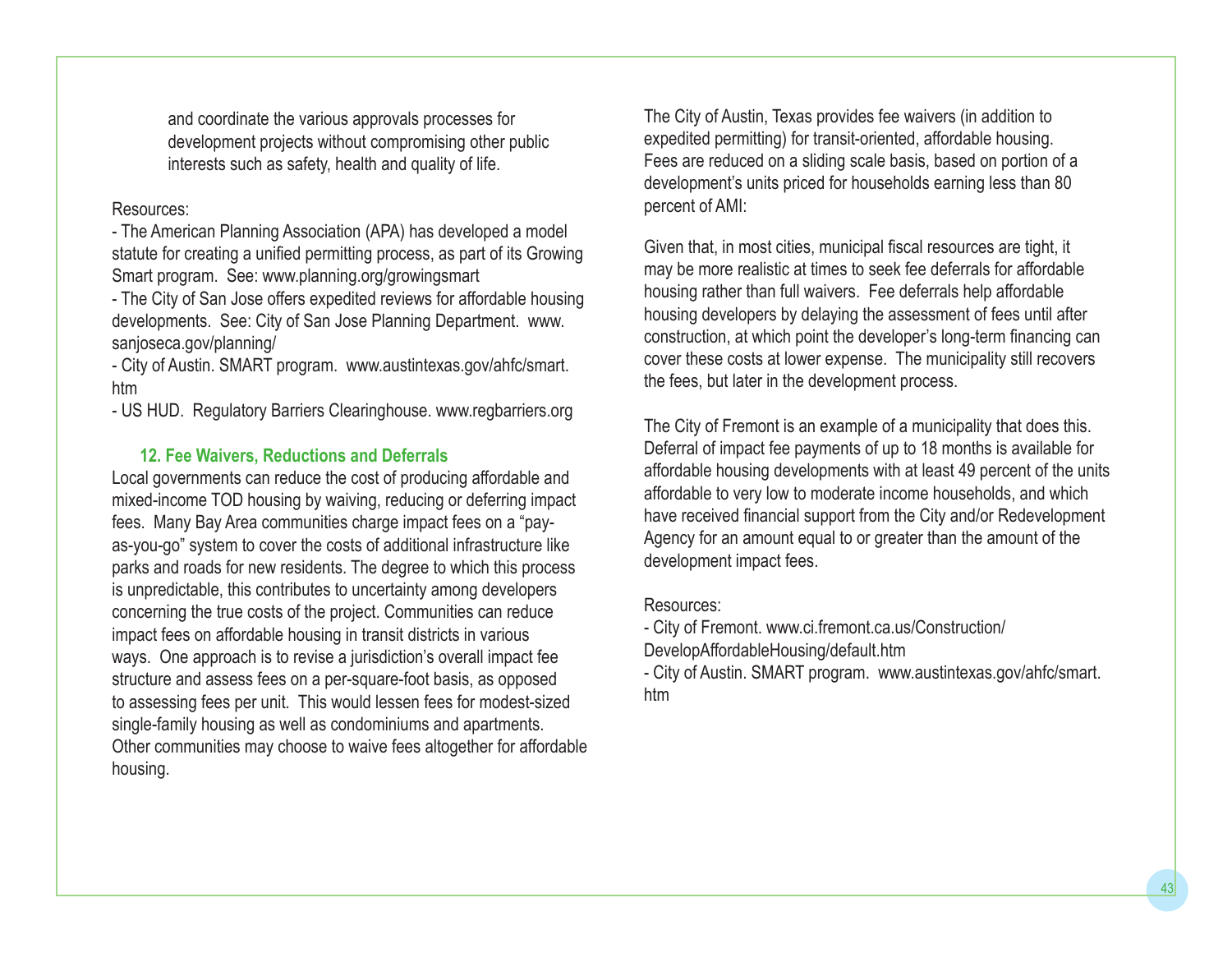and coordinate the various approvals processes for development projects without compromising other public interests such as safety, health and quality of life.

Resources:

- The American Planning Association (APA) has developed a model statute for creating a unified permitting process, as part of its Growing Smart program. See: www.planning.org/growingsmart
- The City of San Jose offers expedited reviews for affordable housing developments. See: City of San Jose Planning Department. www.sanjoseca.gov/planning/
- City of Austin. SMART program. www.austintexas.gov/ahfc/smart.htm
- US HUD. Regulatory Barriers Clearinghouse. www.regbarriers.org

### 12. Fee Waivers, Reductions and Deferrals

Local governments can reduce the cost of producing affordable and mixed-income TOD housing by waiving, reducing or deferring impact fees. Many Bay Area communities charge impact fees on a "pay-as-you-go" system to cover the costs of additional infrastructure like parks and roads for new residents. The degree to which this process is unpredictable, this contributes to uncertainty among developers concerning the true costs of the project. Communities can reduce impact fees on affordable housing in transit districts in various ways. One approach is to revise a jurisdiction's overall impact fee structure and assess fees on a per-square-foot basis, as opposed to assessing fees per unit. This would lessen fees for modest-sized single-family housing as well as condominiums and apartments. Other communities may choose to waive fees altogether for affordable housing.

The City of Austin, Texas provides fee waivers (in addition to expedited permitting) for transit-oriented, affordable housing. Fees are reduced on a sliding scale basis, based on portion of a development's units priced for households earning less than 80 percent of AMI:

Given that, in most cities, municipal fiscal resources are tight, it may be more realistic at times to seek fee deferrals for affordable housing rather than full waivers. Fee deferrals help affordable housing developers by delaying the assessment of fees until after construction, at which point the developer's long-term financing can cover these costs at lower expense. The municipality still recovers the fees, but later in the development process.

The City of Fremont is an example of a municipality that does this. Deferral of impact fee payments of up to 18 months is available for affordable housing developments with at least 49 percent of the units affordable to very low to moderate income households, and which have received financial support from the City and/or Redevelopment Agency for an amount equal to or greater than the amount of the development impact fees.

Resources:

- City of Fremont. www.ci.fremont.ca.us/Construction/DevelopAffordableHousing/default.htm
- City of Austin. SMART program. www.austintexas.gov/ahfc/smart.htm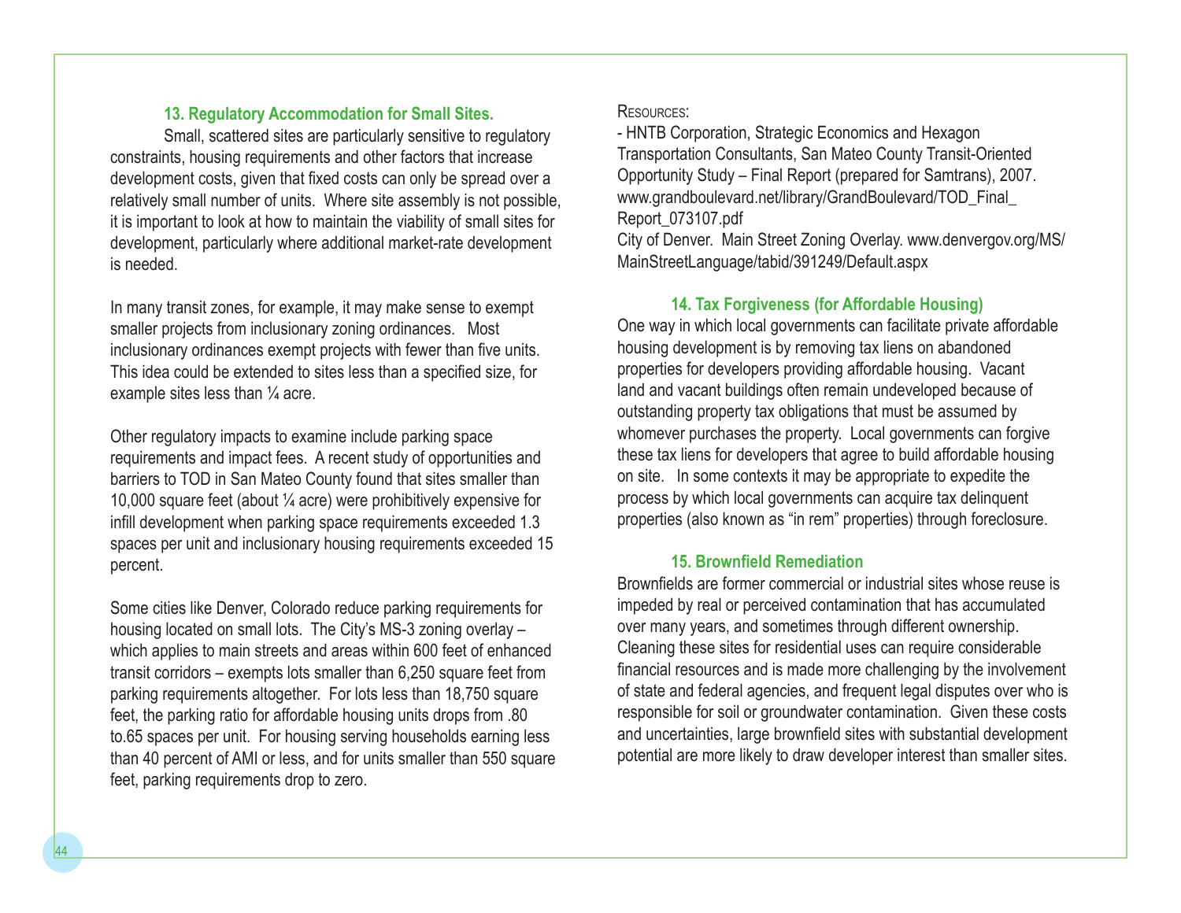### 13. Regulatory Accommodation for Small Sites.

Small, scattered sites are particularly sensitive to regulatory constraints, housing requirements and other factors that increase development costs, given that fixed costs can only be spread over a relatively small number of units. Where site assembly is not possible, it is important to look at how to maintain the viability of small sites for development, particularly where additional market-rate development is needed.

In many transit zones, for example, it may make sense to exempt smaller projects from inclusionary zoning ordinances. Most inclusionary ordinances exempt projects with fewer than five units. This idea could be extended to sites less than a specified size, for example sites less than ¼ acre.

Other regulatory impacts to examine include parking space requirements and impact fees. A recent study of opportunities and barriers to TOD in San Mateo County found that sites smaller than 10,000 square feet (about ¼ acre) were prohibitively expensive for infill development when parking space requirements exceeded 1.3 spaces per unit and inclusionary housing requirements exceeded 15 percent.

Some cities like Denver, Colorado reduce parking requirements for housing located on small lots. The City's MS-3 zoning overlay – which applies to main streets and areas within 600 feet of enhanced transit corridors – exempts lots smaller than 6,250 square feet from parking requirements altogether. For lots less than 18,750 square feet, the parking ratio for affordable housing units drops from .80 to.65 spaces per unit. For housing serving households earning less than 40 percent of AMI or less, and for units smaller than 550 square feet, parking requirements drop to zero.

Resources:

- HNTB Corporation, Strategic Economics and Hexagon Transportation Consultants, San Mateo County Transit-Oriented Opportunity Study – Final Report (prepared for Samtrans), 2007. www.grandboulevard.net/library/GrandBoulevard/TOD_Final_Report_073107.pdf

City of Denver. Main Street Zoning Overlay. www.denvergov.org/MS/MainStreetLanguage/tabid/391249/Default.aspx

### 14. Tax Forgiveness (for Affordable Housing)

One way in which local governments can facilitate private affordable housing development is by removing tax liens on abandoned properties for developers providing affordable housing. Vacant land and vacant buildings often remain undeveloped because of outstanding property tax obligations that must be assumed by whomever purchases the property. Local governments can forgive these tax liens for developers that agree to build affordable housing on site. In some contexts it may be appropriate to expedite the process by which local governments can acquire tax delinquent properties (also known as "in rem" properties) through foreclosure.

### 15. Brownfield Remediation

Brownfields are former commercial or industrial sites whose reuse is impeded by real or perceived contamination that has accumulated over many years, and sometimes through different ownership. Cleaning these sites for residential uses can require considerable financial resources and is made more challenging by the involvement of state and federal agencies, and frequent legal disputes over who is responsible for soil or groundwater contamination. Given these costs and uncertainties, large brownfield sites with substantial development potential are more likely to draw developer interest than smaller sites.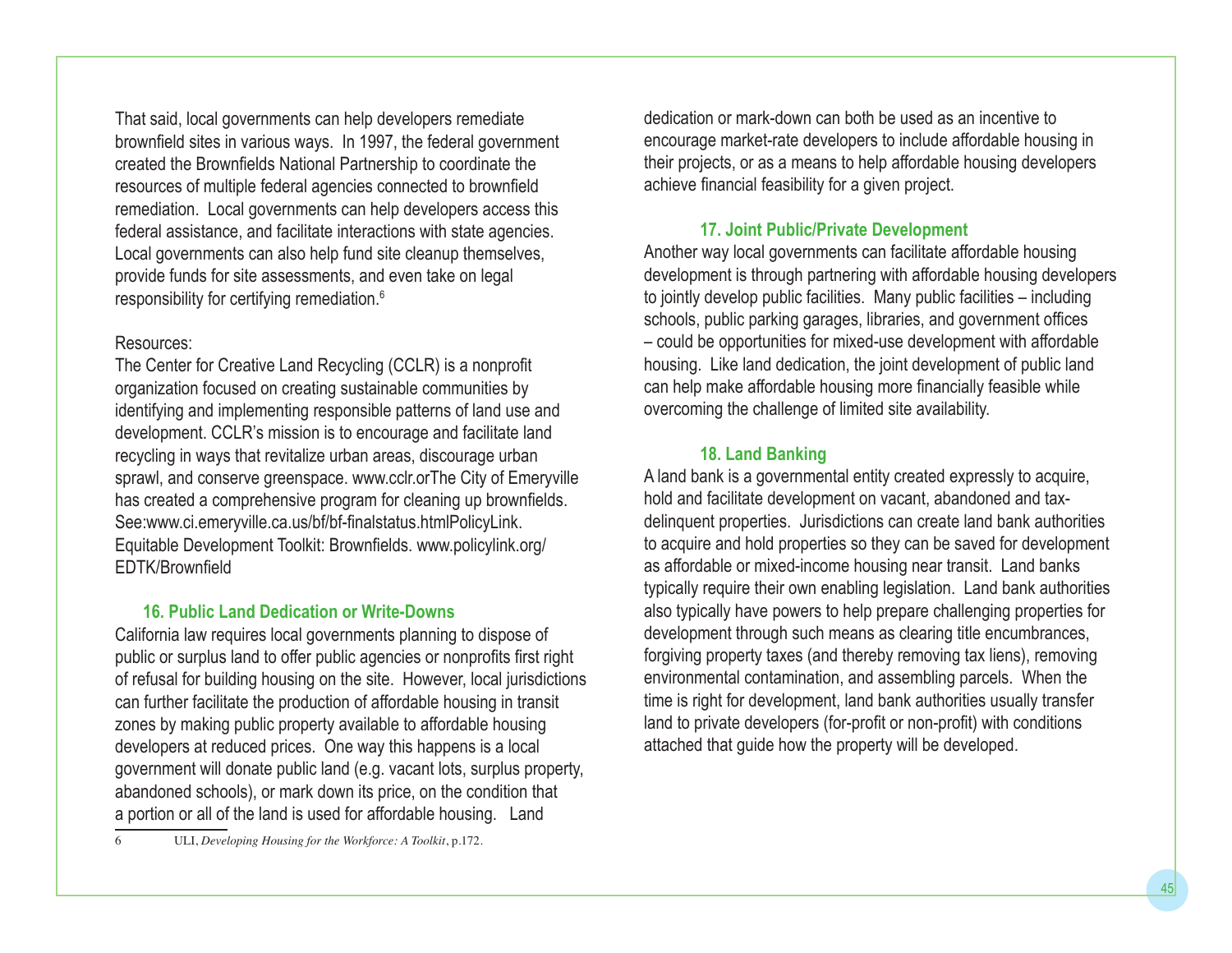That said, local governments can help developers remediate brownfield sites in various ways. In 1997, the federal government created the Brownfields National Partnership to coordinate the resources of multiple federal agencies connected to brownfield remediation. Local governments can help developers access this federal assistance, and facilitate interactions with state agencies. Local governments can also help fund site cleanup themselves, provide funds for site assessments, and even take on legal responsibility for certifying remediation.[6]

Resources:
The Center for Creative Land Recycling (CCLR) is a nonprofit organization focused on creating sustainable communities by identifying and implementing responsible patterns of land use and development. CCLR's mission is to encourage and facilitate land recycling in ways that revitalize urban areas, discourage urban sprawl, and conserve greenspace. www.cclr.orThe City of Emeryville has created a comprehensive program for cleaning up brownfields. See:www.ci.emeryville.ca.us/bf/bf-finalstatus.htmlPolicyLink. Equitable Development Toolkit: Brownfields. www.policylink.org/EDTK/Brownfield

### 16. Public Land Dedication or Write-Downs

California law requires local governments planning to dispose of public or surplus land to offer public agencies or nonprofits first right of refusal for building housing on the site. However, local jurisdictions can further facilitate the production of affordable housing in transit zones by making public property available to affordable housing developers at reduced prices. One way this happens is a local government will donate public land (e.g. vacant lots, surplus property, abandoned schools), or mark down its price, on the condition that a portion or all of the land is used for affordable housing. Land dedication or mark-down can both be used as an incentive to encourage market-rate developers to include affordable housing in their projects, or as a means to help affordable housing developers achieve financial feasibility for a given project.

### 17. Joint Public/Private Development

Another way local governments can facilitate affordable housing development is through partnering with affordable housing developers to jointly develop public facilities. Many public facilities – including schools, public parking garages, libraries, and government offices – could be opportunities for mixed-use development with affordable housing. Like land dedication, the joint development of public land can help make affordable housing more financially feasible while overcoming the challenge of limited site availability.

### 18. Land Banking

A land bank is a governmental entity created expressly to acquire, hold and facilitate development on vacant, abandoned and tax-delinquent properties. Jurisdictions can create land bank authorities to acquire and hold properties so they can be saved for development as affordable or mixed-income housing near transit. Land banks typically require their own enabling legislation. Land bank authorities also typically have powers to help prepare challenging properties for development through such means as clearing title encumbrances, forgiving property taxes (and thereby removing tax liens), removing environmental contamination, and assembling parcels. When the time is right for development, land bank authorities usually transfer land to private developers (for-profit or non-profit) with conditions attached that guide how the property will be developed.

---

6 ULI, *Developing Housing for the Workforce: A Toolkit*, p.172.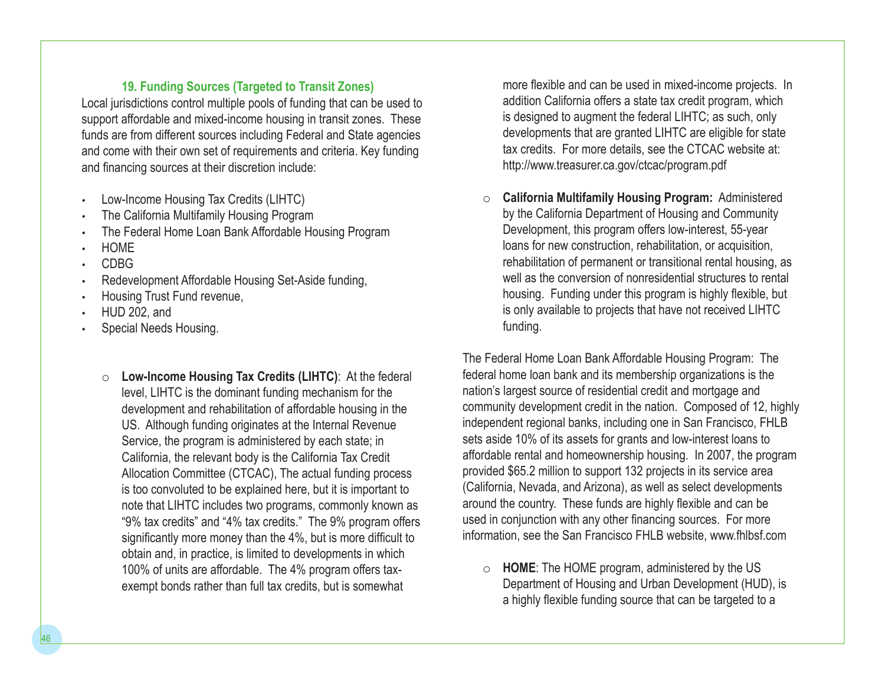### 19. Funding Sources (Targeted to Transit Zones)

Local jurisdictions control multiple pools of funding that can be used to support affordable and mixed-income housing in transit zones. These funds are from different sources including Federal and State agencies and come with their own set of requirements and criteria. Key funding and financing sources at their discretion include:

- Low-Income Housing Tax Credits (LIHTC)
- The California Multifamily Housing Program
- The Federal Home Loan Bank Affordable Housing Program
- HOME
- CDBG
- Redevelopment Affordable Housing Set-Aside funding,
- Housing Trust Fund revenue,
- HUD 202, and
- Special Needs Housing.

  - **Low-Income Housing Tax Credits (LIHTC)**: At the federal level, LIHTC is the dominant funding mechanism for the development and rehabilitation of affordable housing in the US. Although funding originates at the Internal Revenue Service, the program is administered by each state; in California, the relevant body is the California Tax Credit Allocation Committee (CTCAC), The actual funding process is too convoluted to be explained here, but it is important to note that LIHTC includes two programs, commonly known as "9% tax credits" and "4% tax credits." The 9% program offers significantly more money than the 4%, but is more difficult to obtain and, in practice, is limited to developments in which 100% of units are affordable. The 4% program offers tax-exempt bonds rather than full tax credits, but is somewhat more flexible and can be used in mixed-income projects. In addition California offers a state tax credit program, which is designed to augment the federal LIHTC; as such, only developments that are granted LIHTC are eligible for state tax credits. For more details, see the CTCAC website at: http://www.treasurer.ca.gov/ctcac/program.pdf

  - **California Multifamily Housing Program:** Administered by the California Department of Housing and Community Development, this program offers low-interest, 55-year loans for new construction, rehabilitation, or acquisition, rehabilitation of permanent or transitional rental housing, as well as the conversion of nonresidential structures to rental housing. Funding under this program is highly flexible, but is only available to projects that have not received LIHTC funding.

The Federal Home Loan Bank Affordable Housing Program: The federal home loan bank and its membership organizations is the nation's largest source of residential credit and mortgage and community development credit in the nation. Composed of 12, highly independent regional banks, including one in San Francisco, FHLB sets aside 10% of its assets for grants and low-interest loans to affordable rental and homeownership housing. In 2007, the program provided $65.2 million to support 132 projects in its service area (California, Nevada, and Arizona), as well as select developments around the country. These funds are highly flexible and can be used in conjunction with any other financing sources. For more information, see the San Francisco FHLB website, www.fhlbsf.com

  - **HOME**: The HOME program, administered by the US Department of Housing and Urban Development (HUD), is a highly flexible funding source that can be targeted to a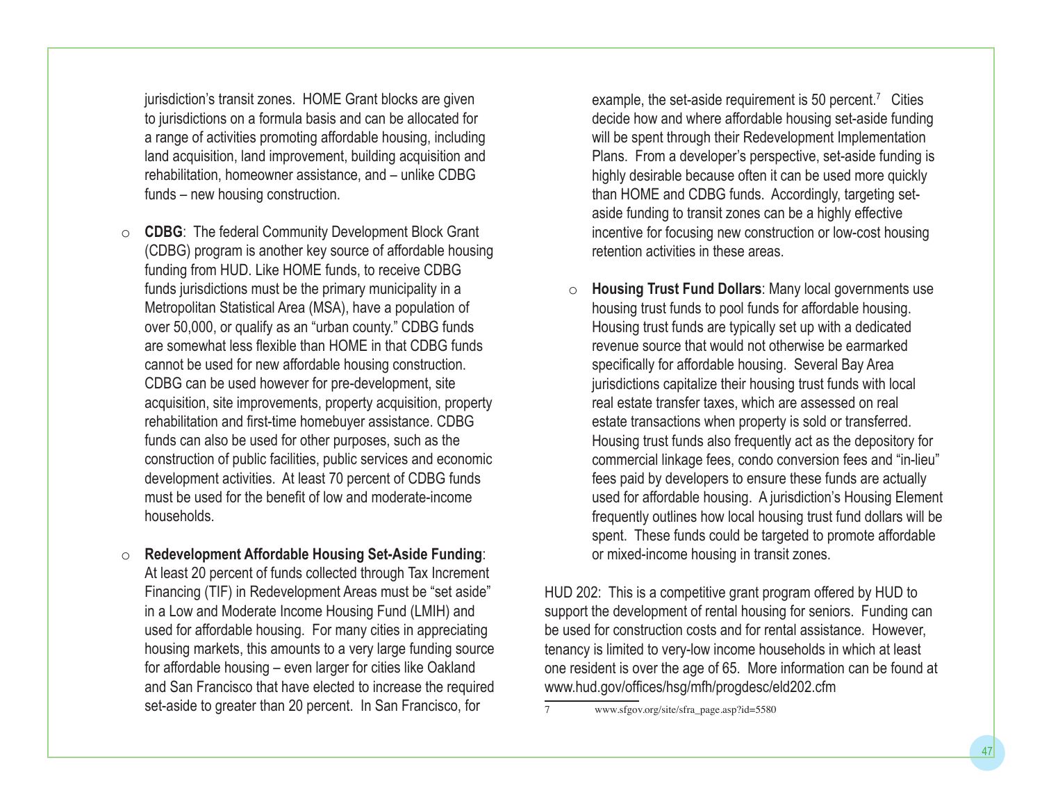jurisdiction's transit zones. HOME Grant blocks are given to jurisdictions on a formula basis and can be allocated for a range of activities promoting affordable housing, including land acquisition, land improvement, building acquisition and rehabilitation, homeowner assistance, and – unlike CDBG funds – new housing construction.

- **CDBG**: The federal Community Development Block Grant (CDBG) program is another key source of affordable housing funding from HUD. Like HOME funds, to receive CDBG funds jurisdictions must be the primary municipality in a Metropolitan Statistical Area (MSA), have a population of over 50,000, or qualify as an "urban county." CDBG funds are somewhat less flexible than HOME in that CDBG funds cannot be used for new affordable housing construction. CDBG can be used however for pre-development, site acquisition, site improvements, property acquisition, property rehabilitation and first-time homebuyer assistance. CDBG funds can also be used for other purposes, such as the construction of public facilities, public services and economic development activities. At least 70 percent of CDBG funds must be used for the benefit of low and moderate-income households.

- **Redevelopment Affordable Housing Set-Aside Funding**: At least 20 percent of funds collected through Tax Increment Financing (TIF) in Redevelopment Areas must be "set aside" in a Low and Moderate Income Housing Fund (LMIH) and used for affordable housing. For many cities in appreciating housing markets, this amounts to a very large funding source for affordable housing – even larger for cities like Oakland and San Francisco that have elected to increase the required set-aside to greater than 20 percent. In San Francisco, for example, the set-aside requirement is 50 percent.[7] Cities decide how and where affordable housing set-aside funding will be spent through their Redevelopment Implementation Plans. From a developer's perspective, set-aside funding is highly desirable because often it can be used more quickly than HOME and CDBG funds. Accordingly, targeting set-aside funding to transit zones can be a highly effective incentive for focusing new construction or low-cost housing retention activities in these areas.

- **Housing Trust Fund Dollars**: Many local governments use housing trust funds to pool funds for affordable housing. Housing trust funds are typically set up with a dedicated revenue source that would not otherwise be earmarked specifically for affordable housing. Several Bay Area jurisdictions capitalize their housing trust funds with local real estate transfer taxes, which are assessed on real estate transactions when property is sold or transferred. Housing trust funds also frequently act as the depository for commercial linkage fees, condo conversion fees and "in-lieu" fees paid by developers to ensure these funds are actually used for affordable housing. A jurisdiction's Housing Element frequently outlines how local housing trust fund dollars will be spent. These funds could be targeted to promote affordable or mixed-income housing in transit zones.

HUD 202: This is a competitive grant program offered by HUD to support the development of rental housing for seniors. Funding can be used for construction costs and for rental assistance. However, tenancy is limited to very-low income households in which at least one resident is over the age of 65. More information can be found at www.hud.gov/offices/hsg/mfh/progdesc/eld202.cfm

---

7 www.sfgov.org/site/sfra_page.asp?id=5580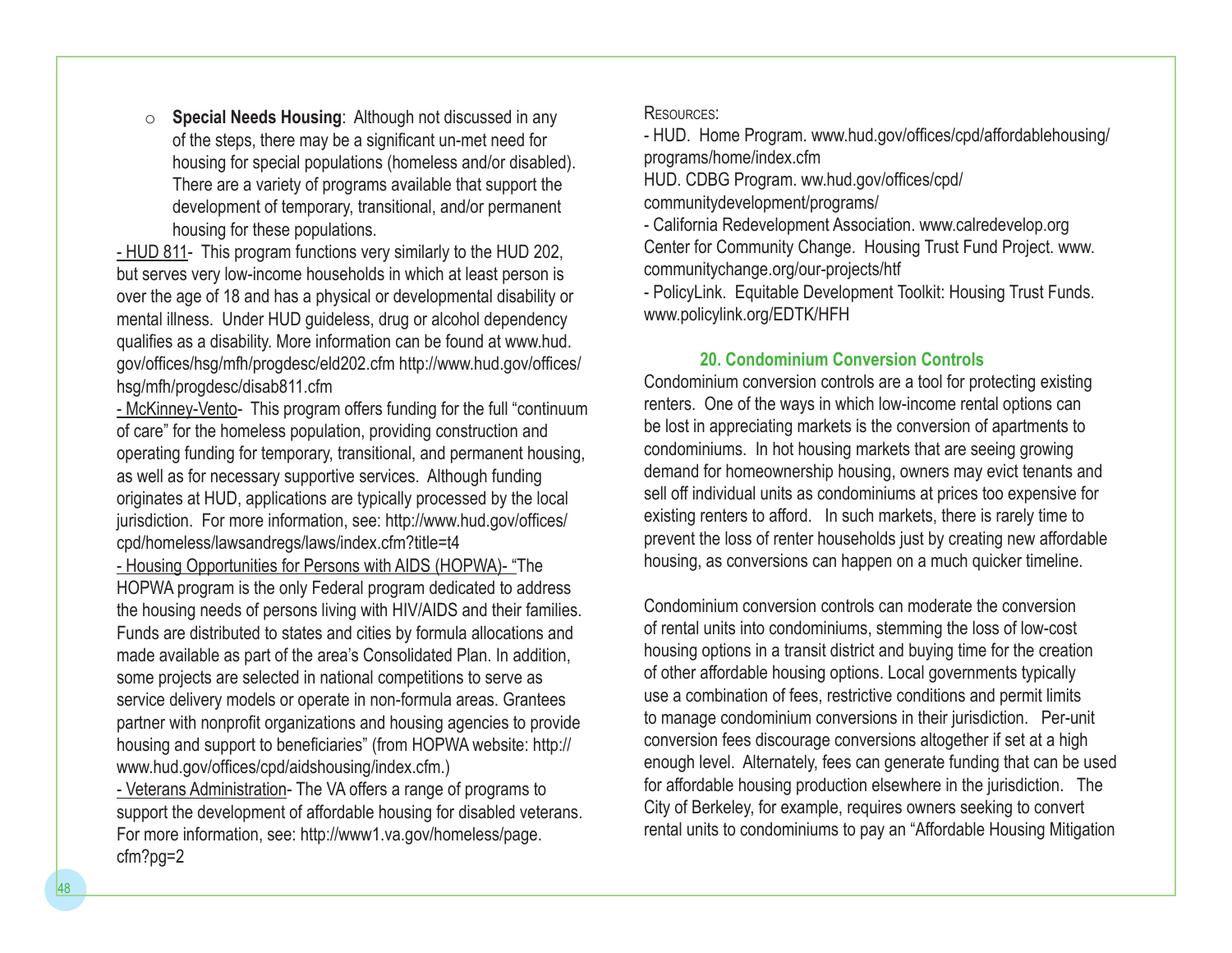- **Special Needs Housing**: Although not discussed in any of the steps, there may be a significant un-met need for housing for special populations (homeless and/or disabled). There are a variety of programs available that support the development of temporary, transitional, and/or permanent housing for these populations.

- HUD 811- This program functions very similarly to the HUD 202, but serves very low-income households in which at least person is over the age of 18 and has a physical or developmental disability or mental illness. Under HUD guideless, drug or alcohol dependency qualifies as a disability. More information can be found at www.hud.gov/offices/hsg/mfh/progdesc/eld202.cfm http://www.hud.gov/offices/hsg/mfh/progdesc/disab811.cfm

- McKinney-Vento- This program offers funding for the full "continuum of care" for the homeless population, providing construction and operating funding for temporary, transitional, and permanent housing, as well as for necessary supportive services. Although funding originates at HUD, applications are typically processed by the local jurisdiction. For more information, see: http://www.hud.gov/offices/cpd/homeless/lawsandregs/laws/index.cfm?title=t4

- Housing Opportunities for Persons with AIDS (HOPWA)- "The HOPWA program is the only Federal program dedicated to address the housing needs of persons living with HIV/AIDS and their families. Funds are distributed to states and cities by formula allocations and made available as part of the area's Consolidated Plan. In addition, some projects are selected in national competitions to serve as service delivery models or operate in non-formula areas. Grantees partner with nonprofit organizations and housing agencies to provide housing and support to beneficiaries" (from HOPWA website: http://www.hud.gov/offices/cpd/aidshousing/index.cfm.)

- Veterans Administration- The VA offers a range of programs to support the development of affordable housing for disabled veterans. For more information, see: http://www1.va.gov/homeless/page.cfm?pg=2

Resources:

- HUD. Home Program. www.hud.gov/offices/cpd/affordablehousing/programs/home/index.cfm

HUD. CDBG Program. ww.hud.gov/offices/cpd/communitydevelopment/programs/

- California Redevelopment Association. www.calredevelop.org

Center for Community Change. Housing Trust Fund Project. www.communitychange.org/our-projects/htf

- PolicyLink. Equitable Development Toolkit: Housing Trust Funds. www.policylink.org/EDTK/HFH

### 20. Condominium Conversion Controls

Condominium conversion controls are a tool for protecting existing renters. One of the ways in which low-income rental options can be lost in appreciating markets is the conversion of apartments to condominiums. In hot housing markets that are seeing growing demand for homeownership housing, owners may evict tenants and sell off individual units as condominiums at prices too expensive for existing renters to afford. In such markets, there is rarely time to prevent the loss of renter households just by creating new affordable housing, as conversions can happen on a much quicker timeline.

Condominium conversion controls can moderate the conversion of rental units into condominiums, stemming the loss of low-cost housing options in a transit district and buying time for the creation of other affordable housing options. Local governments typically use a combination of fees, restrictive conditions and permit limits to manage condominium conversions in their jurisdiction. Per-unit conversion fees discourage conversions altogether if set at a high enough level. Alternately, fees can generate funding that can be used for affordable housing production elsewhere in the jurisdiction. The City of Berkeley, for example, requires owners seeking to convert rental units to condominiums to pay an "Affordable Housing Mitigation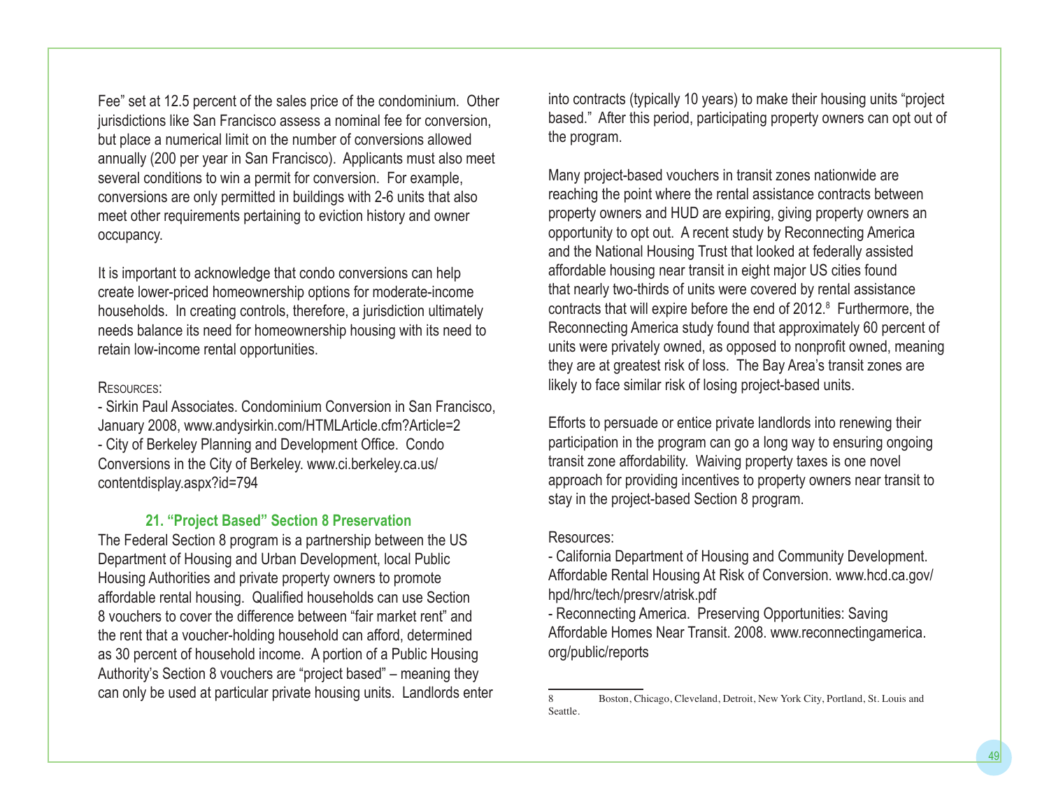Fee" set at 12.5 percent of the sales price of the condominium. Other jurisdictions like San Francisco assess a nominal fee for conversion, but place a numerical limit on the number of conversions allowed annually (200 per year in San Francisco). Applicants must also meet several conditions to win a permit for conversion. For example, conversions are only permitted in buildings with 2-6 units that also meet other requirements pertaining to eviction history and owner occupancy.

It is important to acknowledge that condo conversions can help create lower-priced homeownership options for moderate-income households. In creating controls, therefore, a jurisdiction ultimately needs balance its need for homeownership housing with its need to retain low-income rental opportunities.

Resources:

- Sirkin Paul Associates. Condominium Conversion in San Francisco, January 2008, www.andysirkin.com/HTMLArticle.cfm?Article=2
- City of Berkeley Planning and Development Office. Condo Conversions in the City of Berkeley. www.ci.berkeley.ca.us/contentdisplay.aspx?id=794

### 21. "Project Based" Section 8 Preservation

The Federal Section 8 program is a partnership between the US Department of Housing and Urban Development, local Public Housing Authorities and private property owners to promote affordable rental housing. Qualified households can use Section 8 vouchers to cover the difference between "fair market rent" and the rent that a voucher-holding household can afford, determined as 30 percent of household income. A portion of a Public Housing Authority's Section 8 vouchers are "project based" – meaning they can only be used at particular private housing units. Landlords enter into contracts (typically 10 years) to make their housing units "project based." After this period, participating property owners can opt out of the program.

Many project-based vouchers in transit zones nationwide are reaching the point where the rental assistance contracts between property owners and HUD are expiring, giving property owners an opportunity to opt out. A recent study by Reconnecting America and the National Housing Trust that looked at federally assisted affordable housing near transit in eight major US cities found that nearly two-thirds of units were covered by rental assistance contracts that will expire before the end of 2012.[8] Furthermore, the Reconnecting America study found that approximately 60 percent of units were privately owned, as opposed to nonprofit owned, meaning they are at greatest risk of loss. The Bay Area's transit zones are likely to face similar risk of losing project-based units.

Efforts to persuade or entice private landlords into renewing their participation in the program can go a long way to ensuring ongoing transit zone affordability. Waiving property taxes is one novel approach for providing incentives to property owners near transit to stay in the project-based Section 8 program.

Resources:

- California Department of Housing and Community Development. Affordable Rental Housing At Risk of Conversion. www.hcd.ca.gov/hpd/hrc/tech/presrv/atrisk.pdf
- Reconnecting America. Preserving Opportunities: Saving Affordable Homes Near Transit. 2008. www.reconnectingamerica.org/public/reports

---

8 Boston, Chicago, Cleveland, Detroit, New York City, Portland, St. Louis and Seattle.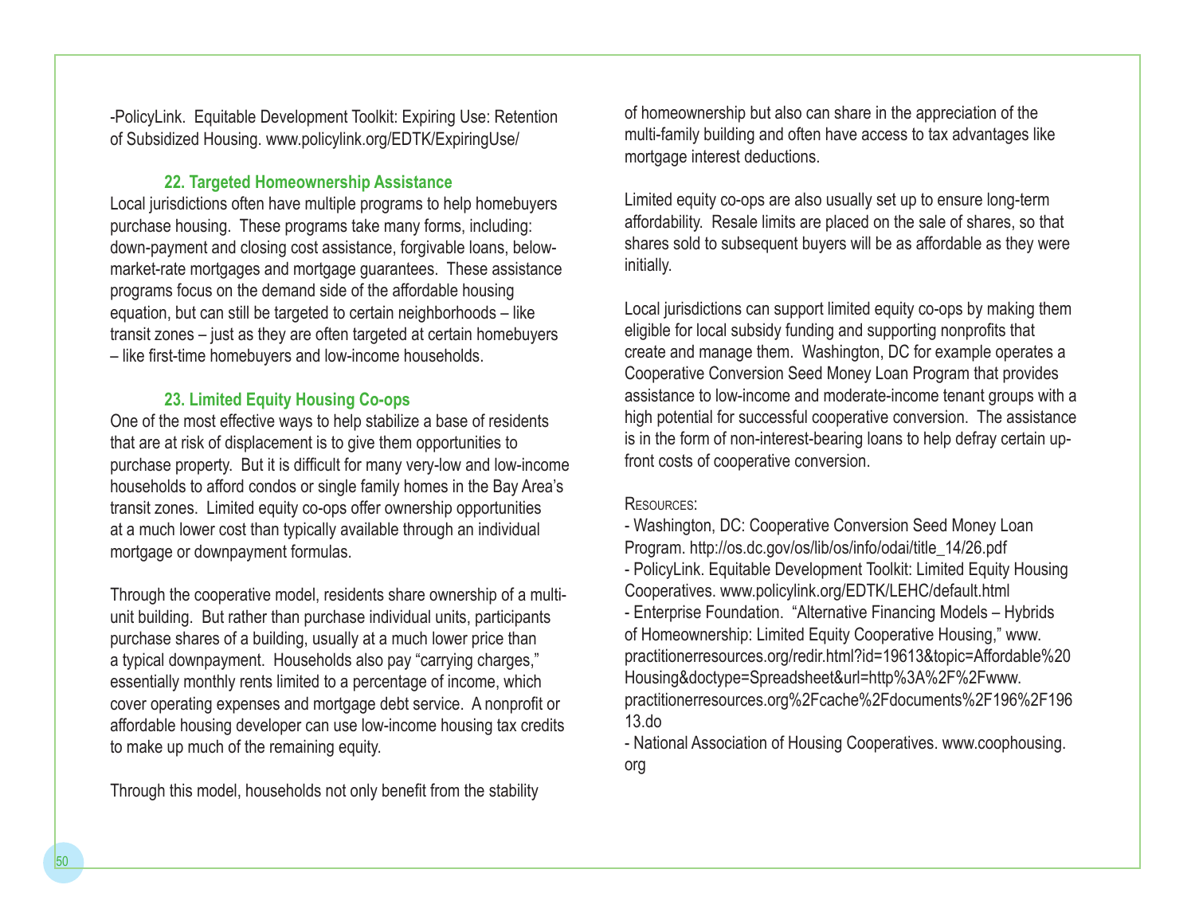-PolicyLink. Equitable Development Toolkit: Expiring Use: Retention of Subsidized Housing. www.policylink.org/EDTK/ExpiringUse/

### 22. Targeted Homeownership Assistance

Local jurisdictions often have multiple programs to help homebuyers purchase housing. These programs take many forms, including: down-payment and closing cost assistance, forgivable loans, below-market-rate mortgages and mortgage guarantees. These assistance programs focus on the demand side of the affordable housing equation, but can still be targeted to certain neighborhoods – like transit zones – just as they are often targeted at certain homebuyers – like first-time homebuyers and low-income households.

### 23. Limited Equity Housing Co-ops

One of the most effective ways to help stabilize a base of residents that are at risk of displacement is to give them opportunities to purchase property. But it is difficult for many very-low and low-income households to afford condos or single family homes in the Bay Area's transit zones. Limited equity co-ops offer ownership opportunities at a much lower cost than typically available through an individual mortgage or downpayment formulas.

Through the cooperative model, residents share ownership of a multi-unit building. But rather than purchase individual units, participants purchase shares of a building, usually at a much lower price than a typical downpayment. Households also pay "carrying charges," essentially monthly rents limited to a percentage of income, which cover operating expenses and mortgage debt service. A nonprofit or affordable housing developer can use low-income housing tax credits to make up much of the remaining equity.

Through this model, households not only benefit from the stability of homeownership but also can share in the appreciation of the multi-family building and often have access to tax advantages like mortgage interest deductions.

Limited equity co-ops are also usually set up to ensure long-term affordability. Resale limits are placed on the sale of shares, so that shares sold to subsequent buyers will be as affordable as they were initially.

Local jurisdictions can support limited equity co-ops by making them eligible for local subsidy funding and supporting nonprofits that create and manage them. Washington, DC for example operates a Cooperative Conversion Seed Money Loan Program that provides assistance to low-income and moderate-income tenant groups with a high potential for successful cooperative conversion. The assistance is in the form of non-interest-bearing loans to help defray certain up-front costs of cooperative conversion.

Resources:

- Washington, DC: Cooperative Conversion Seed Money Loan Program. http://os.dc.gov/os/lib/os/info/odai/title_14/26.pdf
- PolicyLink. Equitable Development Toolkit: Limited Equity Housing Cooperatives. www.policylink.org/EDTK/LEHC/default.html
- Enterprise Foundation. "Alternative Financing Models – Hybrids of Homeownership: Limited Equity Cooperative Housing," www.practitionerresources.org/redir.html?id=19613&topic=Affordable%20Housing&doctype=Spreadsheet&url=http%3A%2F%2Fwww.practitionerresources.org%2Fcache%2Fdocuments%2F196%2F19613.do
- National Association of Housing Cooperatives. www.coophousing.org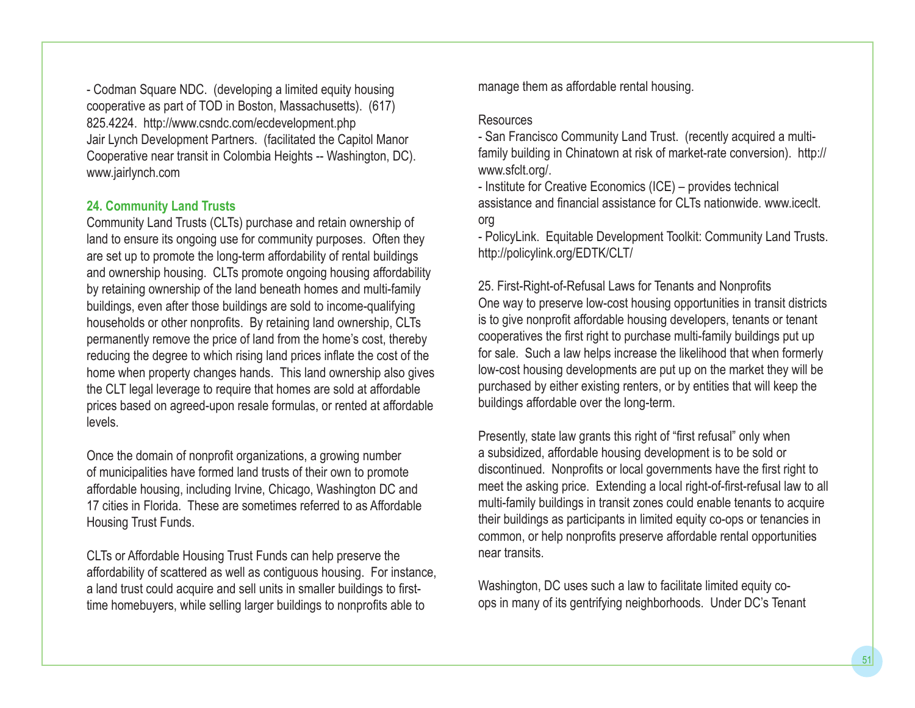- Codman Square NDC.  (developing a limited equity housing cooperative as part of TOD in Boston, Massachusetts).  (617) 825.4224.  http://www.csndc.com/ecdevelopment.php
Jair Lynch Development Partners.  (facilitated the Capitol Manor Cooperative near transit in Colombia Heights -- Washington, DC). www.jairlynch.com

### 24. Community Land Trusts

Community Land Trusts (CLTs) purchase and retain ownership of land to ensure its ongoing use for community purposes.  Often they are set up to promote the long-term affordability of rental buildings and ownership housing.  CLTs promote ongoing housing affordability by retaining ownership of the land beneath homes and multi-family buildings, even after those buildings are sold to income-qualifying households or other nonprofits.  By retaining land ownership, CLTs permanently remove the price of land from the home's cost, thereby reducing the degree to which rising land prices inflate the cost of the home when property changes hands.  This land ownership also gives the CLT legal leverage to require that homes are sold at affordable prices based on agreed-upon resale formulas, or rented at affordable levels.

Once the domain of nonprofit organizations, a growing number of municipalities have formed land trusts of their own to promote affordable housing, including Irvine, Chicago, Washington DC and 17 cities in Florida.  These are sometimes referred to as Affordable Housing Trust Funds.

CLTs or Affordable Housing Trust Funds can help preserve the affordability of scattered as well as contiguous housing.  For instance, a land trust could acquire and sell units in smaller buildings to first-time homebuyers, while selling larger buildings to nonprofits able to manage them as affordable rental housing.

Resources
- San Francisco Community Land Trust.  (recently acquired a multi-family building in Chinatown at risk of market-rate conversion).  http://www.sfclt.org/.
- Institute for Creative Economics (ICE) – provides technical assistance and financial assistance for CLTs nationwide. www.iceclt.org
- PolicyLink.  Equitable Development Toolkit: Community Land Trusts. http://policylink.org/EDTK/CLT/

25. First-Right-of-Refusal Laws for Tenants and Nonprofits
One way to preserve low-cost housing opportunities in transit districts is to give nonprofit affordable housing developers, tenants or tenant cooperatives the first right to purchase multi-family buildings put up for sale.  Such a law helps increase the likelihood that when formerly low-cost housing developments are put up on the market they will be purchased by either existing renters, or by entities that will keep the buildings affordable over the long-term.

Presently, state law grants this right of "first refusal" only when a subsidized, affordable housing development is to be sold or discontinued.  Nonprofits or local governments have the first right to meet the asking price.  Extending a local right-of-first-refusal law to all multi-family buildings in transit zones could enable tenants to acquire their buildings as participants in limited equity co-ops or tenancies in common, or help nonprofits preserve affordable rental opportunities near transits.

Washington, DC uses such a law to facilitate limited equity co-ops in many of its gentrifying neighborhoods.  Under DC's Tenant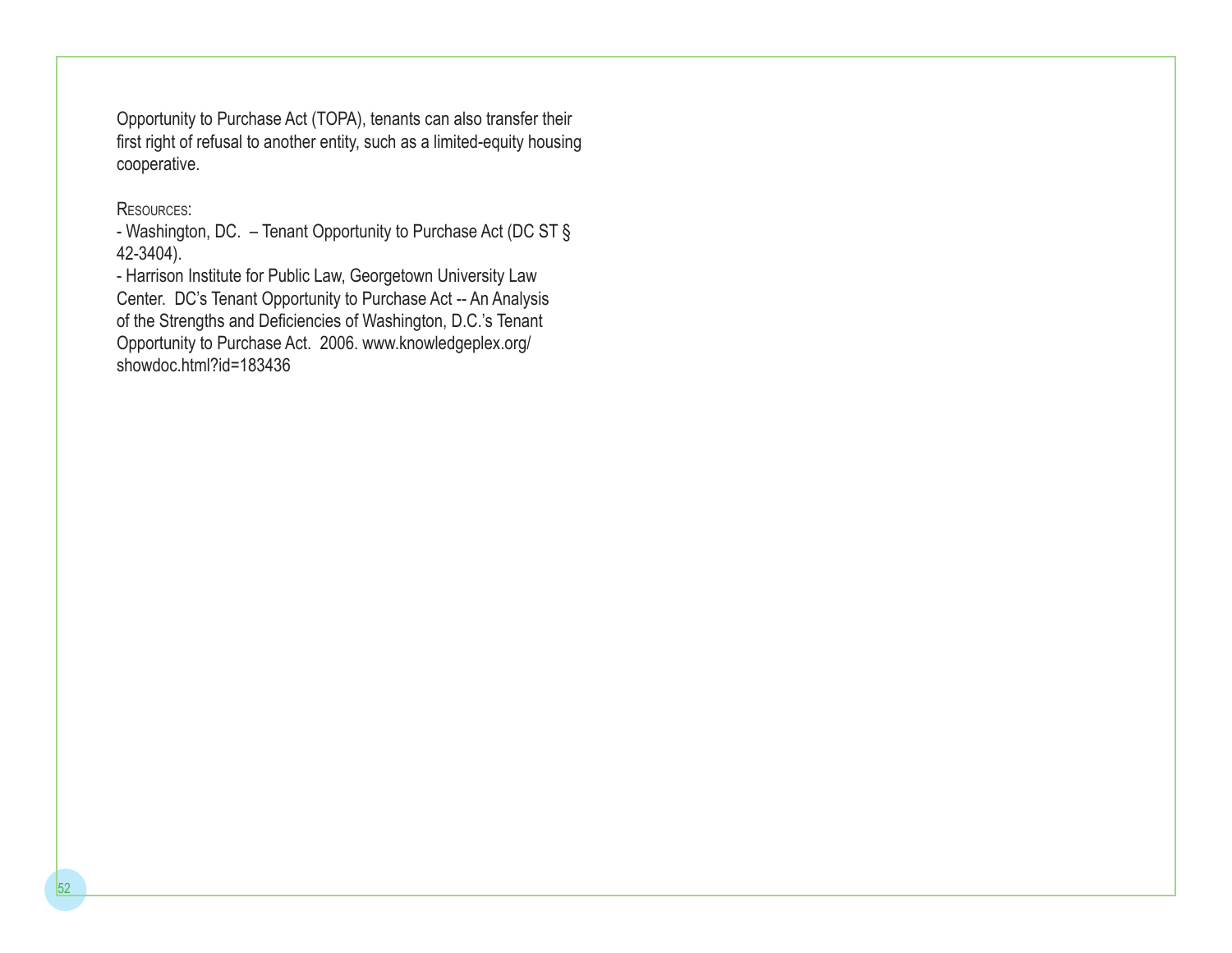Opportunity to Purchase Act (TOPA), tenants can also transfer their first right of refusal to another entity, such as a limited-equity housing cooperative.

Resources:

- Washington, DC. – Tenant Opportunity to Purchase Act (DC ST § 42-3404).
- Harrison Institute for Public Law, Georgetown University Law Center. DC's Tenant Opportunity to Purchase Act -- An Analysis of the Strengths and Deficiencies of Washington, D.C.'s Tenant Opportunity to Purchase Act. 2006. www.knowledgeplex.org/showdoc.html?id=183436